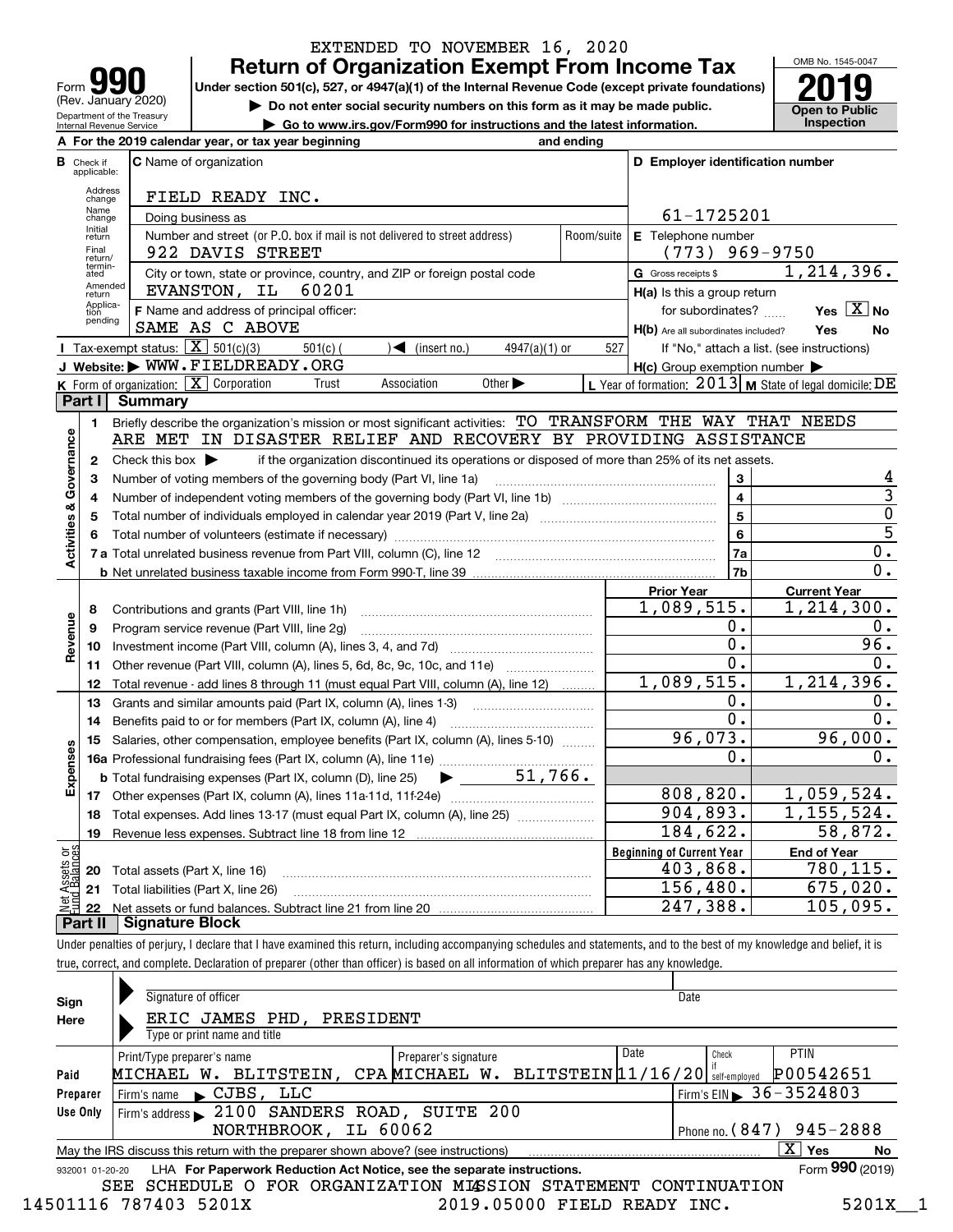EXTENDED TO NOVEMBER 16, 2020

# Form 990 — Return of Organization Exempt From Income Tax (2019)

Form **990** (Rev. January 2020)
Department of the Treasury
Internal Revenue Service

**Under section 501(c), 527, or 4947(a)(1) of the Internal Revenue Code (except private foundations)**

▶ Do not enter social security numbers on this form as it may be made public.

▶ Go to www.irs.gov/Form990 for instructions and the latest information.

OMB No. 1545-0047

**2019**

**Open to Public Inspection**

**A** For the 2019 calendar year, or tax year beginning and ending

**B** Check if applicable: Address change, Name change, Initial return, Final return/terminated, Amended return, Application pending

**C** Name of organization: FIELD READY INC.

Doing business as

Number and street (or P.O. box if mail is not delivered to street address) Room/suite: 922 DAVIS STREET

City or town, state or province, country, and ZIP or foreign postal code: EVANSTON, IL 60201

**D** Employer identification number: 61-1725201

**E** Telephone number: (773) 969-9750

**G** Gross receipts $ 1,214,396.

**F** Name and address of principal officer: SAME AS C ABOVE

**H(a)** Is this a group return for subordinates? Yes [X] No

**H(b)** Are all subordinates included? Yes No

If "No," attach a list. (see instructions)

**H(c)** Group exemption number ▶

**I** Tax-exempt status: [X] 501(c)(3) 501(c) ( ) ◀ (insert no.) 4947(a)(1) or 527

**J** Website: ▶ WWW.FIELDREADY.ORG

**K** Form of organization: [X] Corporation Trust Association Other ▶

**L** Year of formation: 2013 **M** State of legal domicile: DE

## Part I Summary

**Activities & Governance**

1. Briefly describe the organization's mission or most significant activities: TO TRANSFORM THE WAY THAT NEEDS ARE MET IN DISASTER RELIEF AND RECOVERY BY PROVIDING ASSISTANCE
2. Check this box ▶ if the organization discontinued its operations or disposed of more than 25% of its net assets.

| | | | |
|---|---|---|---|
| 3 | Number of voting members of the governing body (Part VI, line 1a) | 3 | 4 |
| 4 | Number of independent voting members of the governing body (Part VI, line 1b) | 4 | 3 |
| 5 | Total number of individuals employed in calendar year 2019 (Part V, line 2a) | 5 | 0 |
| 6 | Total number of volunteers (estimate if necessary) | 6 | 5 |
| 7a | Total unrelated business revenue from Part VIII, column (C), line 12 | 7a | 0. |
| b | Net unrelated business taxable income from Form 990-T, line 39 | 7b | 0. |

| | | Prior Year | Current Year |
|---|---|---|---|
| **Revenue** | | | |
| 8 | Contributions and grants (Part VIII, line 1h) | 1,089,515. | 1,214,300. |
| 9 | Program service revenue (Part VIII, line 2g) | 0. | 0. |
| 10 | Investment income (Part VIII, column (A), lines 3, 4, and 7d) | 0. | 96. |
| 11 | Other revenue (Part VIII, column (A), lines 5, 6d, 8c, 9c, 10c, and 11e) | 0. | 0. |
| 12 | Total revenue - add lines 8 through 11 (must equal Part VIII, column (A), line 12) | 1,089,515. | 1,214,396. |
| **Expenses** | | | |
| 13 | Grants and similar amounts paid (Part IX, column (A), lines 1-3) | 0. | 0. |
| 14 | Benefits paid to or for members (Part IX, column (A), line 4) | 0. | 0. |
| 15 | Salaries, other compensation, employee benefits (Part IX, column (A), lines 5-10) | 96,073. | 96,000. |
| 16a | Professional fundraising fees (Part IX, column (A), line 11e) | 0. | 0. |
| b | Total fundraising expenses (Part IX, column (D), line 25) ▶ 51,766. | | |
| 17 | Other expenses (Part IX, column (A), lines 11a-11d, 11f-24e) | 808,820. | 1,059,524. |
| 18 | Total expenses. Add lines 13-17 (must equal Part IX, column (A), line 25) | 904,893. | 1,155,524. |
| 19 | Revenue less expenses. Subtract line 18 from line 12 | 184,622. | 58,872. |

| | **Net Assets or Fund Balances** | Beginning of Current Year | End of Year |
|---|---|---|---|
| 20 | Total assets (Part X, line 16) | 403,868. | 780,115. |
| 21 | Total liabilities (Part X, line 26) | 156,480. | 675,020. |
| 22 | Net assets or fund balances. Subtract line 21 from line 20 | 247,388. | 105,095. |

## Part II Signature Block

Under penalties of perjury, I declare that I have examined this return, including accompanying schedules and statements, and to the best of my knowledge and belief, it is true, correct, and complete. Declaration of preparer (other than officer) is based on all information of which preparer has any knowledge.

**Sign Here**

Signature of officer — Date

ERIC JAMES PHD, PRESIDENT

Type or print name and title

**Paid Preparer Use Only**

| Print/Type preparer's name | Preparer's signature | Date | Check if self-employed | PTIN |
|---|---|---|---|---|
| MICHAEL W. BLITSTEIN, CPA | MICHAEL W. BLITSTEIN | 11/16/20 | | P00542651 |

Firm's name ▶ CJBS, LLC — Firm's EIN ▶ 36-3524803

Firm's address ▶ 2100 SANDERS ROAD, SUITE 200, NORTHBROOK, IL 60062 — Phone no. (847) 945-2888

May the IRS discuss this return with the preparer shown above? (see instructions) [X] Yes No

932001 01-20-20 LHA For Paperwork Reduction Act Notice, see the separate instructions. Form **990** (2019)

SEE SCHEDULE O FOR ORGANIZATION MISSION STATEMENT CONTINUATION

14501116 787403 5201X 2019.05000 FIELD READY INC. 5201X__1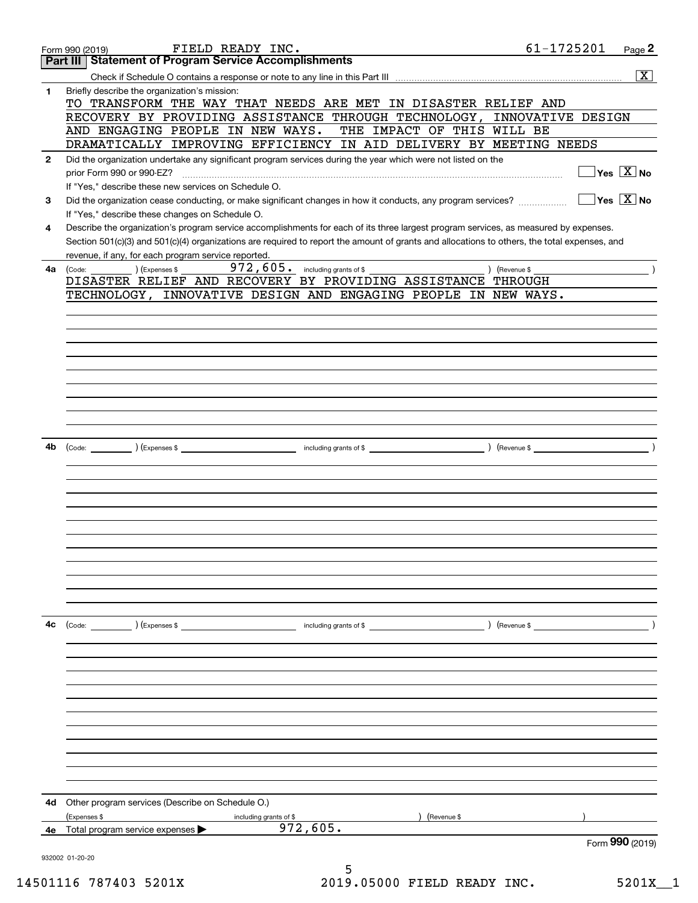Form 990 (2019) FIELD READY INC. 61-1725201 Page **2**

## Part III Statement of Program Service Accomplishments

Check if Schedule O contains a response or note to any line in this Part III .......... [X]

**1** Briefly describe the organization's mission:

TO TRANSFORM THE WAY THAT NEEDS ARE MET IN DISASTER RELIEF AND RECOVERY BY PROVIDING ASSISTANCE THROUGH TECHNOLOGY, INNOVATIVE DESIGN AND ENGAGING PEOPLE IN NEW WAYS. THE IMPACT OF THIS WILL BE DRAMATICALLY IMPROVING EFFICIENCY IN AID DELIVERY BY MEETING NEEDS

**2** Did the organization undertake any significant program services during the year which were not listed on the prior Form 990 or 990-EZ? .......... [ ] Yes [X] No

If "Yes," describe these new services on Schedule O.

**3** Did the organization cease conducting, or make significant changes in how it conducts, any program services? .......... [ ] Yes [X] No

If "Yes," describe these changes on Schedule O.

**4** Describe the organization's program service accomplishments for each of its three largest program services, as measured by expenses. Section 501(c)(3) and 501(c)(4) organizations are required to report the amount of grants and allocations to others, the total expenses, and revenue, if any, for each program service reported.

**4a** (Code: ) (Expenses $ 972,605. including grants of $ ) (Revenue $ )

DISASTER RELIEF AND RECOVERY BY PROVIDING ASSISTANCE THROUGH TECHNOLOGY, INNOVATIVE DESIGN AND ENGAGING PEOPLE IN NEW WAYS.

**4b** (Code: ) (Expenses $ including grants of $ ) (Revenue $ )

**4c** (Code: ) (Expenses $ including grants of $ ) (Revenue $ )

**4d** Other program services (Describe on Schedule O.)

(Expenses $ including grants of $ ) (Revenue $ )

**4e** Total program service expenses ▶ 972,605.

Form **990** (2019)

932002 01-20-20

14501116 787403 5201X 2019.05000 FIELD READY INC. 5201X__1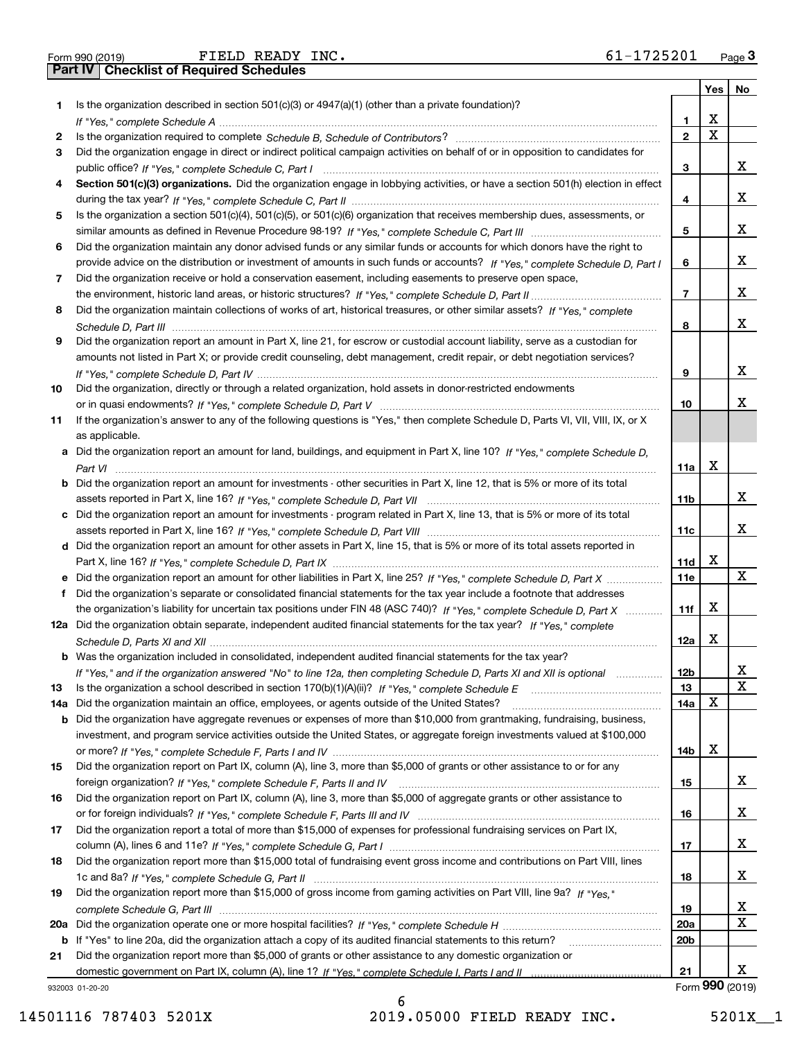Form 990 (2019) FIELD READY INC. 61-1725201

## Part IV Checklist of Required Schedules

| | | | Yes | No |
|---|---|---|---|---|
| 1 | Is the organization described in section 501(c)(3) or 4947(a)(1) (other than a private foundation)? *If "Yes," complete Schedule A* | 1 | X | |
| 2 | Is the organization required to complete *Schedule B, Schedule of Contributors*? | 2 | X | |
| 3 | Did the organization engage in direct or indirect political campaign activities on behalf of or in opposition to candidates for public office? *If "Yes," complete Schedule C, Part I* | 3 | | X |
| 4 | **Section 501(c)(3) organizations.** Did the organization engage in lobbying activities, or have a section 501(h) election in effect during the tax year? *If "Yes," complete Schedule C, Part II* | 4 | | X |
| 5 | Is the organization a section 501(c)(4), 501(c)(5), or 501(c)(6) organization that receives membership dues, assessments, or similar amounts as defined in Revenue Procedure 98-19? *If "Yes," complete Schedule C, Part III* | 5 | | X |
| 6 | Did the organization maintain any donor advised funds or any similar funds or accounts for which donors have the right to provide advice on the distribution or investment of amounts in such funds or accounts? *If "Yes," complete Schedule D, Part I* | 6 | | X |
| 7 | Did the organization receive or hold a conservation easement, including easements to preserve open space, the environment, historic land areas, or historic structures? *If "Yes," complete Schedule D, Part II* | 7 | | X |
| 8 | Did the organization maintain collections of works of art, historical treasures, or other similar assets? *If "Yes," complete Schedule D, Part III* | 8 | | X |
| 9 | Did the organization report an amount in Part X, line 21, for escrow or custodial account liability, serve as a custodian for amounts not listed in Part X; or provide credit counseling, debt management, credit repair, or debt negotiation services? *If "Yes," complete Schedule D, Part IV* | 9 | | X |
| 10 | Did the organization, directly or through a related organization, hold assets in donor-restricted endowments or in quasi endowments? *If "Yes," complete Schedule D, Part V* | 10 | | X |
| 11 | If the organization's answer to any of the following questions is "Yes," then complete Schedule D, Parts VI, VII, VIII, IX, or X as applicable. | | | |
| a | Did the organization report an amount for land, buildings, and equipment in Part X, line 10? *If "Yes," complete Schedule D, Part VI* | 11a | X | |
| b | Did the organization report an amount for investments - other securities in Part X, line 12, that is 5% or more of its total assets reported in Part X, line 16? *If "Yes," complete Schedule D, Part VII* | 11b | | X |
| c | Did the organization report an amount for investments - program related in Part X, line 13, that is 5% or more of its total assets reported in Part X, line 16? *If "Yes," complete Schedule D, Part VIII* | 11c | | X |
| d | Did the organization report an amount for other assets in Part X, line 15, that is 5% or more of its total assets reported in Part X, line 16? *If "Yes," complete Schedule D, Part IX* | 11d | X | |
| e | Did the organization report an amount for other liabilities in Part X, line 25? *If "Yes," complete Schedule D, Part X* | 11e | | X |
| f | Did the organization's separate or consolidated financial statements for the tax year include a footnote that addresses the organization's liability for uncertain tax positions under FIN 48 (ASC 740)? *If "Yes," complete Schedule D, Part X* | 11f | X | |
| 12a | Did the organization obtain separate, independent audited financial statements for the tax year? *If "Yes," complete Schedule D, Parts XI and XII* | 12a | X | |
| b | Was the organization included in consolidated, independent audited financial statements for the tax year? *If "Yes," and if the organization answered "No" to line 12a, then completing Schedule D, Parts XI and XII is optional* | 12b | | X |
| 13 | Is the organization a school described in section 170(b)(1)(A)(ii)? *If "Yes," complete Schedule E* | 13 | | X |
| 14a | Did the organization maintain an office, employees, or agents outside of the United States? | 14a | X | |
| b | Did the organization have aggregate revenues or expenses of more than $10,000 from grantmaking, fundraising, business, investment, and program service activities outside the United States, or aggregate foreign investments valued at $100,000 or more? *If "Yes," complete Schedule F, Parts I and IV* | 14b | X | |
| 15 | Did the organization report on Part IX, column (A), line 3, more than $5,000 of grants or other assistance to or for any foreign organization? *If "Yes," complete Schedule F, Parts II and IV* | 15 | | X |
| 16 | Did the organization report on Part IX, column (A), line 3, more than $5,000 of aggregate grants or other assistance to or for foreign individuals? *If "Yes," complete Schedule F, Parts III and IV* | 16 | | X |
| 17 | Did the organization report a total of more than $15,000 of expenses for professional fundraising services on Part IX, column (A), lines 6 and 11e? *If "Yes," complete Schedule G, Part I* | 17 | | X |
| 18 | Did the organization report more than $15,000 total of fundraising event gross income and contributions on Part VIII, lines 1c and 8a? *If "Yes," complete Schedule G, Part II* | 18 | | X |
| 19 | Did the organization report more than $15,000 of gross income from gaming activities on Part VIII, line 9a? *If "Yes," complete Schedule G, Part III* | 19 | | X |
| 20a | Did the organization operate one or more hospital facilities? *If "Yes," complete Schedule H* | 20a | | X |
| b | If "Yes" to line 20a, did the organization attach a copy of its audited financial statements to this return? | 20b | | |
| 21 | Did the organization report more than $5,000 of grants or other assistance to any domestic organization or domestic government on Part IX, column (A), line 1? *If "Yes," complete Schedule I, Parts I and II* | 21 | | X |

932003 01-20-20 Form **990** (2019)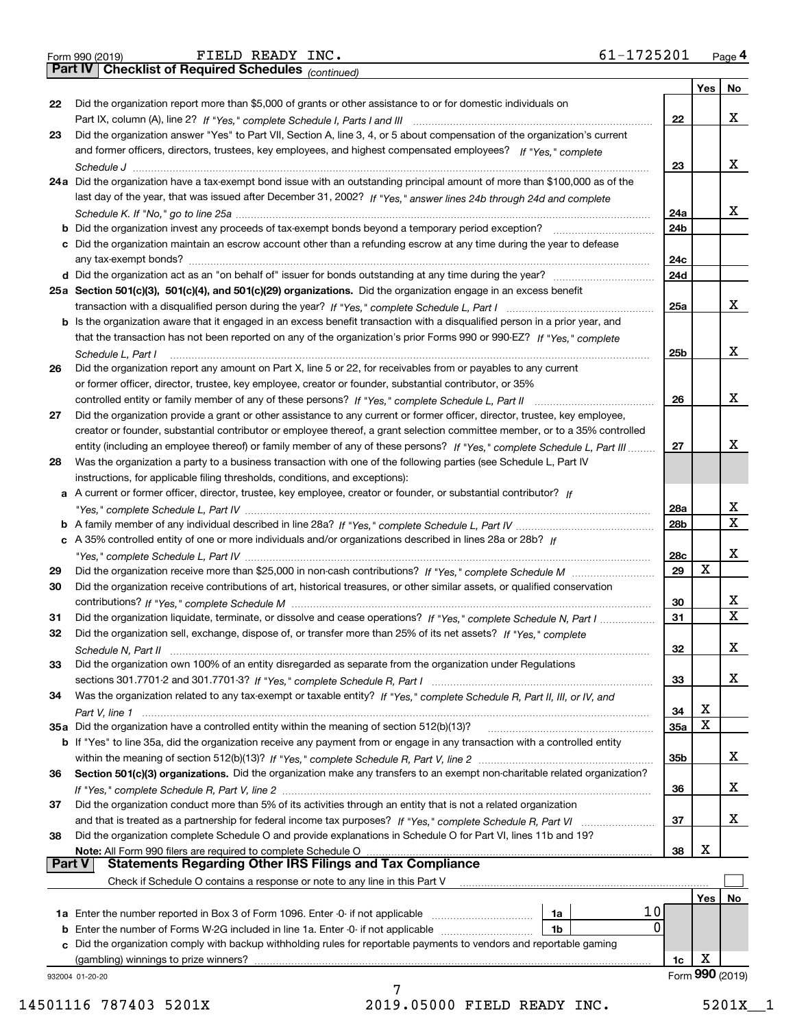Form 990 (2019) FIELD READY INC. 61-1725201 Page 4

**Part IV Checklist of Required Schedules** *(continued)*

| | | | Yes | No |
|---|---|---|---|---|
| 22 | Did the organization report more than $5,000 of grants or other assistance to or for domestic individuals on Part IX, column (A), line 2? *If "Yes," complete Schedule I, Parts I and III* | 22 | | X |
| 23 | Did the organization answer "Yes" to Part VII, Section A, line 3, 4, or 5 about compensation of the organization's current and former officers, directors, trustees, key employees, and highest compensated employees? *If "Yes," complete Schedule J* | 23 | | X |
| 24a | Did the organization have a tax-exempt bond issue with an outstanding principal amount of more than $100,000 as of the last day of the year, that was issued after December 31, 2002? *If "Yes," answer lines 24b through 24d and complete Schedule K. If "No," go to line 25a* | 24a | | X |
| b | Did the organization invest any proceeds of tax-exempt bonds beyond a temporary period exception? | 24b | | |
| c | Did the organization maintain an escrow account other than a refunding escrow at any time during the year to defease any tax-exempt bonds? | 24c | | |
| d | Did the organization act as an "on behalf of" issuer for bonds outstanding at any time during the year? | 24d | | |
| 25a | **Section 501(c)(3), 501(c)(4), and 501(c)(29) organizations.** Did the organization engage in an excess benefit transaction with a disqualified person during the year? *If "Yes," complete Schedule L, Part I* | 25a | | X |
| b | Is the organization aware that it engaged in an excess benefit transaction with a disqualified person in a prior year, and that the transaction has not been reported on any of the organization's prior Forms 990 or 990-EZ? *If "Yes," complete Schedule L, Part I* | 25b | | X |
| 26 | Did the organization report any amount on Part X, line 5 or 22, for receivables from or payables to any current or former officer, director, trustee, key employee, creator or founder, substantial contributor, or 35% controlled entity or family member of any of these persons? *If "Yes," complete Schedule L, Part II* | 26 | | X |
| 27 | Did the organization provide a grant or other assistance to any current or former officer, director, trustee, key employee, creator or founder, substantial contributor or employee thereof, a grant selection committee member, or to a 35% controlled entity (including an employee thereof) or family member of any of these persons? *If "Yes," complete Schedule L, Part III* | 27 | | X |
| 28 | Was the organization a party to a business transaction with one of the following parties (see Schedule L, Part IV instructions, for applicable filing thresholds, conditions, and exceptions): | | | |
| a | A current or former officer, director, trustee, key employee, creator or founder, or substantial contributor? *If "Yes," complete Schedule L, Part IV* | 28a | | X |
| b | A family member of any individual described in line 28a? *If "Yes," complete Schedule L, Part IV* | 28b | | X |
| c | A 35% controlled entity of one or more individuals and/or organizations described in lines 28a or 28b? *If "Yes," complete Schedule L, Part IV* | 28c | | X |
| 29 | Did the organization receive more than $25,000 in non-cash contributions? *If "Yes," complete Schedule M* | 29 | X | |
| 30 | Did the organization receive contributions of art, historical treasures, or other similar assets, or qualified conservation contributions? *If "Yes," complete Schedule M* | 30 | | X |
| 31 | Did the organization liquidate, terminate, or dissolve and cease operations? *If "Yes," complete Schedule N, Part I* | 31 | | X |
| 32 | Did the organization sell, exchange, dispose of, or transfer more than 25% of its net assets? *If "Yes," complete Schedule N, Part II* | 32 | | X |
| 33 | Did the organization own 100% of an entity disregarded as separate from the organization under Regulations sections 301.7701-2 and 301.7701-3? *If "Yes," complete Schedule R, Part I* | 33 | | X |
| 34 | Was the organization related to any tax-exempt or taxable entity? *If "Yes," complete Schedule R, Part II, III, or IV, and Part V, line 1* | 34 | X | |
| 35a | Did the organization have a controlled entity within the meaning of section 512(b)(13)? | 35a | X | |
| b | If "Yes" to line 35a, did the organization receive any payment from or engage in any transaction with a controlled entity within the meaning of section 512(b)(13)? *If "Yes," complete Schedule R, Part V, line 2* | 35b | | X |
| 36 | **Section 501(c)(3) organizations.** Did the organization make any transfers to an exempt non-charitable related organization? *If "Yes," complete Schedule R, Part V, line 2* | 36 | | X |
| 37 | Did the organization conduct more than 5% of its activities through an entity that is not a related organization and that is treated as a partnership for federal income tax purposes? *If "Yes," complete Schedule R, Part VI* | 37 | | X |
| 38 | Did the organization complete Schedule O and provide explanations in Schedule O for Part VI, lines 11b and 19? **Note:** All Form 990 filers are required to complete Schedule O | 38 | X | |

**Part V Statements Regarding Other IRS Filings and Tax Compliance**

Check if Schedule O contains a response or note to any line in this Part V ☐

| | | | | | Yes | No |
|---|---|---|---|---|---|---|
| 1a | Enter the number reported in Box 3 of Form 1096. Enter -0- if not applicable | 1a | 10 | | | |
| b | Enter the number of Forms W-2G included in line 1a. Enter -0- if not applicable | 1b | 0 | | | |
| c | Did the organization comply with backup withholding rules for reportable payments to vendors and reportable gaming (gambling) winnings to prize winners? | | | 1c | X | |

932004 01-20-20 Form **990** (2019)

14501116 787403 5201X 2019.05000 FIELD READY INC. 5201X__1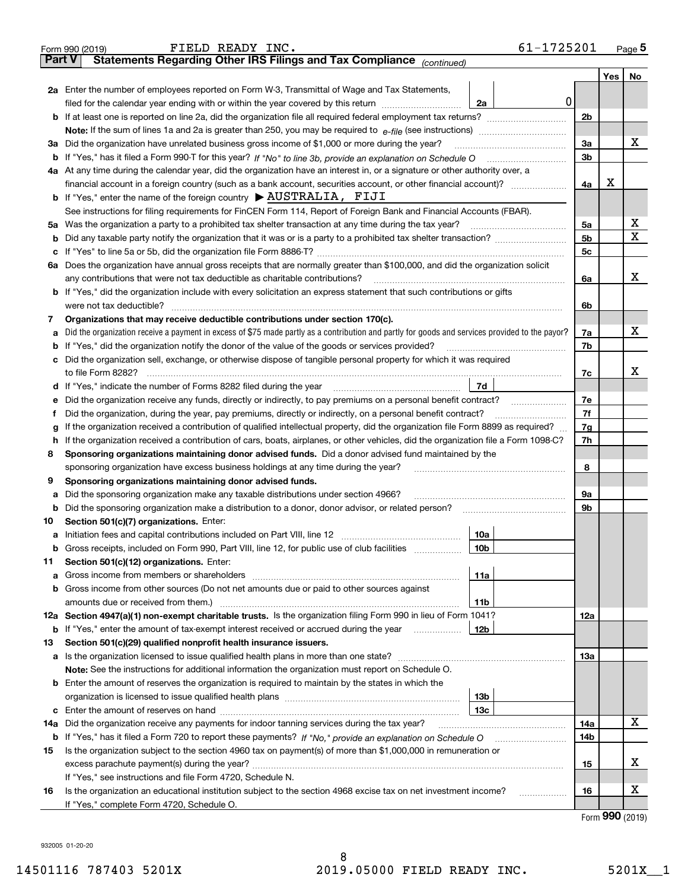Form 990 (2019) FIELD READY INC. 61-1725201 Page **5**

## Part V Statements Regarding Other IRS Filings and Tax Compliance *(continued)*

| | | | | Yes | No |
|---|---|---|---|---|---|
| **2a** | Enter the number of employees reported on Form W-3, Transmittal of Wage and Tax Statements, filed for the calendar year ending with or within the year covered by this return | 2a | 0 | | |
| **b** | If at least one is reported on line 2a, did the organization file all required federal employment tax returns? | | 2b | | |
| | **Note:** If the sum of lines 1a and 2a is greater than 250, you may be required to *e-file* (see instructions) | | | | |
| **3a** | Did the organization have unrelated business gross income of $1,000 or more during the year? | | 3a | | X |
| **b** | If "Yes," has it filed a Form 990-T for this year? *If "No" to line 3b, provide an explanation on Schedule O* | | 3b | | |
| **4a** | At any time during the calendar year, did the organization have an interest in, or a signature or other authority over, a financial account in a foreign country (such as a bank account, securities account, or other financial account)? | | 4a | X | |
| **b** | If "Yes," enter the name of the foreign country ▶ AUSTRALIA, FIJI | | | | |
| | See instructions for filing requirements for FinCEN Form 114, Report of Foreign Bank and Financial Accounts (FBAR). | | | | |
| **5a** | Was the organization a party to a prohibited tax shelter transaction at any time during the tax year? | | 5a | | X |
| **b** | Did any taxable party notify the organization that it was or is a party to a prohibited tax shelter transaction? | | 5b | | X |
| **c** | If "Yes" to line 5a or 5b, did the organization file Form 8886-T? | | 5c | | |
| **6a** | Does the organization have annual gross receipts that are normally greater than $100,000, and did the organization solicit any contributions that were not tax deductible as charitable contributions? | | 6a | | X |
| **b** | If "Yes," did the organization include with every solicitation an express statement that such contributions or gifts were not tax deductible? | | 6b | | |
| **7** | **Organizations that may receive deductible contributions under section 170(c).** | | | | |
| **a** | Did the organization receive a payment in excess of $75 made partly as a contribution and partly for goods and services provided to the payor? | | 7a | | X |
| **b** | If "Yes," did the organization notify the donor of the value of the goods or services provided? | | 7b | | |
| **c** | Did the organization sell, exchange, or otherwise dispose of tangible personal property for which it was required to file Form 8282? | | 7c | | X |
| **d** | If "Yes," indicate the number of Forms 8282 filed during the year | 7d | | | |
| **e** | Did the organization receive any funds, directly or indirectly, to pay premiums on a personal benefit contract? | | 7e | | |
| **f** | Did the organization, during the year, pay premiums, directly or indirectly, on a personal benefit contract? | | 7f | | |
| **g** | If the organization received a contribution of qualified intellectual property, did the organization file Form 8899 as required? | | 7g | | |
| **h** | If the organization received a contribution of cars, boats, airplanes, or other vehicles, did the organization file a Form 1098-C? | | 7h | | |
| **8** | **Sponsoring organizations maintaining donor advised funds.** Did a donor advised fund maintained by the sponsoring organization have excess business holdings at any time during the year? | | 8 | | |
| **9** | **Sponsoring organizations maintaining donor advised funds.** | | | | |
| **a** | Did the sponsoring organization make any taxable distributions under section 4966? | | 9a | | |
| **b** | Did the sponsoring organization make a distribution to a donor, donor advisor, or related person? | | 9b | | |
| **10** | **Section 501(c)(7) organizations.** Enter: | | | | |
| **a** | Initiation fees and capital contributions included on Part VIII, line 12 | 10a | | | |
| **b** | Gross receipts, included on Form 990, Part VIII, line 12, for public use of club facilities | 10b | | | |
| **11** | **Section 501(c)(12) organizations.** Enter: | | | | |
| **a** | Gross income from members or shareholders | 11a | | | |
| **b** | Gross income from other sources (Do not net amounts due or paid to other sources against amounts due or received from them.) | 11b | | | |
| **12a** | **Section 4947(a)(1) non-exempt charitable trusts.** Is the organization filing Form 990 in lieu of Form 1041? | | 12a | | |
| **b** | If "Yes," enter the amount of tax-exempt interest received or accrued during the year | 12b | | | |
| **13** | **Section 501(c)(29) qualified nonprofit health insurance issuers.** | | | | |
| **a** | Is the organization licensed to issue qualified health plans in more than one state? | | 13a | | |
| | **Note:** See the instructions for additional information the organization must report on Schedule O. | | | | |
| **b** | Enter the amount of reserves the organization is required to maintain by the states in which the organization is licensed to issue qualified health plans | 13b | | | |
| **c** | Enter the amount of reserves on hand | 13c | | | |
| **14a** | Did the organization receive any payments for indoor tanning services during the tax year? | | 14a | | X |
| **b** | If "Yes," has it filed a Form 720 to report these payments? *If "No," provide an explanation on Schedule O* | | 14b | | |
| **15** | Is the organization subject to the section 4960 tax on payment(s) of more than $1,000,000 in remuneration or excess parachute payment(s) during the year? | | 15 | | X |
| | If "Yes," see instructions and file Form 4720, Schedule N. | | | | |
| **16** | Is the organization an educational institution subject to the section 4968 excise tax on net investment income? | | 16 | | X |
| | If "Yes," complete Form 4720, Schedule O. | | | | |

Form **990** (2019)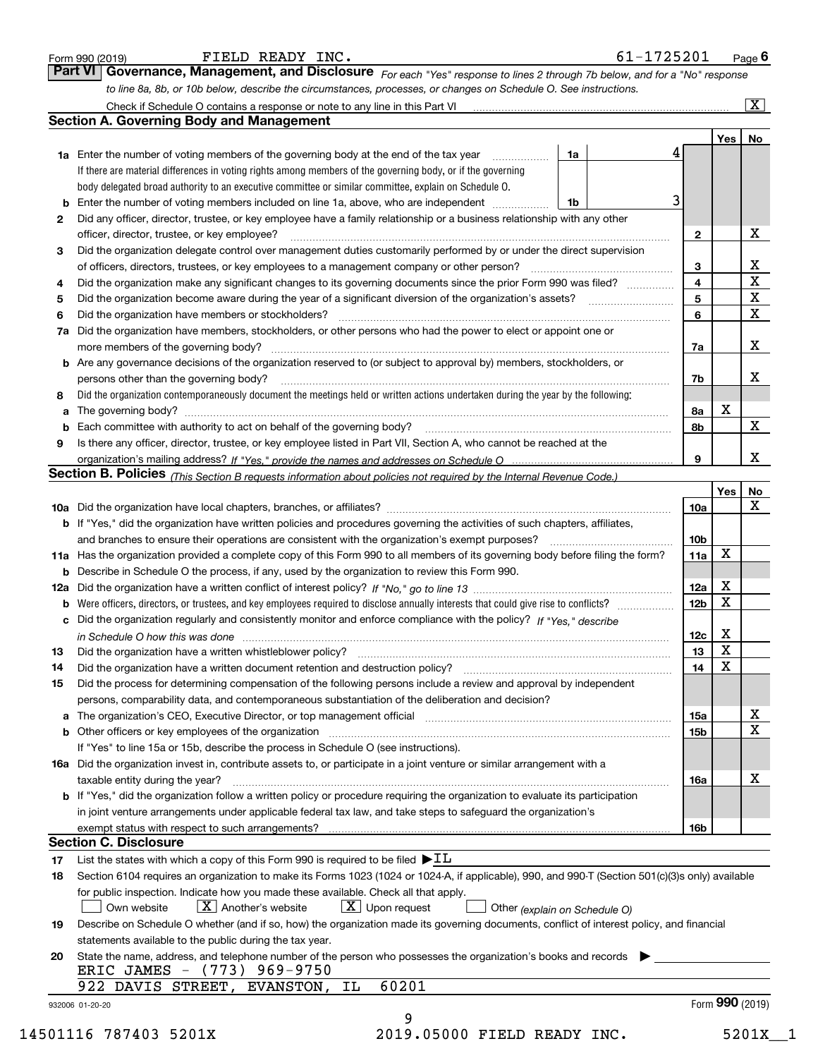Form 990 (2019) FIELD READY INC. 61-1725201 Page **6**

## Part VI Governance, Management, and Disclosure

*For each "Yes" response to lines 2 through 7b below, and for a "No" response to line 8a, 8b, or 10b below, describe the circumstances, processes, or changes on Schedule O. See instructions.*

Check if Schedule O contains a response or note to any line in this Part VI ..... [X]

### Section A. Governing Body and Management

| | | | | Yes | No |
|---|---|---|---|---|---|
| **1a** | Enter the number of voting members of the governing body at the end of the tax year. If there are material differences in voting rights among members of the governing body, or if the governing body delegated broad authority to an executive committee or similar committee, explain on Schedule O. | 1a: 4 | | | |
| **b** | Enter the number of voting members included on line 1a, above, who are independent | 1b: 3 | | | |
| **2** | Did any officer, director, trustee, or key employee have a family relationship or a business relationship with any other officer, director, trustee, or key employee? | | 2 | | X |
| **3** | Did the organization delegate control over management duties customarily performed by or under the direct supervision of officers, directors, trustees, or key employees to a management company or other person? | | 3 | | X |
| **4** | Did the organization make any significant changes to its governing documents since the prior Form 990 was filed? | | 4 | | X |
| **5** | Did the organization become aware during the year of a significant diversion of the organization's assets? | | 5 | | X |
| **6** | Did the organization have members or stockholders? | | 6 | | X |
| **7a** | Did the organization have members, stockholders, or other persons who had the power to elect or appoint one or more members of the governing body? | | 7a | | X |
| **b** | Are any governance decisions of the organization reserved to (or subject to approval by) members, stockholders, or persons other than the governing body? | | 7b | | X |
| **8** | Did the organization contemporaneously document the meetings held or written actions undertaken during the year by the following: | | | | |
| **a** | The governing body? | | 8a | X | |
| **b** | Each committee with authority to act on behalf of the governing body? | | 8b | | X |
| **9** | Is there any officer, director, trustee, or key employee listed in Part VII, Section A, who cannot be reached at the organization's mailing address? *If "Yes," provide the names and addresses on Schedule O* | | 9 | | X |

### Section B. Policies *(This Section B requests information about policies not required by the Internal Revenue Code.)*

| | | | Yes | No |
|---|---|---|---|---|
| **10a** | Did the organization have local chapters, branches, or affiliates? | 10a | | X |
| **b** | If "Yes," did the organization have written policies and procedures governing the activities of such chapters, affiliates, and branches to ensure their operations are consistent with the organization's exempt purposes? | 10b | | |
| **11a** | Has the organization provided a complete copy of this Form 990 to all members of its governing body before filing the form? | 11a | X | |
| **b** | Describe in Schedule O the process, if any, used by the organization to review this Form 990. | | | |
| **12a** | Did the organization have a written conflict of interest policy? *If "No," go to line 13* | 12a | X | |
| **b** | Were officers, directors, or trustees, and key employees required to disclose annually interests that could give rise to conflicts? | 12b | X | |
| **c** | Did the organization regularly and consistently monitor and enforce compliance with the policy? *If "Yes," describe in Schedule O how this was done* | 12c | X | |
| **13** | Did the organization have a written whistleblower policy? | 13 | X | |
| **14** | Did the organization have a written document retention and destruction policy? | 14 | X | |
| **15** | Did the process for determining compensation of the following persons include a review and approval by independent persons, comparability data, and contemporaneous substantiation of the deliberation and decision? | | | |
| **a** | The organization's CEO, Executive Director, or top management official | 15a | | X |
| **b** | Other officers or key employees of the organization | 15b | | X |
| | If "Yes" to line 15a or 15b, describe the process in Schedule O (see instructions). | | | |
| **16a** | Did the organization invest in, contribute assets to, or participate in a joint venture or similar arrangement with a taxable entity during the year? | 16a | | X |
| **b** | If "Yes," did the organization follow a written policy or procedure requiring the organization to evaluate its participation in joint venture arrangements under applicable federal tax law, and take steps to safeguard the organization's exempt status with respect to such arrangements? | 16b | | |

### Section C. Disclosure

**17** List the states with which a copy of this Form 990 is required to be filed ▶ IL

**18** Section 6104 requires an organization to make its Forms 1023 (1024 or 1024-A, if applicable), 990, and 990-T (Section 501(c)(3)s only) available for public inspection. Indicate how you made these available. Check all that apply.

[ ] Own website  [X] Another's website  [X] Upon request  [ ] Other *(explain on Schedule O)*

**19** Describe on Schedule O whether (and if so, how) the organization made its governing documents, conflict of interest policy, and financial statements available to the public during the tax year.

**20** State the name, address, and telephone number of the person who possesses the organization's books and records ▶

ERIC JAMES - (773) 969-9750
922 DAVIS STREET, EVANSTON, IL 60201

932006 01-20-20 Form **990** (2019)

14501116 787403 5201X 2019.05000 FIELD READY INC. 5201X__1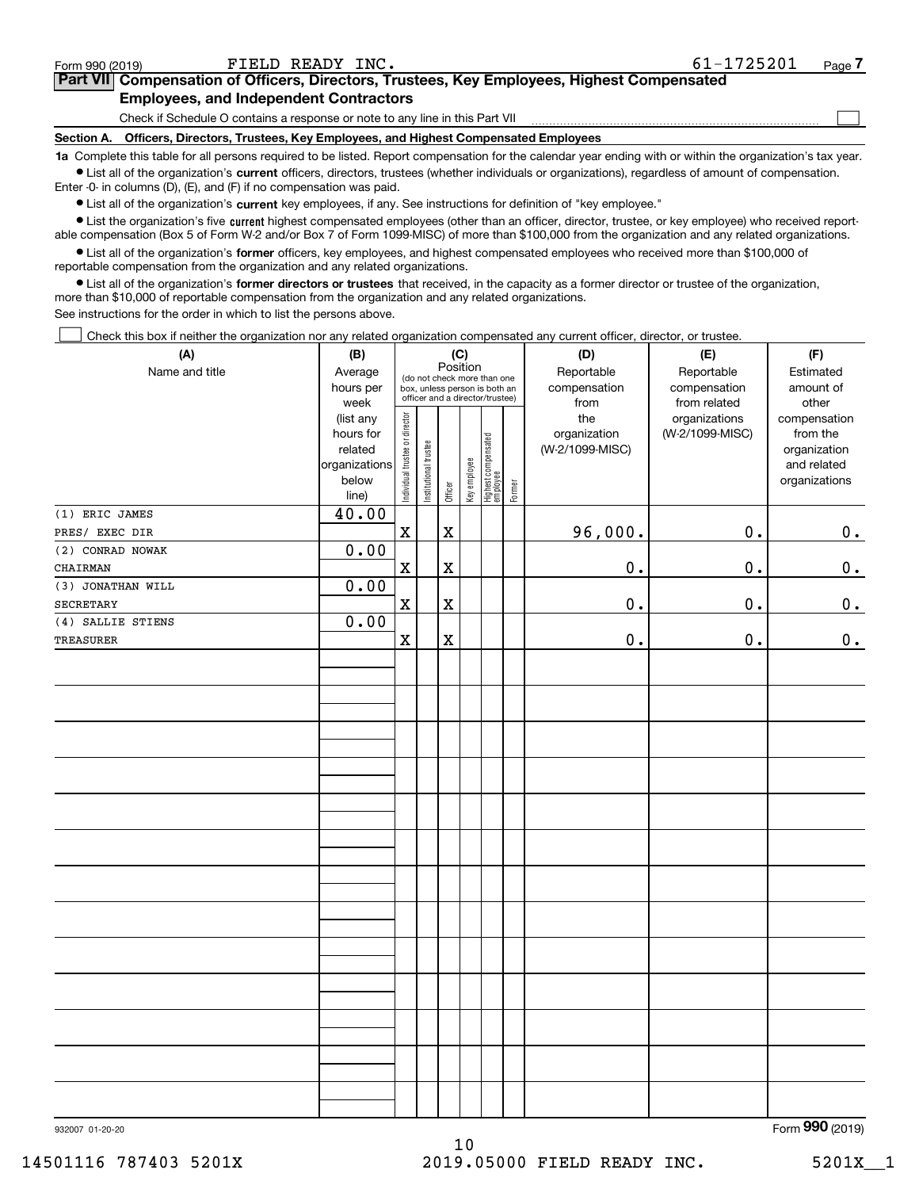Form 990 (2019) FIELD READY INC. 61-1725201 Page **7**

## Part VII Compensation of Officers, Directors, Trustees, Key Employees, Highest Compensated Employees, and Independent Contractors

Check if Schedule O contains a response or note to any line in this Part VII ☐

### Section A. Officers, Directors, Trustees, Key Employees, and Highest Compensated Employees

**1a** Complete this table for all persons required to be listed. Report compensation for the calendar year ending with or within the organization's tax year.

- List all of the organization's **current** officers, directors, trustees (whether individuals or organizations), regardless of amount of compensation. Enter -0- in columns (D), (E), and (F) if no compensation was paid.
- List all of the organization's **current** key employees, if any. See instructions for definition of "key employee."
- List the organization's five **current** highest compensated employees (other than an officer, director, trustee, or key employee) who received reportable compensation (Box 5 of Form W-2 and/or Box 7 of Form 1099-MISC) of more than $100,000 from the organization and any related organizations.
- List all of the organization's **former** officers, key employees, and highest compensated employees who received more than $100,000 of reportable compensation from the organization and any related organizations.
- List all of the organization's **former directors or trustees** that received, in the capacity as a former director or trustee of the organization, more than $10,000 of reportable compensation from the organization and any related organizations.

See instructions for the order in which to list the persons above.

☐ Check this box if neither the organization nor any related organization compensated any current officer, director, or trustee.

| (A) Name and title | (B) Average hours per week (list any hours for related organizations below line) | (C) Position (do not check more than one box, unless person is both an officer and a director/trustee) | | | | | | (D) Reportable compensation from the organization (W-2/1099-MISC) | (E) Reportable compensation from related organizations (W-2/1099-MISC) | (F) Estimated amount of other compensation from the organization and related organizations |
|---|---|---|---|---|---|---|---|---|---|---|
| | | Individual trustee or director | Institutional trustee | Officer | Key employee | Highest compensated employee | Former | | | |
| (1) ERIC JAMES<br>PRES/ EXEC DIR | 40.00 | X | | X | | | | 96,000. | 0. | 0. |
| (2) CONRAD NOWAK<br>CHAIRMAN | 0.00 | X | | X | | | | 0. | 0. | 0. |
| (3) JONATHAN WILL<br>SECRETARY | 0.00 | X | | X | | | | 0. | 0. | 0. |
| (4) SALLIE STIENS<br>TREASURER | 0.00 | X | | X | | | | 0. | 0. | 0. |

932007 01-20-20 Form **990** (2019)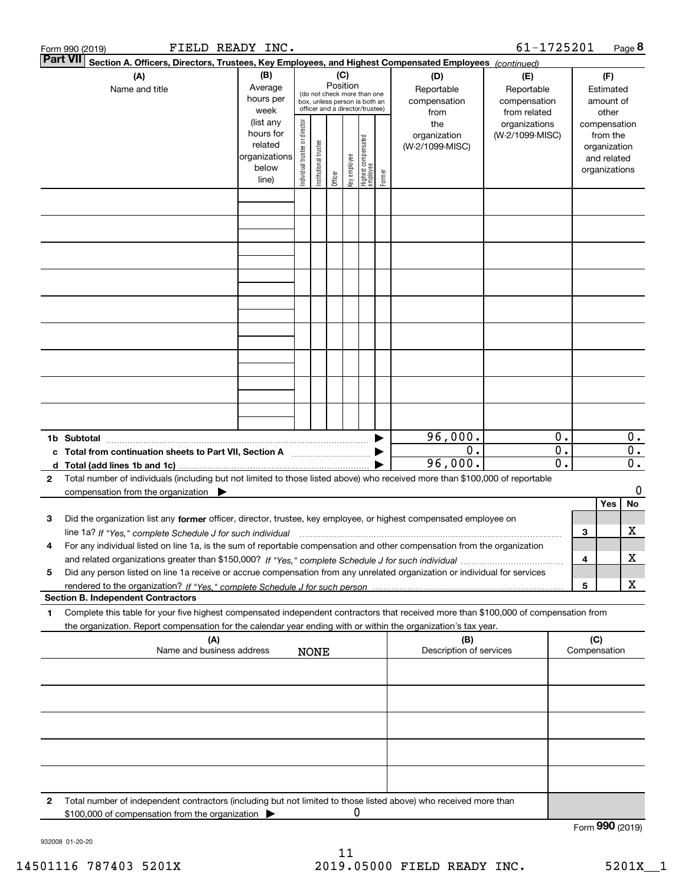Form 990 (2019) FIELD READY INC. 61-1725201 Page 8

**Part VII Section A. Officers, Directors, Trustees, Key Employees, and Highest Compensated Employees** *(continued)*

| (A) Name and title | (B) Average hours per week (list any hours for related organizations below line) | (C) Position: Individual trustee or director | Institutional trustee | Officer | Key employee | Highest compensated employee | Former | (D) Reportable compensation from the organization (W-2/1099-MISC) | (E) Reportable compensation from related organizations (W-2/1099-MISC) | (F) Estimated amount of other compensation from the organization and related organizations |
|---|---|---|---|---|---|---|---|---|---|---|
| | | | | | | | | | | |
| | | | | | | | | | | |
| | | | | | | | | | | |
| | | | | | | | | | | |
| | | | | | | | | | | |
| | | | | | | | | | | |
| | | | | | | | | | | |
| | | | | | | | | | | |
| | | | | | | | | | | |
| **1b Subtotal** | | | | | | | | 96,000. | 0. | 0. |
| **c Total from continuation sheets to Part VII, Section A** | | | | | | | | 0. | 0. | 0. |
| **d Total (add lines 1b and 1c)** | | | | | | | | 96,000. | 0. | 0. |

**2** Total number of individuals (including but not limited to those listed above) who received more than $100,000 of reportable compensation from the organization ▶ 0

| | | Yes | No |
|---|---|---|---|
| **3** Did the organization list any **former** officer, director, trustee, key employee, or highest compensated employee on line 1a? *If "Yes," complete Schedule J for such individual* | 3 | | X |
| **4** For any individual listed on line 1a, is the sum of reportable compensation and other compensation from the organization and related organizations greater than $150,000? *If "Yes," complete Schedule J for such individual* | 4 | | X |
| **5** Did any person listed on line 1a receive or accrue compensation from any unrelated organization or individual for services rendered to the organization? *If "Yes," complete Schedule J for such person* | 5 | | X |

**Section B. Independent Contractors**

**1** Complete this table for your five highest compensated independent contractors that received more than $100,000 of compensation from the organization. Report compensation for the calendar year ending with or within the organization's tax year.

| (A) Name and business address | (B) Description of services | (C) Compensation |
|---|---|---|
| NONE | | |
| | | |
| | | |
| | | |
| | | |

**2** Total number of independent contractors (including but not limited to those listed above) who received more than $100,000 of compensation from the organization ▶ 0

Form **990** (2019)

932008 01-20-20

14501116 787403 5201X 2019.05000 FIELD READY INC. 5201X__1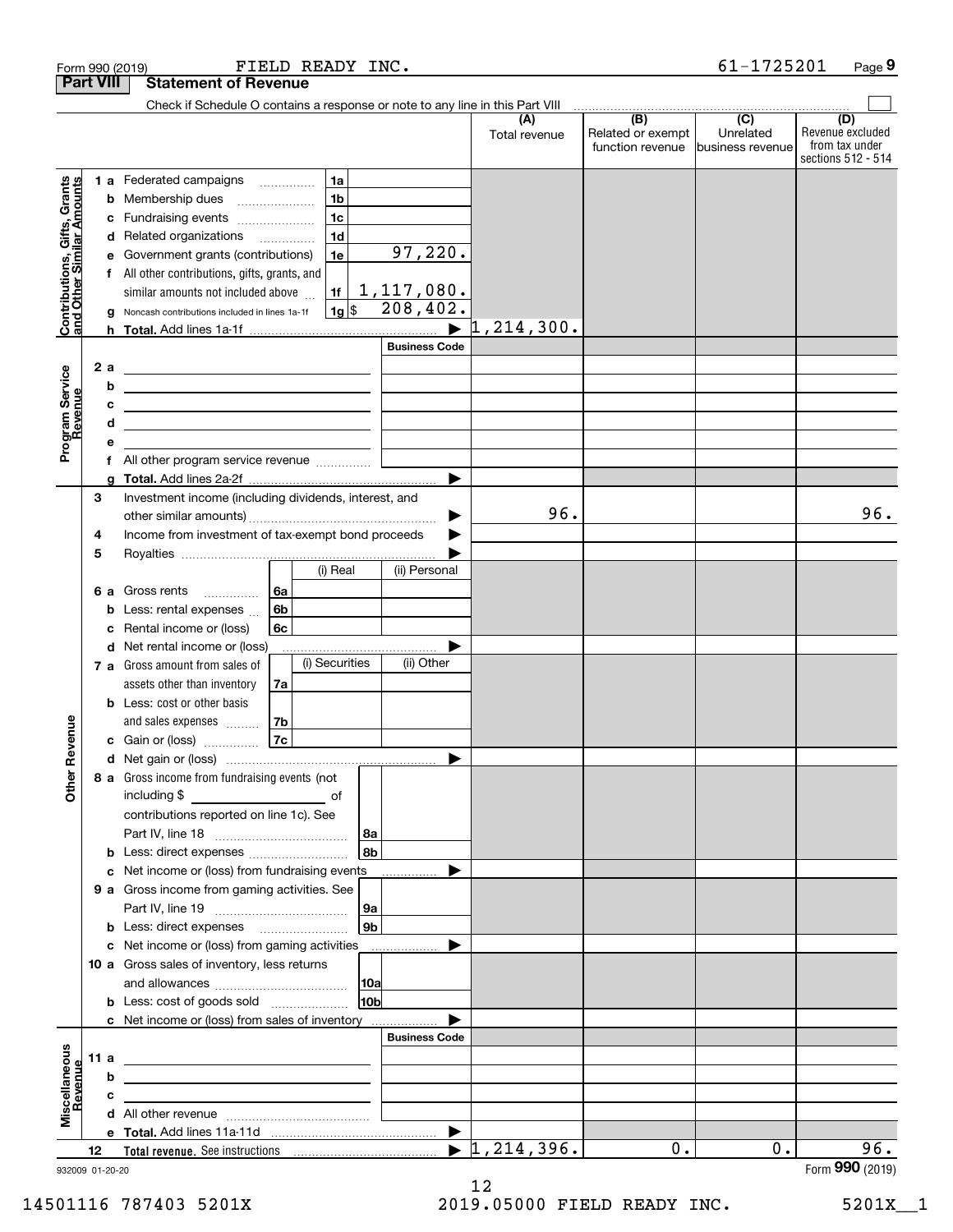Form 990 (2019) FIELD READY INC. 61-1725201 Page 9

## Part VIII Statement of Revenue

Check if Schedule O contains a response or note to any line in this Part VIII

| | | | | (A) Total revenue | (B) Related or exempt function revenue | (C) Unrelated business revenue | (D) Revenue excluded from tax under sections 512 - 514 |
|---|---|---|---|---|---|---|---|
| **Contributions, Gifts, Grants and Other Similar Amounts** | 1 a Federated campaigns | 1a | | | | | |
| | b Membership dues | 1b | | | | | |
| | c Fundraising events | 1c | | | | | |
| | d Related organizations | 1d | | | | | |
| | e Government grants (contributions) | 1e | 97,220. | | | | |
| | f All other contributions, gifts, grants, and similar amounts not included above | 1f | 1,117,080. | | | | |
| | g Noncash contributions included in lines 1a-1f | 1g | $ 208,402. | | | | |
| | h **Total.** Add lines 1a-1f | | ▶ | 1,214,300. | | | |
| **Program Service Revenue** | | | **Business Code** | | | | |
| | 2 a | | | | | | |
| | b | | | | | | |
| | c | | | | | | |
| | d | | | | | | |
| | e | | | | | | |
| | f All other program service revenue | | | | | | |
| | g **Total.** Add lines 2a-2f | | ▶ | | | | |
| **Other Revenue** | 3 Investment income (including dividends, interest, and other similar amounts) | | ▶ | 96. | | | 96. |
| | 4 Income from investment of tax-exempt bond proceeds | | ▶ | | | | |
| | 5 Royalties | | ▶ | | | | |
| | | | (i) Real / (ii) Personal | | | | |
| | 6 a Gross rents | 6a | | | | | |
| | b Less: rental expenses | 6b | | | | | |
| | c Rental income or (loss) | 6c | | | | | |
| | d Net rental income or (loss) | | ▶ | | | | |
| | | | (i) Securities / (ii) Other | | | | |
| | 7 a Gross amount from sales of assets other than inventory | 7a | | | | | |
| | b Less: cost or other basis and sales expenses | 7b | | | | | |
| | c Gain or (loss) | 7c | | | | | |
| | d Net gain or (loss) | | ▶ | | | | |
| | 8 a Gross income from fundraising events (not including $ of contributions reported on line 1c). See Part IV, line 18 | 8a | | | | | |
| | b Less: direct expenses | 8b | | | | | |
| | c Net income or (loss) from fundraising events | | ▶ | | | | |
| | 9 a Gross income from gaming activities. See Part IV, line 19 | 9a | | | | | |
| | b Less: direct expenses | 9b | | | | | |
| | c Net income or (loss) from gaming activities | | ▶ | | | | |
| | 10 a Gross sales of inventory, less returns and allowances | 10a | | | | | |
| | b Less: cost of goods sold | 10b | | | | | |
| | c Net income or (loss) from sales of inventory | | ▶ | | | | |
| **Miscellaneous Revenue** | | | **Business Code** | | | | |
| | 11 a | | | | | | |
| | b | | | | | | |
| | c | | | | | | |
| | d All other revenue | | | | | | |
| | e **Total.** Add lines 11a-11d | | ▶ | | | | |
| | 12 **Total revenue.** See instructions | | ▶ | 1,214,396. | 0. | 0. | 96. |

932009 01-20-20

Form **990** (2019)

14501116 787403 5201X 2019.05000 FIELD READY INC. 5201X__1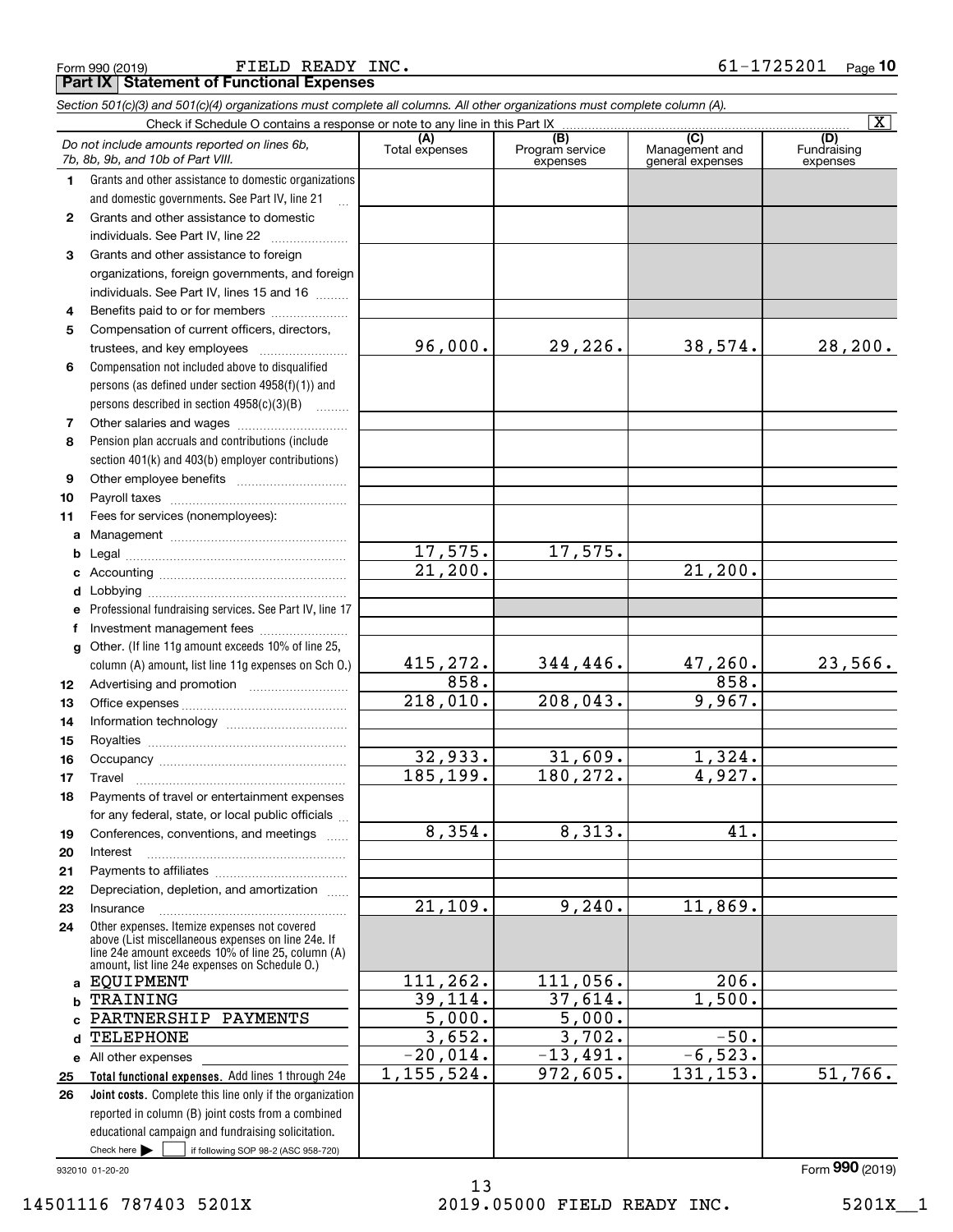Form 990 (2019) FIELD READY INC. 61-1725201 Page **10**

## Part IX Statement of Functional Expenses

*Section 501(c)(3) and 501(c)(4) organizations must complete all columns. All other organizations must complete column (A).*

Check if Schedule O contains a response or note to any line in this Part IX [X]

| | *Do not include amounts reported on lines 6b, 7b, 8b, 9b, and 10b of Part VIII.* | (A) Total expenses | (B) Program service expenses | (C) Management and general expenses | (D) Fundraising expenses |
|---|---|---|---|---|---|
| 1 | Grants and other assistance to domestic organizations and domestic governments. See Part IV, line 21 | | | | |
| 2 | Grants and other assistance to domestic individuals. See Part IV, line 22 | | | | |
| 3 | Grants and other assistance to foreign organizations, foreign governments, and foreign individuals. See Part IV, lines 15 and 16 | | | | |
| 4 | Benefits paid to or for members | | | | |
| 5 | Compensation of current officers, directors, trustees, and key employees | 96,000. | 29,226. | 38,574. | 28,200. |
| 6 | Compensation not included above to disqualified persons (as defined under section 4958(f)(1)) and persons described in section 4958(c)(3)(B) | | | | |
| 7 | Other salaries and wages | | | | |
| 8 | Pension plan accruals and contributions (include section 401(k) and 403(b) employer contributions) | | | | |
| 9 | Other employee benefits | | | | |
| 10 | Payroll taxes | | | | |
| 11 | Fees for services (nonemployees): | | | | |
| a | Management | | | | |
| b | Legal | 17,575. | 17,575. | | |
| c | Accounting | 21,200. | | 21,200. | |
| d | Lobbying | | | | |
| e | Professional fundraising services. See Part IV, line 17 | | | | |
| f | Investment management fees | | | | |
| g | Other. (If line 11g amount exceeds 10% of line 25, column (A) amount, list line 11g expenses on Sch O.) | 415,272. | 344,446. | 47,260. | 23,566. |
| 12 | Advertising and promotion | 858. | | 858. | |
| 13 | Office expenses | 218,010. | 208,043. | 9,967. | |
| 14 | Information technology | | | | |
| 15 | Royalties | | | | |
| 16 | Occupancy | 32,933. | 31,609. | 1,324. | |
| 17 | Travel | 185,199. | 180,272. | 4,927. | |
| 18 | Payments of travel or entertainment expenses for any federal, state, or local public officials | | | | |
| 19 | Conferences, conventions, and meetings | 8,354. | 8,313. | 41. | |
| 20 | Interest | | | | |
| 21 | Payments to affiliates | | | | |
| 22 | Depreciation, depletion, and amortization | | | | |
| 23 | Insurance | 21,109. | 9,240. | 11,869. | |
| 24 | Other expenses. Itemize expenses not covered above (List miscellaneous expenses on line 24e. If line 24e amount exceeds 10% of line 25, column (A) amount, list line 24e expenses on Schedule O.) | | | | |
| a | EQUIPMENT | 111,262. | 111,056. | 206. | |
| b | TRAINING | 39,114. | 37,614. | 1,500. | |
| c | PARTNERSHIP PAYMENTS | 5,000. | 5,000. | | |
| d | TELEPHONE | 3,652. | 3,702. | -50. | |
| e | All other expenses | -20,014. | -13,491. | -6,523. | |
| 25 | **Total functional expenses.** Add lines 1 through 24e | 1,155,524. | 972,605. | 131,153. | 51,766. |
| 26 | **Joint costs.** Complete this line only if the organization reported in column (B) joint costs from a combined educational campaign and fundraising solicitation. Check here [ ] if following SOP 98-2 (ASC 958-720) | | | | |

932010 01-20-20 Form **990** (2019)

14501116 787403 5201X 2019.05000 FIELD READY INC. 5201X__1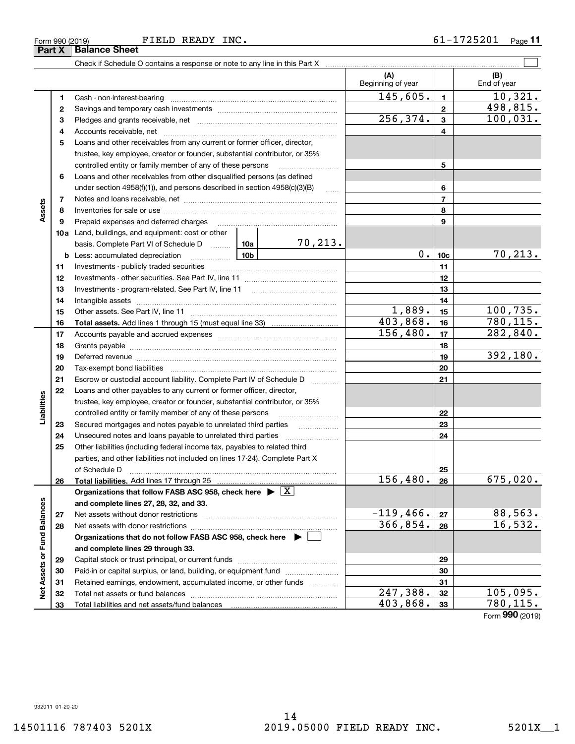Form 990 (2019) FIELD READY INC. 61-1725201

## Part X Balance Sheet

Check if Schedule O contains a response or note to any line in this Part X

| | | | | (A) Beginning of year | | (B) End of year |
|---|---|---|---|---|---|---|
| Assets | 1 | Cash - non-interest-bearing | | 145,605. | 1 | 10,321. |
| | 2 | Savings and temporary cash investments | | | 2 | 498,815. |
| | 3 | Pledges and grants receivable, net | | 256,374. | 3 | 100,031. |
| | 4 | Accounts receivable, net | | | 4 | |
| | 5 | Loans and other receivables from any current or former officer, director, trustee, key employee, creator or founder, substantial contributor, or 35% controlled entity or family member of any of these persons | | | 5 | |
| | 6 | Loans and other receivables from other disqualified persons (as defined under section 4958(f)(1)), and persons described in section 4958(c)(3)(B) | | | 6 | |
| | 7 | Notes and loans receivable, net | | | 7 | |
| | 8 | Inventories for sale or use | | | 8 | |
| | 9 | Prepaid expenses and deferred charges | | | 9 | |
| | 10a | Land, buildings, and equipment: cost or other basis. Complete Part VI of Schedule D | 10a 70,213. | | | |
| | b | Less: accumulated depreciation | 10b | 0. | 10c | 70,213. |
| | 11 | Investments - publicly traded securities | | | 11 | |
| | 12 | Investments - other securities. See Part IV, line 11 | | | 12 | |
| | 13 | Investments - program-related. See Part IV, line 11 | | | 13 | |
| | 14 | Intangible assets | | | 14 | |
| | 15 | Other assets. See Part IV, line 11 | | 1,889. | 15 | 100,735. |
| | 16 | **Total assets.** Add lines 1 through 15 (must equal line 33) | | 403,868. | 16 | 780,115. |
| Liabilities | 17 | Accounts payable and accrued expenses | | 156,480. | 17 | 282,840. |
| | 18 | Grants payable | | | 18 | |
| | 19 | Deferred revenue | | | 19 | 392,180. |
| | 20 | Tax-exempt bond liabilities | | | 20 | |
| | 21 | Escrow or custodial account liability. Complete Part IV of Schedule D | | | 21 | |
| | 22 | Loans and other payables to any current or former officer, director, trustee, key employee, creator or founder, substantial contributor, or 35% controlled entity or family member of any of these persons | | | 22 | |
| | 23 | Secured mortgages and notes payable to unrelated third parties | | | 23 | |
| | 24 | Unsecured notes and loans payable to unrelated third parties | | | 24 | |
| | 25 | Other liabilities (including federal income tax, payables to related third parties, and other liabilities not included on lines 17-24). Complete Part X of Schedule D | | | 25 | |
| | 26 | **Total liabilities.** Add lines 17 through 25 | | 156,480. | 26 | 675,020. |
| Net Assets or Fund Balances | | **Organizations that follow FASB ASC 958, check here ▶ [X] and complete lines 27, 28, 32, and 33.** | | | | |
| | 27 | Net assets without donor restrictions | | -119,466. | 27 | 88,563. |
| | 28 | Net assets with donor restrictions | | 366,854. | 28 | 16,532. |
| | | **Organizations that do not follow FASB ASC 958, check here ▶ [ ] and complete lines 29 through 33.** | | | | |
| | 29 | Capital stock or trust principal, or current funds | | | 29 | |
| | 30 | Paid-in or capital surplus, or land, building, or equipment fund | | | 30 | |
| | 31 | Retained earnings, endowment, accumulated income, or other funds | | | 31 | |
| | 32 | Total net assets or fund balances | | 247,388. | 32 | 105,095. |
| | 33 | Total liabilities and net assets/fund balances | | 403,868. | 33 | 780,115. |

Form **990** (2019)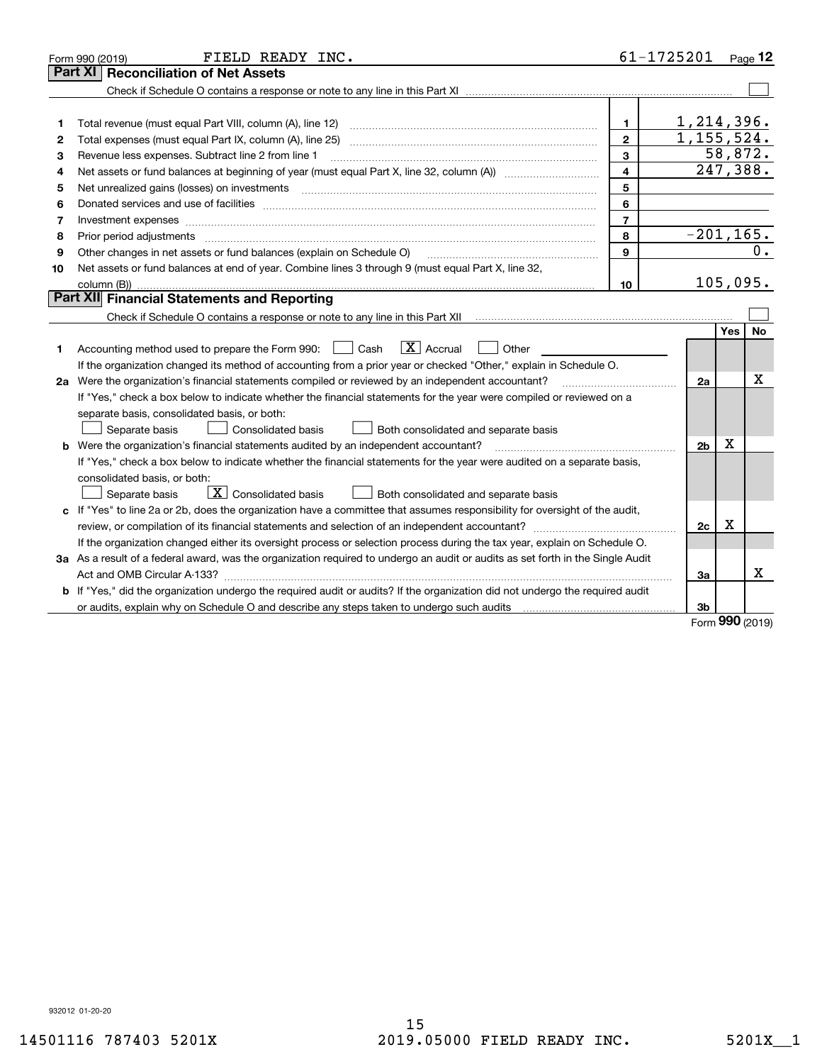Form 990 (2019) FIELD READY INC. 61-1725201 Page 12

## Part XI Reconciliation of Net Assets

Check if Schedule O contains a response or note to any line in this Part XI ☐

| | | | |
|---|---|---|---|
| 1 | Total revenue (must equal Part VIII, column (A), line 12) | 1 | 1,214,396. |
| 2 | Total expenses (must equal Part IX, column (A), line 25) | 2 | 1,155,524. |
| 3 | Revenue less expenses. Subtract line 2 from line 1 | 3 | 58,872. |
| 4 | Net assets or fund balances at beginning of year (must equal Part X, line 32, column (A)) | 4 | 247,388. |
| 5 | Net unrealized gains (losses) on investments | 5 | |
| 6 | Donated services and use of facilities | 6 | |
| 7 | Investment expenses | 7 | |
| 8 | Prior period adjustments | 8 | -201,165. |
| 9 | Other changes in net assets or fund balances (explain on Schedule O) | 9 | 0. |
| 10 | Net assets or fund balances at end of year. Combine lines 3 through 9 (must equal Part X, line 32, column (B)) | 10 | 105,095. |

## Part XII Financial Statements and Reporting

Check if Schedule O contains a response or note to any line in this Part XII ☐

| | | | Yes | No |
|---|---|---|---|---|
| 1 | Accounting method used to prepare the Form 990: ☐ Cash ☒ Accrual ☐ Other ______ <br> If the organization changed its method of accounting from a prior year or checked "Other," explain in Schedule O. | | | |
| 2a | Were the organization's financial statements compiled or reviewed by an independent accountant? <br> If "Yes," check a box below to indicate whether the financial statements for the year were compiled or reviewed on a separate basis, consolidated basis, or both: <br> ☐ Separate basis ☐ Consolidated basis ☐ Both consolidated and separate basis | 2a | | X |
| b | Were the organization's financial statements audited by an independent accountant? <br> If "Yes," check a box below to indicate whether the financial statements for the year were audited on a separate basis, consolidated basis, or both: <br> ☐ Separate basis ☒ Consolidated basis ☐ Both consolidated and separate basis | 2b | X | |
| c | If "Yes" to line 2a or 2b, does the organization have a committee that assumes responsibility for oversight of the audit, review, or compilation of its financial statements and selection of an independent accountant? <br> If the organization changed either its oversight process or selection process during the tax year, explain on Schedule O. | 2c | X | |
| 3a | As a result of a federal award, was the organization required to undergo an audit or audits as set forth in the Single Audit Act and OMB Circular A-133? | 3a | | X |
| b | If "Yes," did the organization undergo the required audit or audits? If the organization did not undergo the required audit or audits, explain why on Schedule O and describe any steps taken to undergo such audits | 3b | | |

Form 990 (2019)

932012 01-20-20

14501116 787403 5201X 2019.05000 FIELD READY INC. 5201X__1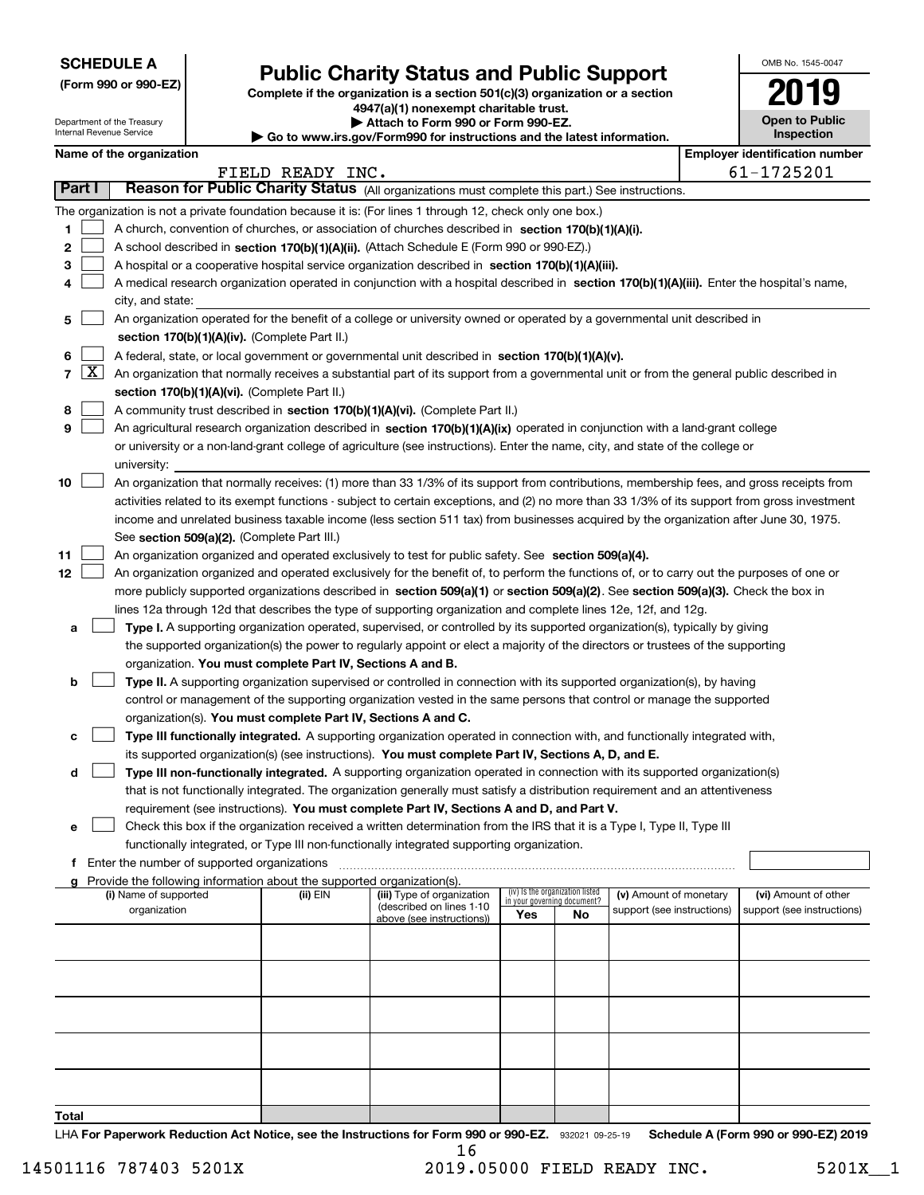**SCHEDULE A**
**(Form 990 or 990-EZ)**

Department of the Treasury
Internal Revenue Service

# Public Charity Status and Public Support

**Complete if the organization is a section 501(c)(3) organization or a section 4947(a)(1) nonexempt charitable trust.**
**▶ Attach to Form 990 or Form 990-EZ.**
**▶ Go to www.irs.gov/Form990 for instructions and the latest information.**

OMB No. 1545-0047
**2019**
**Open to Public Inspection**

**Name of the organization:** FIELD READY INC.
**Employer identification number:** 61-1725201

## Part I Reason for Public Charity Status (All organizations must complete this part.) See instructions.

The organization is not a private foundation because it is: (For lines 1 through 12, check only one box.)

1. [ ] A church, convention of churches, or association of churches described in **section 170(b)(1)(A)(i).**
2. [ ] A school described in **section 170(b)(1)(A)(ii).** (Attach Schedule E (Form 990 or 990-EZ).)
3. [ ] A hospital or a cooperative hospital service organization described in **section 170(b)(1)(A)(iii).**
4. [ ] A medical research organization operated in conjunction with a hospital described in **section 170(b)(1)(A)(iii).** Enter the hospital's name, city, and state:
5. [ ] An organization operated for the benefit of a college or university owned or operated by a governmental unit described in **section 170(b)(1)(A)(iv).** (Complete Part II.)
6. [ ] A federal, state, or local government or governmental unit described in **section 170(b)(1)(A)(v).**
7. [X] An organization that normally receives a substantial part of its support from a governmental unit or from the general public described in **section 170(b)(1)(A)(vi).** (Complete Part II.)
8. [ ] A community trust described in **section 170(b)(1)(A)(vi).** (Complete Part II.)
9. [ ] An agricultural research organization described in **section 170(b)(1)(A)(ix)** operated in conjunction with a land-grant college or university or a non-land-grant college of agriculture (see instructions). Enter the name, city, and state of the college or university:
10. [ ] An organization that normally receives: (1) more than 33 1/3% of its support from contributions, membership fees, and gross receipts from activities related to its exempt functions - subject to certain exceptions, and (2) no more than 33 1/3% of its support from gross investment income and unrelated business taxable income (less section 511 tax) from businesses acquired by the organization after June 30, 1975. See **section 509(a)(2).** (Complete Part III.)
11. [ ] An organization organized and operated exclusively to test for public safety. See **section 509(a)(4).**
12. [ ] An organization organized and operated exclusively for the benefit of, to perform the functions of, or to carry out the purposes of one or more publicly supported organizations described in **section 509(a)(1)** or **section 509(a)(2)**. See **section 509(a)(3).** Check the box in lines 12a through 12d that describes the type of supporting organization and complete lines 12e, 12f, and 12g.
   - **a** [ ] **Type I.** A supporting organization operated, supervised, or controlled by its supported organization(s), typically by giving the supported organization(s) the power to regularly appoint or elect a majority of the directors or trustees of the supporting organization. **You must complete Part IV, Sections A and B.**
   - **b** [ ] **Type II.** A supporting organization supervised or controlled in connection with its supported organization(s), by having control or management of the supporting organization vested in the same persons that control or manage the supported organization(s). **You must complete Part IV, Sections A and C.**
   - **c** [ ] **Type III functionally integrated.** A supporting organization operated in connection with, and functionally integrated with, its supported organization(s) (see instructions). **You must complete Part IV, Sections A, D, and E.**
   - **d** [ ] **Type III non-functionally integrated.** A supporting organization operated in connection with its supported organization(s) that is not functionally integrated. The organization generally must satisfy a distribution requirement and an attentiveness requirement (see instructions). **You must complete Part IV, Sections A and D, and Part V.**
   - **e** [ ] Check this box if the organization received a written determination from the IRS that it is a Type I, Type II, Type III functionally integrated, or Type III non-functionally integrated supporting organization.
   - **f** Enter the number of supported organizations
   - **g** Provide the following information about the supported organization(s).

| (i) Name of supported organization | (ii) EIN | (iii) Type of organization (described on lines 1-10 above (see instructions)) | (iv) Is the organization listed in your governing document? Yes | No | (v) Amount of monetary support (see instructions) | (vi) Amount of other support (see instructions) |
|---|---|---|---|---|---|---|
| | | | | | | |
| | | | | | | |
| | | | | | | |
| | | | | | | |
| | | | | | | |
| **Total** | | | | | | |

LHA **For Paperwork Reduction Act Notice, see the Instructions for Form 990 or 990-EZ.** 932021 09-25-19 **Schedule A (Form 990 or 990-EZ) 2019**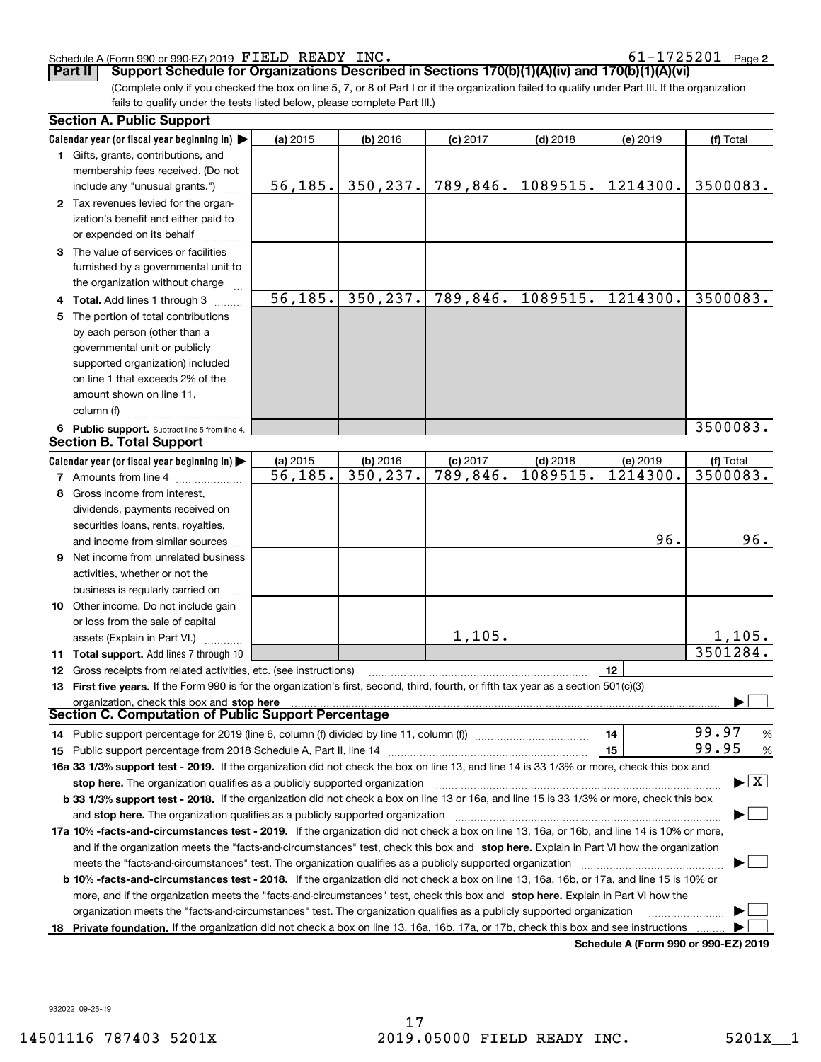Schedule A (Form 990 or 990-EZ) 2019 FIELD READY INC. 61-1725201 Page 2

## Part II Support Schedule for Organizations Described in Sections 170(b)(1)(A)(iv) and 170(b)(1)(A)(vi)

(Complete only if you checked the box on line 5, 7, or 8 of Part I or if the organization failed to qualify under Part III. If the organization fails to qualify under the tests listed below, please complete Part III.)

### Section A. Public Support

| Calendar year (or fiscal year beginning in) ▶ | (a) 2015 | (b) 2016 | (c) 2017 | (d) 2018 | (e) 2019 | (f) Total |
|---|---|---|---|---|---|---|
| 1 Gifts, grants, contributions, and membership fees received. (Do not include any "unusual grants.") | 56,185. | 350,237. | 789,846. | 1089515. | 1214300. | 3500083. |
| 2 Tax revenues levied for the organization's benefit and either paid to or expended on its behalf | | | | | | |
| 3 The value of services or facilities furnished by a governmental unit to the organization without charge | | | | | | |
| 4 Total. Add lines 1 through 3 | 56,185. | 350,237. | 789,846. | 1089515. | 1214300. | 3500083. |
| 5 The portion of total contributions by each person (other than a governmental unit or publicly supported organization) included on line 1 that exceeds 2% of the amount shown on line 11, column (f) | | | | | | |
| 6 Public support. Subtract line 5 from line 4. | | | | | | 3500083. |

### Section B. Total Support

| Calendar year (or fiscal year beginning in) ▶ | (a) 2015 | (b) 2016 | (c) 2017 | (d) 2018 | (e) 2019 | (f) Total |
|---|---|---|---|---|---|---|
| 7 Amounts from line 4 | 56,185. | 350,237. | 789,846. | 1089515. | 1214300. | 3500083. |
| 8 Gross income from interest, dividends, payments received on securities loans, rents, royalties, and income from similar sources | | | | | 96. | 96. |
| 9 Net income from unrelated business activities, whether or not the business is regularly carried on | | | | | | |
| 10 Other income. Do not include gain or loss from the sale of capital assets (Explain in Part VI.) | | | 1,105. | | | 1,105. |
| 11 Total support. Add lines 7 through 10 | | | | | | 3501284. |

12 Gross receipts from related activities, etc. (see instructions) | 12 |

13 **First five years.** If the Form 990 is for the organization's first, second, third, fourth, or fifth tax year as a section 501(c)(3) organization, check this box and **stop here** ▶ ☐

### Section C. Computation of Public Support Percentage

14 Public support percentage for 2019 (line 6, column (f) divided by line 11, column (f)) | 14 | 99.97 %

15 Public support percentage from 2018 Schedule A, Part II, line 14 | 15 | 99.95 %

16a **33 1/3% support test - 2019.** If the organization did not check the box on line 13, and line 14 is 33 1/3% or more, check this box and **stop here.** The organization qualifies as a publicly supported organization ▶ ☒

b **33 1/3% support test - 2018.** If the organization did not check a box on line 13 or 16a, and line 15 is 33 1/3% or more, check this box and **stop here.** The organization qualifies as a publicly supported organization ▶ ☐

17a **10% -facts-and-circumstances test - 2019.** If the organization did not check a box on line 13, 16a, or 16b, and line 14 is 10% or more, and if the organization meets the "facts-and-circumstances" test, check this box and **stop here.** Explain in Part VI how the organization meets the "facts-and-circumstances" test. The organization qualifies as a publicly supported organization ▶ ☐

b **10% -facts-and-circumstances test - 2018.** If the organization did not check a box on line 13, 16a, 16b, or 17a, and line 15 is 10% or more, and if the organization meets the "facts-and-circumstances" test, check this box and **stop here.** Explain in Part VI how the organization meets the "facts-and-circumstances" test. The organization qualifies as a publicly supported organization ▶ ☐

18 **Private foundation.** If the organization did not check a box on line 13, 16a, 16b, 17a, or 17b, check this box and see instructions ▶ ☐

**Schedule A (Form 990 or 990-EZ) 2019**

932022 09-25-19

14501116 787403 5201X 2019.05000 FIELD READY INC. 5201X__1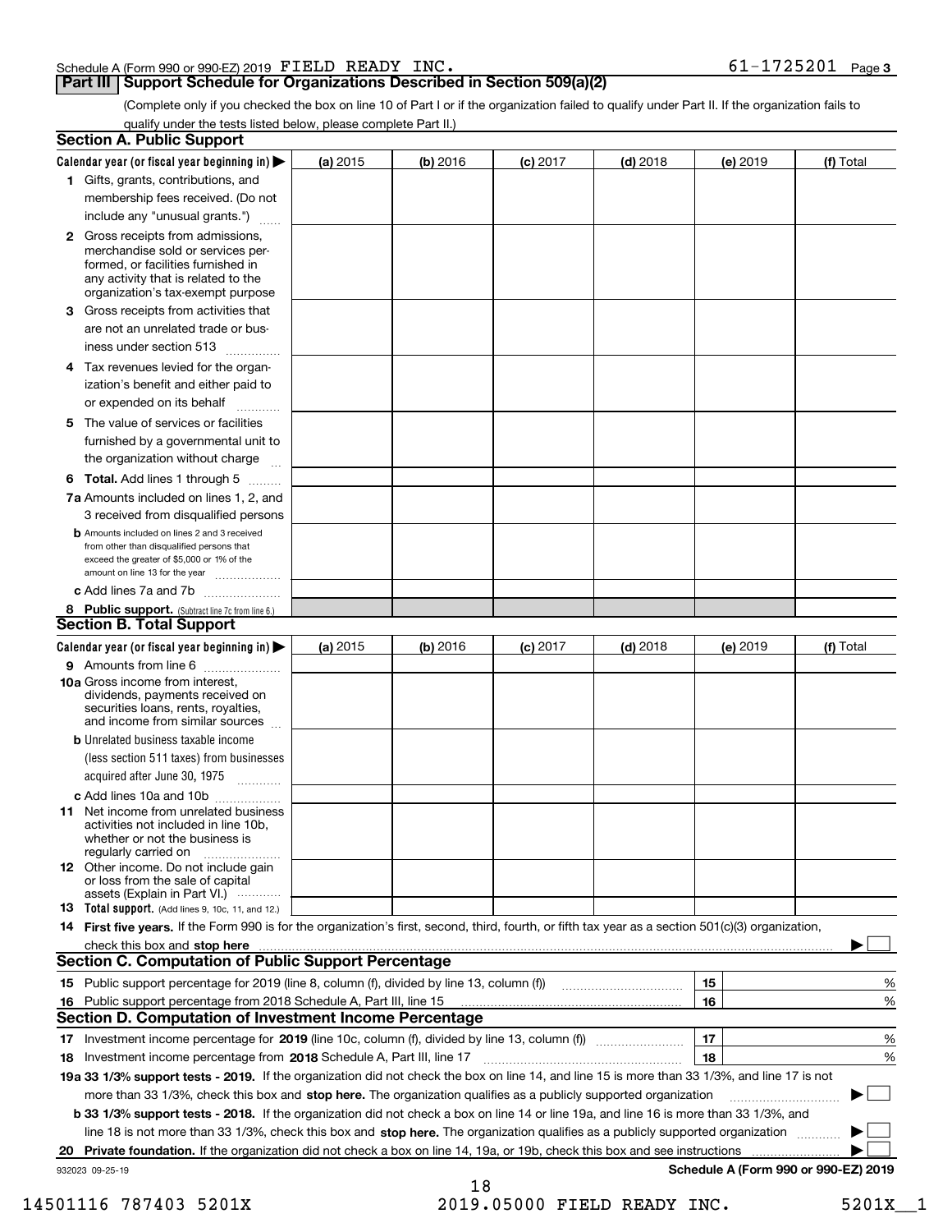Schedule A (Form 990 or 990-EZ) 2019 FIELD READY INC. 61-1725201 Page 3

## Part III Support Schedule for Organizations Described in Section 509(a)(2)

(Complete only if you checked the box on line 10 of Part I or if the organization failed to qualify under Part II. If the organization fails to qualify under the tests listed below, please complete Part II.)

### Section A. Public Support

| Calendar year (or fiscal year beginning in) ▶ | (a) 2015 | (b) 2016 | (c) 2017 | (d) 2018 | (e) 2019 | (f) Total |
|---|---|---|---|---|---|---|
| **1** Gifts, grants, contributions, and membership fees received. (Do not include any "unusual grants.") | | | | | | |
| **2** Gross receipts from admissions, merchandise sold or services performed, or facilities furnished in any activity that is related to the organization's tax-exempt purpose | | | | | | |
| **3** Gross receipts from activities that are not an unrelated trade or business under section 513 | | | | | | |
| **4** Tax revenues levied for the organization's benefit and either paid to or expended on its behalf | | | | | | |
| **5** The value of services or facilities furnished by a governmental unit to the organization without charge | | | | | | |
| **6 Total.** Add lines 1 through 5 | | | | | | |
| **7a** Amounts included on lines 1, 2, and 3 received from disqualified persons | | | | | | |
| **b** Amounts included on lines 2 and 3 received from other than disqualified persons that exceed the greater of $5,000 or 1% of the amount on line 13 for the year | | | | | | |
| **c** Add lines 7a and 7b | | | | | | |
| **8 Public support.** (Subtract line 7c from line 6.) | | | | | | |

### Section B. Total Support

| Calendar year (or fiscal year beginning in) ▶ | (a) 2015 | (b) 2016 | (c) 2017 | (d) 2018 | (e) 2019 | (f) Total |
|---|---|---|---|---|---|---|
| **9** Amounts from line 6 | | | | | | |
| **10a** Gross income from interest, dividends, payments received on securities loans, rents, royalties, and income from similar sources | | | | | | |
| **b** Unrelated business taxable income (less section 511 taxes) from businesses acquired after June 30, 1975 | | | | | | |
| **c** Add lines 10a and 10b | | | | | | |
| **11** Net income from unrelated business activities not included in line 10b, whether or not the business is regularly carried on | | | | | | |
| **12** Other income. Do not include gain or loss from the sale of capital assets (Explain in Part VI.) | | | | | | |
| **13 Total support.** (Add lines 9, 10c, 11, and 12.) | | | | | | |

**14 First five years.** If the Form 990 is for the organization's first, second, third, fourth, or fifth tax year as a section 501(c)(3) organization, check this box and **stop here** ▶ ☐

### Section C. Computation of Public Support Percentage

| | | | |
|---|---|---|---|
| **15** | Public support percentage for 2019 (line 8, column (f), divided by line 13, column (f)) | 15 | % |
| **16** | Public support percentage from 2018 Schedule A, Part III, line 15 | 16 | % |

### Section D. Computation of Investment Income Percentage

| | | | |
|---|---|---|---|
| **17** | Investment income percentage for **2019** (line 10c, column (f), divided by line 13, column (f)) | 17 | % |
| **18** | Investment income percentage from **2018** Schedule A, Part III, line 17 | 18 | % |

**19a 33 1/3% support tests - 2019.** If the organization did not check the box on line 14, and line 15 is more than 33 1/3%, and line 17 is not more than 33 1/3%, check this box and **stop here.** The organization qualifies as a publicly supported organization ▶ ☐

**b 33 1/3% support tests - 2018.** If the organization did not check a box on line 14 or line 19a, and line 16 is more than 33 1/3%, and line 18 is not more than 33 1/3%, check this box and **stop here.** The organization qualifies as a publicly supported organization ▶ ☐

**20 Private foundation.** If the organization did not check a box on line 14, 19a, or 19b, check this box and see instructions ▶ ☐

932023 09-25-19 **Schedule A (Form 990 or 990-EZ) 2019**

14501116 787403 5201X 2019.05000 FIELD READY INC. 5201X__1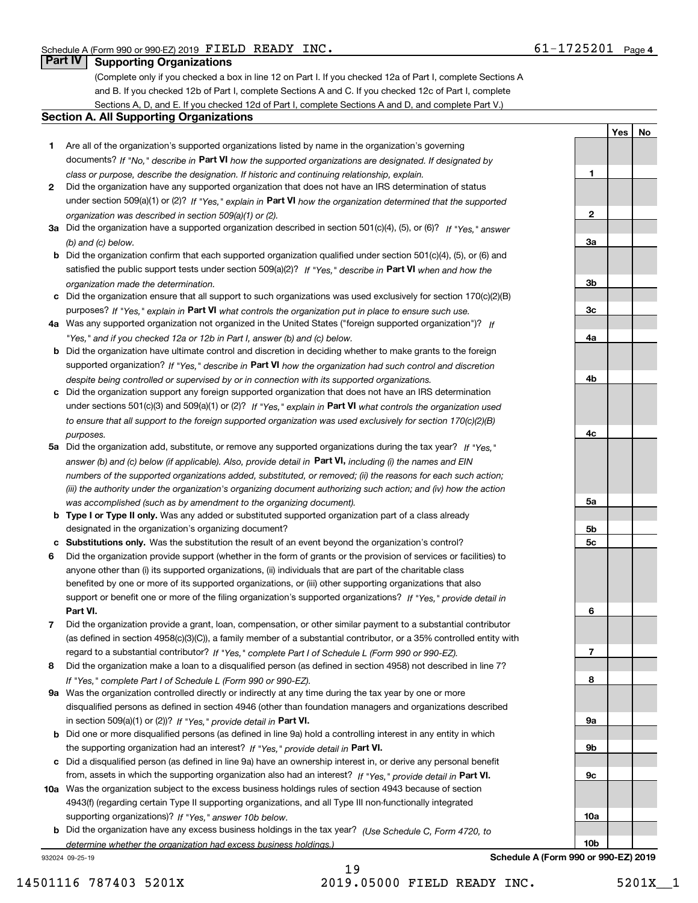Schedule A (Form 990 or 990-EZ) 2019 FIELD READY INC. 61-1725201 Page 4

## Part IV Supporting Organizations

(Complete only if you checked a box in line 12 on Part I. If you checked 12a of Part I, complete Sections A and B. If you checked 12b of Part I, complete Sections A and C. If you checked 12c of Part I, complete Sections A, D, and E. If you checked 12d of Part I, complete Sections A and D, and complete Part V.)

### Section A. All Supporting Organizations

| | | | Yes | No |
|---|---|---|---|---|
| **1** | Are all of the organization's supported organizations listed by name in the organization's governing documents? *If "No," describe in* **Part VI** *how the supported organizations are designated. If designated by class or purpose, describe the designation. If historic and continuing relationship, explain.* | 1 | | |
| **2** | Did the organization have any supported organization that does not have an IRS determination of status under section 509(a)(1) or (2)? *If "Yes," explain in* **Part VI** *how the organization determined that the supported organization was described in section 509(a)(1) or (2).* | 2 | | |
| **3a** | Did the organization have a supported organization described in section 501(c)(4), (5), or (6)? *If "Yes," answer (b) and (c) below.* | 3a | | |
| **b** | Did the organization confirm that each supported organization qualified under section 501(c)(4), (5), or (6) and satisfied the public support tests under section 509(a)(2)? *If "Yes," describe in* **Part VI** *when and how the organization made the determination.* | 3b | | |
| **c** | Did the organization ensure that all support to such organizations was used exclusively for section 170(c)(2)(B) purposes? *If "Yes," explain in* **Part VI** *what controls the organization put in place to ensure such use.* | 3c | | |
| **4a** | Was any supported organization not organized in the United States ("foreign supported organization")? *If "Yes," and if you checked 12a or 12b in Part I, answer (b) and (c) below.* | 4a | | |
| **b** | Did the organization have ultimate control and discretion in deciding whether to make grants to the foreign supported organization? *If "Yes," describe in* **Part VI** *how the organization had such control and discretion despite being controlled or supervised by or in connection with its supported organizations.* | 4b | | |
| **c** | Did the organization support any foreign supported organization that does not have an IRS determination under sections 501(c)(3) and 509(a)(1) or (2)? *If "Yes," explain in* **Part VI** *what controls the organization used to ensure that all support to the foreign supported organization was used exclusively for section 170(c)(2)(B) purposes.* | 4c | | |
| **5a** | Did the organization add, substitute, or remove any supported organizations during the tax year? *If "Yes," answer (b) and (c) below (if applicable). Also, provide detail in* **Part VI,** *including (i) the names and EIN numbers of the supported organizations added, substituted, or removed; (ii) the reasons for each such action; (iii) the authority under the organization's organizing document authorizing such action; and (iv) how the action was accomplished (such as by amendment to the organizing document).* | 5a | | |
| **b** | **Type I or Type II only.** Was any added or substituted supported organization part of a class already designated in the organization's organizing document? | 5b | | |
| **c** | **Substitutions only.** Was the substitution the result of an event beyond the organization's control? | 5c | | |
| **6** | Did the organization provide support (whether in the form of grants or the provision of services or facilities) to anyone other than (i) its supported organizations, (ii) individuals that are part of the charitable class benefited by one or more of its supported organizations, or (iii) other supporting organizations that also support or benefit one or more of the filing organization's supported organizations? *If "Yes," provide detail in* **Part VI.** | 6 | | |
| **7** | Did the organization provide a grant, loan, compensation, or other similar payment to a substantial contributor (as defined in section 4958(c)(3)(C)), a family member of a substantial contributor, or a 35% controlled entity with regard to a substantial contributor? *If "Yes," complete Part I of Schedule L (Form 990 or 990-EZ).* | 7 | | |
| **8** | Did the organization make a loan to a disqualified person (as defined in section 4958) not described in line 7? *If "Yes," complete Part I of Schedule L (Form 990 or 990-EZ).* | 8 | | |
| **9a** | Was the organization controlled directly or indirectly at any time during the tax year by one or more disqualified persons as defined in section 4946 (other than foundation managers and organizations described in section 509(a)(1) or (2))? *If "Yes," provide detail in* **Part VI.** | 9a | | |
| **b** | Did one or more disqualified persons (as defined in line 9a) hold a controlling interest in any entity in which the supporting organization had an interest? *If "Yes," provide detail in* **Part VI.** | 9b | | |
| **c** | Did a disqualified person (as defined in line 9a) have an ownership interest in, or derive any personal benefit from, assets in which the supporting organization also had an interest? *If "Yes," provide detail in* **Part VI.** | 9c | | |
| **10a** | Was the organization subject to the excess business holdings rules of section 4943 because of section 4943(f) (regarding certain Type II supporting organizations, and all Type III non-functionally integrated supporting organizations)? *If "Yes," answer 10b below.* | 10a | | |
| **b** | Did the organization have any excess business holdings in the tax year? *(Use Schedule C, Form 4720, to determine whether the organization had excess business holdings.)* | 10b | | |

932024 09-25-19 **Schedule A (Form 990 or 990-EZ) 2019**

14501116 787403 5201X 2019.05000 FIELD READY INC. 5201X__1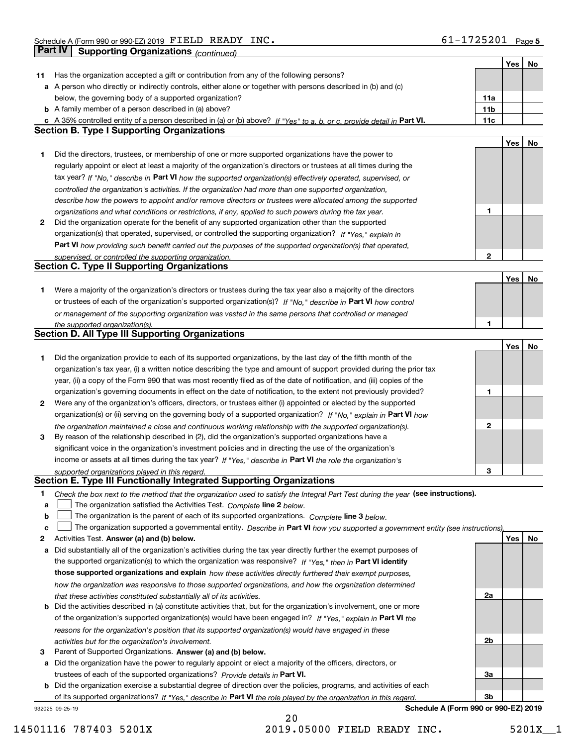Schedule A (Form 990 or 990-EZ) 2019 FIELD READY INC. 61-1725201 Page 5

## Part IV Supporting Organizations *(continued)*

| | | | Yes | No |
|---|---|---|---|---|
| 11 | Has the organization accepted a gift or contribution from any of the following persons? | | | |
| a | A person who directly or indirectly controls, either alone or together with persons described in (b) and (c) below, the governing body of a supported organization? | 11a | | |
| b | A family member of a person described in (a) above? | 11b | | |
| c | A 35% controlled entity of a person described in (a) or (b) above? *If "Yes" to a, b, or c, provide detail in* **Part VI.** | 11c | | |

### Section B. Type I Supporting Organizations

| | | | Yes | No |
|---|---|---|---|---|
| 1 | Did the directors, trustees, or membership of one or more supported organizations have the power to regularly appoint or elect at least a majority of the organization's directors or trustees at all times during the tax year? *If "No," describe in* **Part VI** *how the supported organization(s) effectively operated, supervised, or controlled the organization's activities. If the organization had more than one supported organization, describe how the powers to appoint and/or remove directors or trustees were allocated among the supported organizations and what conditions or restrictions, if any, applied to such powers during the tax year.* | 1 | | |
| 2 | Did the organization operate for the benefit of any supported organization other than the supported organization(s) that operated, supervised, or controlled the supporting organization? *If "Yes," explain in* **Part VI** *how providing such benefit carried out the purposes of the supported organization(s) that operated, supervised, or controlled the supporting organization.* | 2 | | |

### Section C. Type II Supporting Organizations

| | | | Yes | No |
|---|---|---|---|---|
| 1 | Were a majority of the organization's directors or trustees during the tax year also a majority of the directors or trustees of each of the organization's supported organization(s)? *If "No," describe in* **Part VI** *how control or management of the supporting organization was vested in the same persons that controlled or managed the supported organization(s).* | 1 | | |

### Section D. All Type III Supporting Organizations

| | | | Yes | No |
|---|---|---|---|---|
| 1 | Did the organization provide to each of its supported organizations, by the last day of the fifth month of the organization's tax year, (i) a written notice describing the type and amount of support provided during the prior tax year, (ii) a copy of the Form 990 that was most recently filed as of the date of notification, and (iii) copies of the organization's governing documents in effect on the date of notification, to the extent not previously provided? | 1 | | |
| 2 | Were any of the organization's officers, directors, or trustees either (i) appointed or elected by the supported organization(s) or (ii) serving on the governing body of a supported organization? *If "No," explain in* **Part VI** *how the organization maintained a close and continuous working relationship with the supported organization(s).* | 2 | | |
| 3 | By reason of the relationship described in (2), did the organization's supported organizations have a significant voice in the organization's investment policies and in directing the use of the organization's income or assets at all times during the tax year? *If "Yes," describe in* **Part VI** *the role the organization's supported organizations played in this regard.* | 3 | | |

### Section E. Type III Functionally Integrated Supporting Organizations

1 *Check the box next to the method that the organization used to satisfy the Integral Part Test during the year* **(see instructions).**

- a ☐ The organization satisfied the Activities Test. *Complete* **line 2** *below.*
- b ☐ The organization is the parent of each of its supported organizations. *Complete* **line 3** *below.*
- c ☐ The organization supported a governmental entity. *Describe in* **Part VI** *how you supported a government entity (see instructions).*

| | | | Yes | No |
|---|---|---|---|---|
| 2 | Activities Test. **Answer (a) and (b) below.** | | | |
| a | Did substantially all of the organization's activities during the tax year directly further the exempt purposes of the supported organization(s) to which the organization was responsive? *If "Yes," then in* **Part VI identify those supported organizations and explain** *how these activities directly furthered their exempt purposes, how the organization was responsive to those supported organizations, and how the organization determined that these activities constituted substantially all of its activities.* | 2a | | |
| b | Did the activities described in (a) constitute activities that, but for the organization's involvement, one or more of the organization's supported organization(s) would have been engaged in? *If "Yes," explain in* **Part VI** *the reasons for the organization's position that its supported organization(s) would have engaged in these activities but for the organization's involvement.* | 2b | | |
| 3 | Parent of Supported Organizations. **Answer (a) and (b) below.** | | | |
| a | Did the organization have the power to regularly appoint or elect a majority of the officers, directors, or trustees of each of the supported organizations? *Provide details in* **Part VI.** | 3a | | |
| b | Did the organization exercise a substantial degree of direction over the policies, programs, and activities of each of its supported organizations? *If "Yes," describe in* **Part VI** *the role played by the organization in this regard.* | 3b | | |

932025 09-25-19 **Schedule A (Form 990 or 990-EZ) 2019**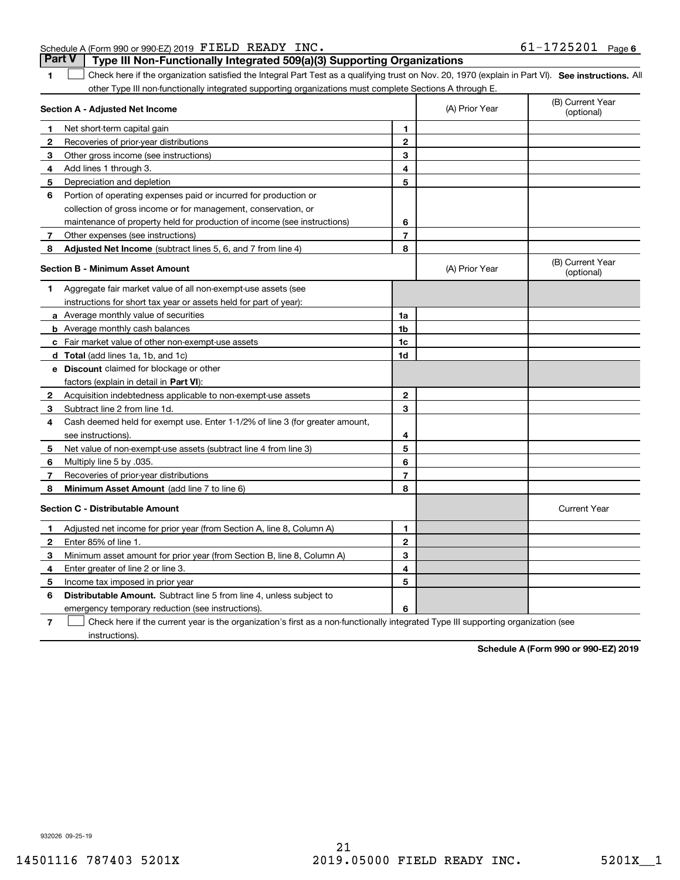Schedule A (Form 990 or 990-EZ) 2019 FIELD READY INC. 61-1725201

## Part V Type III Non-Functionally Integrated 509(a)(3) Supporting Organizations

**1** ☐ Check here if the organization satisfied the Integral Part Test as a qualifying trust on Nov. 20, 1970 (explain in Part VI). **See instructions.** All other Type III non-functionally integrated supporting organizations must complete Sections A through E.

| | **Section A - Adjusted Net Income** | | (A) Prior Year | (B) Current Year (optional) |
|---|---|---|---|---|
| **1** | Net short-term capital gain | **1** | | |
| **2** | Recoveries of prior-year distributions | **2** | | |
| **3** | Other gross income (see instructions) | **3** | | |
| **4** | Add lines 1 through 3. | **4** | | |
| **5** | Depreciation and depletion | **5** | | |
| **6** | Portion of operating expenses paid or incurred for production or collection of gross income or for management, conservation, or maintenance of property held for production of income (see instructions) | **6** | | |
| **7** | Other expenses (see instructions) | **7** | | |
| **8** | **Adjusted Net Income** (subtract lines 5, 6, and 7 from line 4) | **8** | | |

| | **Section B - Minimum Asset Amount** | | (A) Prior Year | (B) Current Year (optional) |
|---|---|---|---|---|
| **1** | Aggregate fair market value of all non-exempt-use assets (see instructions for short tax year or assets held for part of year): | | | |
| **a** | Average monthly value of securities | **1a** | | |
| **b** | Average monthly cash balances | **1b** | | |
| **c** | Fair market value of other non-exempt-use assets | **1c** | | |
| **d** | **Total** (add lines 1a, 1b, and 1c) | **1d** | | |
| **e** | **Discount** claimed for blockage or other factors (explain in detail in **Part VI**): | | | |
| **2** | Acquisition indebtedness applicable to non-exempt-use assets | **2** | | |
| **3** | Subtract line 2 from line 1d. | **3** | | |
| **4** | Cash deemed held for exempt use. Enter 1-1/2% of line 3 (for greater amount, see instructions). | **4** | | |
| **5** | Net value of non-exempt-use assets (subtract line 4 from line 3) | **5** | | |
| **6** | Multiply line 5 by .035. | **6** | | |
| **7** | Recoveries of prior-year distributions | **7** | | |
| **8** | **Minimum Asset Amount** (add line 7 to line 6) | **8** | | |

| | **Section C - Distributable Amount** | | | Current Year |
|---|---|---|---|---|
| **1** | Adjusted net income for prior year (from Section A, line 8, Column A) | **1** | | |
| **2** | Enter 85% of line 1. | **2** | | |
| **3** | Minimum asset amount for prior year (from Section B, line 8, Column A) | **3** | | |
| **4** | Enter greater of line 2 or line 3. | **4** | | |
| **5** | Income tax imposed in prior year | **5** | | |
| **6** | **Distributable Amount.** Subtract line 5 from line 4, unless subject to emergency temporary reduction (see instructions). | **6** | | |

**7** ☐ Check here if the current year is the organization's first as a non-functionally integrated Type III supporting organization (see instructions).

**Schedule A (Form 990 or 990-EZ) 2019**

932026 09-25-19

14501116 787403 5201X 2019.05000 FIELD READY INC. 5201X__1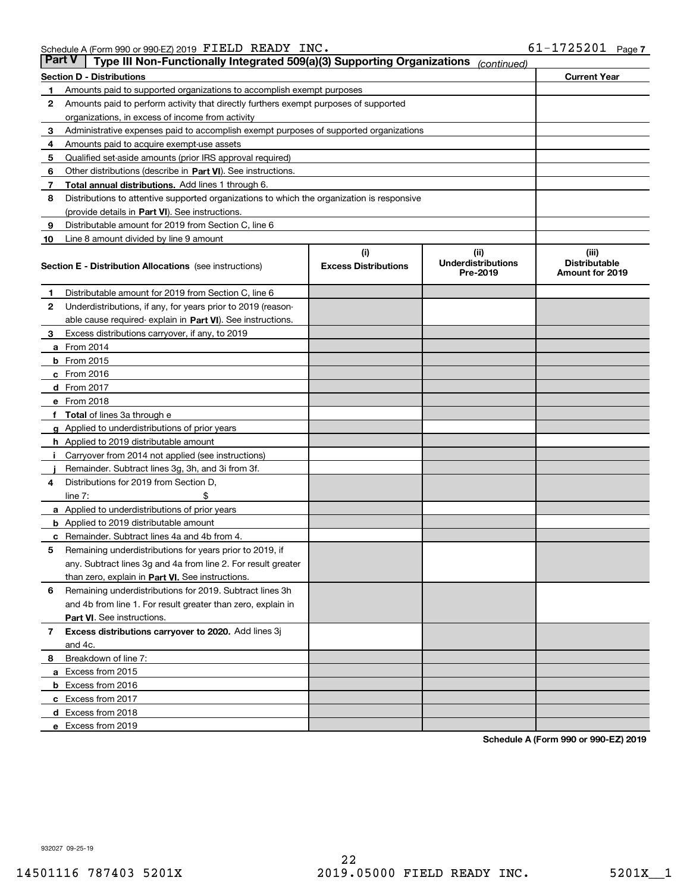Schedule A (Form 990 or 990-EZ) 2019 FIELD READY INC. 61-1725201 Page 7

## Part V Type III Non-Functionally Integrated 509(a)(3) Supporting Organizations *(continued)*

| Section D - Distributions | | Current Year |
|---|---|---|
| 1 | Amounts paid to supported organizations to accomplish exempt purposes | |
| 2 | Amounts paid to perform activity that directly furthers exempt purposes of supported organizations, in excess of income from activity | |
| 3 | Administrative expenses paid to accomplish exempt purposes of supported organizations | |
| 4 | Amounts paid to acquire exempt-use assets | |
| 5 | Qualified set-aside amounts (prior IRS approval required) | |
| 6 | Other distributions (describe in **Part VI**). See instructions. | |
| 7 | **Total annual distributions.** Add lines 1 through 6. | |
| 8 | Distributions to attentive supported organizations to which the organization is responsive (provide details in **Part VI**). See instructions. | |
| 9 | Distributable amount for 2019 from Section C, line 6 | |
| 10 | Line 8 amount divided by line 9 amount | |

| Section E - Distribution Allocations (see instructions) | (i) Excess Distributions | (ii) Underdistributions Pre-2019 | (iii) Distributable Amount for 2019 |
|---|---|---|---|
| 1 Distributable amount for 2019 from Section C, line 6 | | | |
| 2 Underdistributions, if any, for years prior to 2019 (reasonable cause required- explain in **Part VI**). See instructions. | | | |
| 3 Excess distributions carryover, if any, to 2019 | | | |
| a From 2014 | | | |
| b From 2015 | | | |
| c From 2016 | | | |
| d From 2017 | | | |
| e From 2018 | | | |
| f **Total** of lines 3a through e | | | |
| g Applied to underdistributions of prior years | | | |
| h Applied to 2019 distributable amount | | | |
| i Carryover from 2014 not applied (see instructions) | | | |
| j Remainder. Subtract lines 3g, 3h, and 3i from 3f. | | | |
| 4 Distributions for 2019 from Section D, line 7: $ | | | |
| a Applied to underdistributions of prior years | | | |
| b Applied to 2019 distributable amount | | | |
| c Remainder. Subtract lines 4a and 4b from 4. | | | |
| 5 Remaining underdistributions for years prior to 2019, if any. Subtract lines 3g and 4a from line 2. For result greater than zero, explain in **Part VI.** See instructions. | | | |
| 6 Remaining underdistributions for 2019. Subtract lines 3h and 4b from line 1. For result greater than zero, explain in **Part VI**. See instructions. | | | |
| 7 **Excess distributions carryover to 2020.** Add lines 3j and 4c. | | | |
| 8 Breakdown of line 7: | | | |
| a Excess from 2015 | | | |
| b Excess from 2016 | | | |
| c Excess from 2017 | | | |
| d Excess from 2018 | | | |
| e Excess from 2019 | | | |

**Schedule A (Form 990 or 990-EZ) 2019**

932027 09-25-19

14501116 787403 5201X 2019.05000 FIELD READY INC. 5201X__1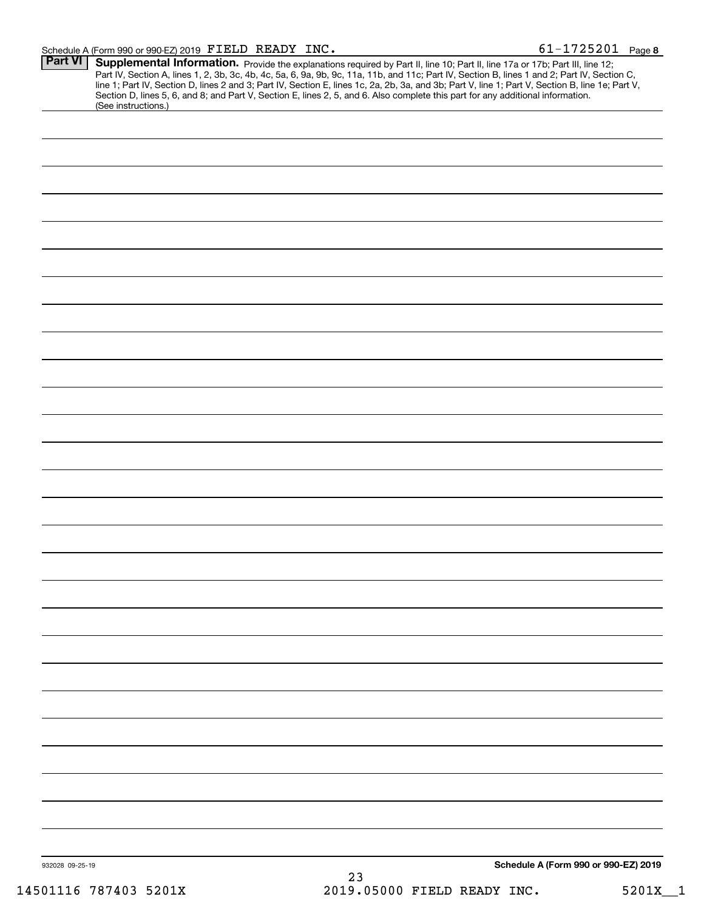Schedule A (Form 990 or 990-EZ) 2019 FIELD READY INC. 61-1725201 Page 8

**Part VI** **Supplemental Information.** Provide the explanations required by Part II, line 10; Part II, line 17a or 17b; Part III, line 12; Part IV, Section A, lines 1, 2, 3b, 3c, 4b, 4c, 5a, 6, 9a, 9b, 9c, 11a, 11b, and 11c; Part IV, Section B, lines 1 and 2; Part IV, Section C, line 1; Part IV, Section D, lines 2 and 3; Part IV, Section E, lines 1c, 2a, 2b, 3a, and 3b; Part V, line 1; Part V, Section B, line 1e; Part V, Section D, lines 5, 6, and 8; and Part V, Section E, lines 2, 5, and 6. Also complete this part for any additional information. (See instructions.)

932028 09-25-19

**Schedule A (Form 990 or 990-EZ) 2019**

14501116 787403 5201X 2019.05000 FIELD READY INC. 5201X__1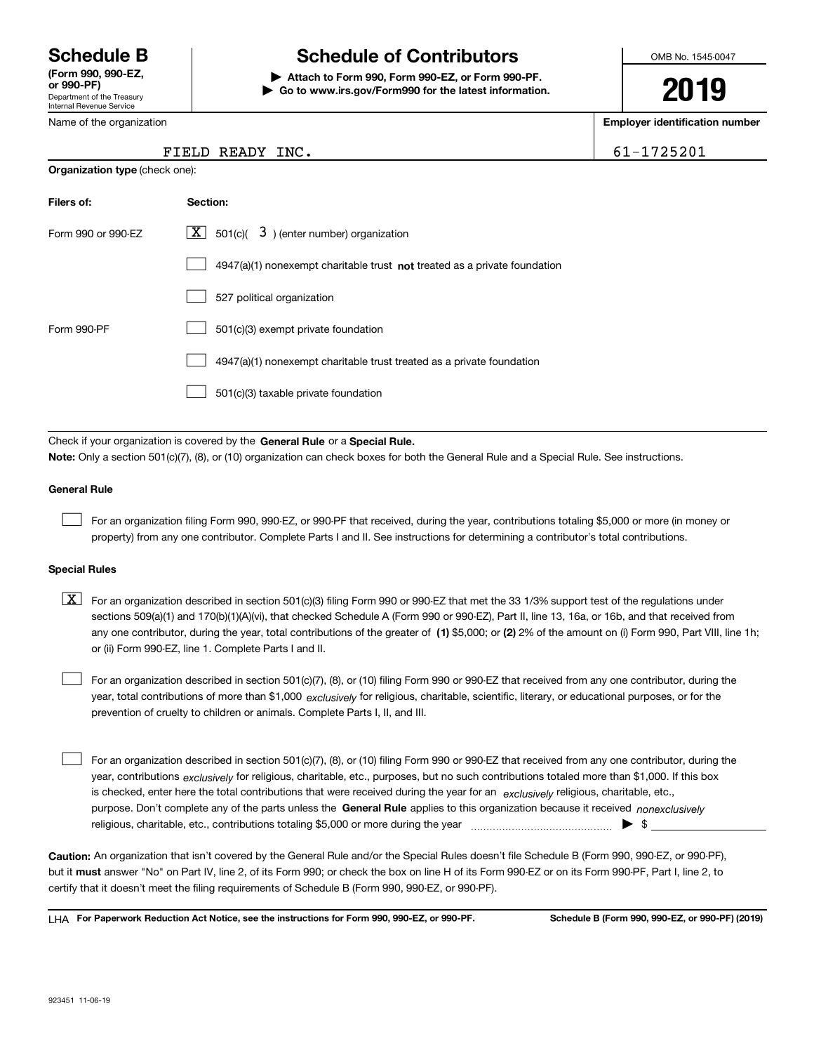# Schedule B

**(Form 990, 990-EZ, or 990-PF)**
Department of the Treasury
Internal Revenue Service

# Schedule of Contributors

**▶ Attach to Form 990, Form 990-EZ, or Form 990-PF.**
**▶ Go to www.irs.gov/Form990 for the latest information.**

OMB No. 1545-0047

**2019**

Name of the organization: FIELD READY INC.

**Employer identification number:** 61-1725201

**Organization type** (check one):

| Filers of: | Section: |
|---|---|
| Form 990 or 990-EZ | [X] 501(c)( 3 ) (enter number) organization |
| | [ ] 4947(a)(1) nonexempt charitable trust **not** treated as a private foundation |
| | [ ] 527 political organization |
| Form 990-PF | [ ] 501(c)(3) exempt private foundation |
| | [ ] 4947(a)(1) nonexempt charitable trust treated as a private foundation |
| | [ ] 501(c)(3) taxable private foundation |

Check if your organization is covered by the **General Rule** or a **Special Rule.**

**Note:** Only a section 501(c)(7), (8), or (10) organization can check boxes for both the General Rule and a Special Rule. See instructions.

**General Rule**

[ ] For an organization filing Form 990, 990-EZ, or 990-PF that received, during the year, contributions totaling $5,000 or more (in money or property) from any one contributor. Complete Parts I and II. See instructions for determining a contributor's total contributions.

**Special Rules**

[X] For an organization described in section 501(c)(3) filing Form 990 or 990-EZ that met the 33 1/3% support test of the regulations under sections 509(a)(1) and 170(b)(1)(A)(vi), that checked Schedule A (Form 990 or 990-EZ), Part II, line 13, 16a, or 16b, and that received from any one contributor, during the year, total contributions of the greater of **(1)** $5,000; or **(2)** 2% of the amount on (i) Form 990, Part VIII, line 1h; or (ii) Form 990-EZ, line 1. Complete Parts I and II.

[ ] For an organization described in section 501(c)(7), (8), or (10) filing Form 990 or 990-EZ that received from any one contributor, during the year, total contributions of more than $1,000 *exclusively* for religious, charitable, scientific, literary, or educational purposes, or for the prevention of cruelty to children or animals. Complete Parts I, II, and III.

[ ] For an organization described in section 501(c)(7), (8), or (10) filing Form 990 or 990-EZ that received from any one contributor, during the year, contributions *exclusively* for religious, charitable, etc., purposes, but no such contributions totaled more than $1,000. If this box is checked, enter here the total contributions that were received during the year for an *exclusively* religious, charitable, etc., purpose. Don't complete any of the parts unless the **General Rule** applies to this organization because it received *nonexclusively* religious, charitable, etc., contributions totaling $5,000 or more during the year ▶ $

**Caution:** An organization that isn't covered by the General Rule and/or the Special Rules doesn't file Schedule B (Form 990, 990-EZ, or 990-PF), but it **must** answer "No" on Part IV, line 2, of its Form 990; or check the box on line H of its Form 990-EZ or on its Form 990-PF, Part I, line 2, to certify that it doesn't meet the filing requirements of Schedule B (Form 990, 990-EZ, or 990-PF).

LHA **For Paperwork Reduction Act Notice, see the instructions for Form 990, 990-EZ, or 990-PF.** **Schedule B (Form 990, 990-EZ, or 990-PF) (2019)**

923451 11-06-19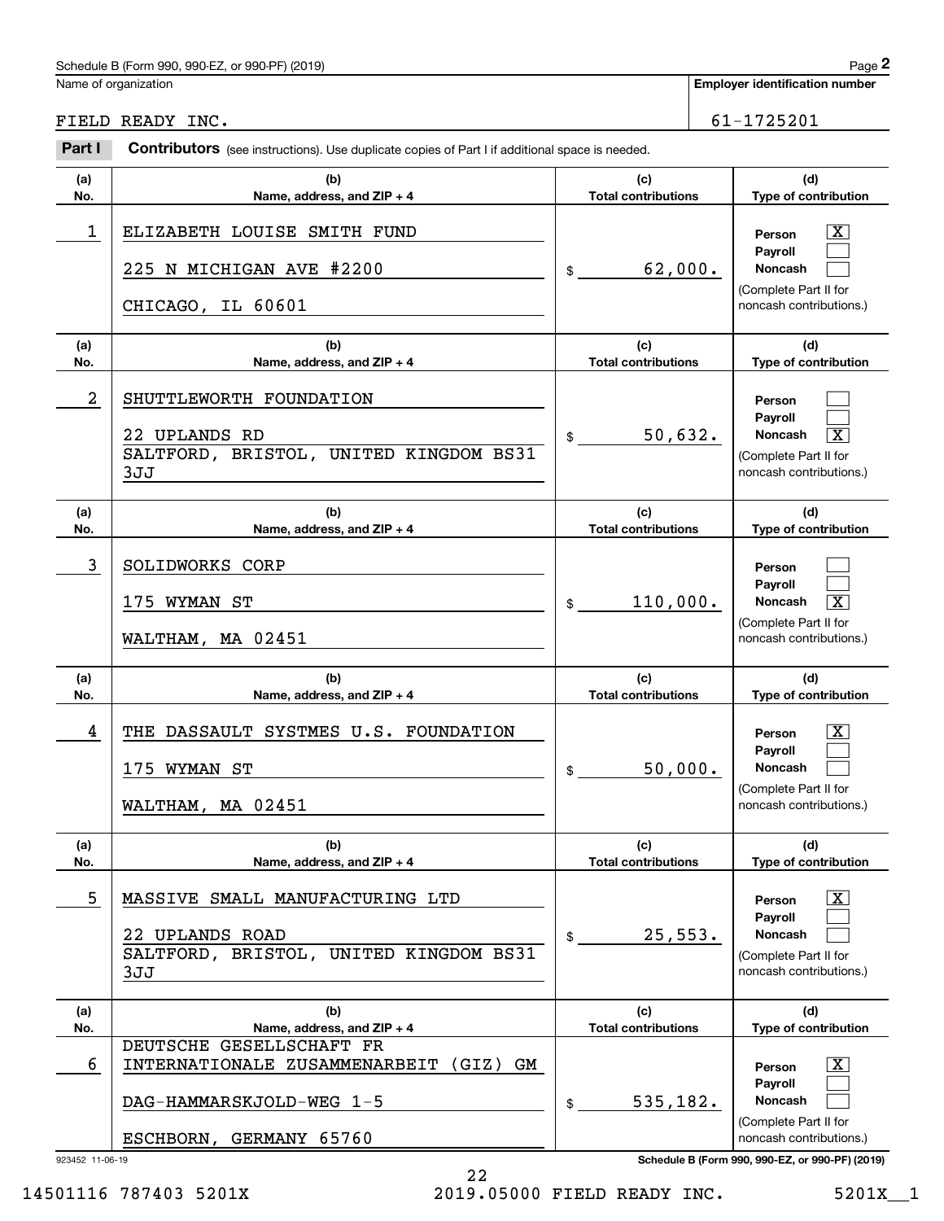Schedule B (Form 990, 990-EZ, or 990-PF) (2019)

Name of organization: FIELD READY INC.

**Employer identification number:** 61-1725201

## Part I **Contributors** (see instructions). Use duplicate copies of Part I if additional space is needed.

| (a) No. | (b) Name, address, and ZIP + 4 | (c) Total contributions | (d) Type of contribution |
|---|---|---|---|
| 1 | ELIZABETH LOUISE SMITH FUND<br>225 N MICHIGAN AVE #2200<br>CHICAGO, IL 60601 | $ 62,000. | Person [X]<br>Payroll [ ]<br>Noncash [ ]<br>(Complete Part II for noncash contributions.) |
| 2 | SHUTTLEWORTH FOUNDATION<br>22 UPLANDS RD<br>SALTFORD, BRISTOL, UNITED KINGDOM BS31 3JJ | $ 50,632. | Person [ ]<br>Payroll [ ]<br>Noncash [X]<br>(Complete Part II for noncash contributions.) |
| 3 | SOLIDWORKS CORP<br>175 WYMAN ST<br>WALTHAM, MA 02451 | $ 110,000. | Person [ ]<br>Payroll [ ]<br>Noncash [X]<br>(Complete Part II for noncash contributions.) |
| 4 | THE DASSAULT SYSTMES U.S. FOUNDATION<br>175 WYMAN ST<br>WALTHAM, MA 02451 | $ 50,000. | Person [X]<br>Payroll [ ]<br>Noncash [ ]<br>(Complete Part II for noncash contributions.) |
| 5 | MASSIVE SMALL MANUFACTURING LTD<br>22 UPLANDS ROAD<br>SALTFORD, BRISTOL, UNITED KINGDOM BS31 3JJ | $ 25,553. | Person [X]<br>Payroll [ ]<br>Noncash [ ]<br>(Complete Part II for noncash contributions.) |
| 6 | DEUTSCHE GESELLSCHAFT FR INTERNATIONALE ZUSAMMENARBEIT (GIZ) GM<br>DAG-HAMMARSKJOLD-WEG 1-5<br>ESCHBORN, GERMANY 65760 | $ 535,182. | Person [X]<br>Payroll [ ]<br>Noncash [ ]<br>(Complete Part II for noncash contributions.) |

923452 11-06-19

Schedule B (Form 990, 990-EZ, or 990-PF) (2019)

14501116 787403 5201X 2019.05000 FIELD READY INC. 5201X__1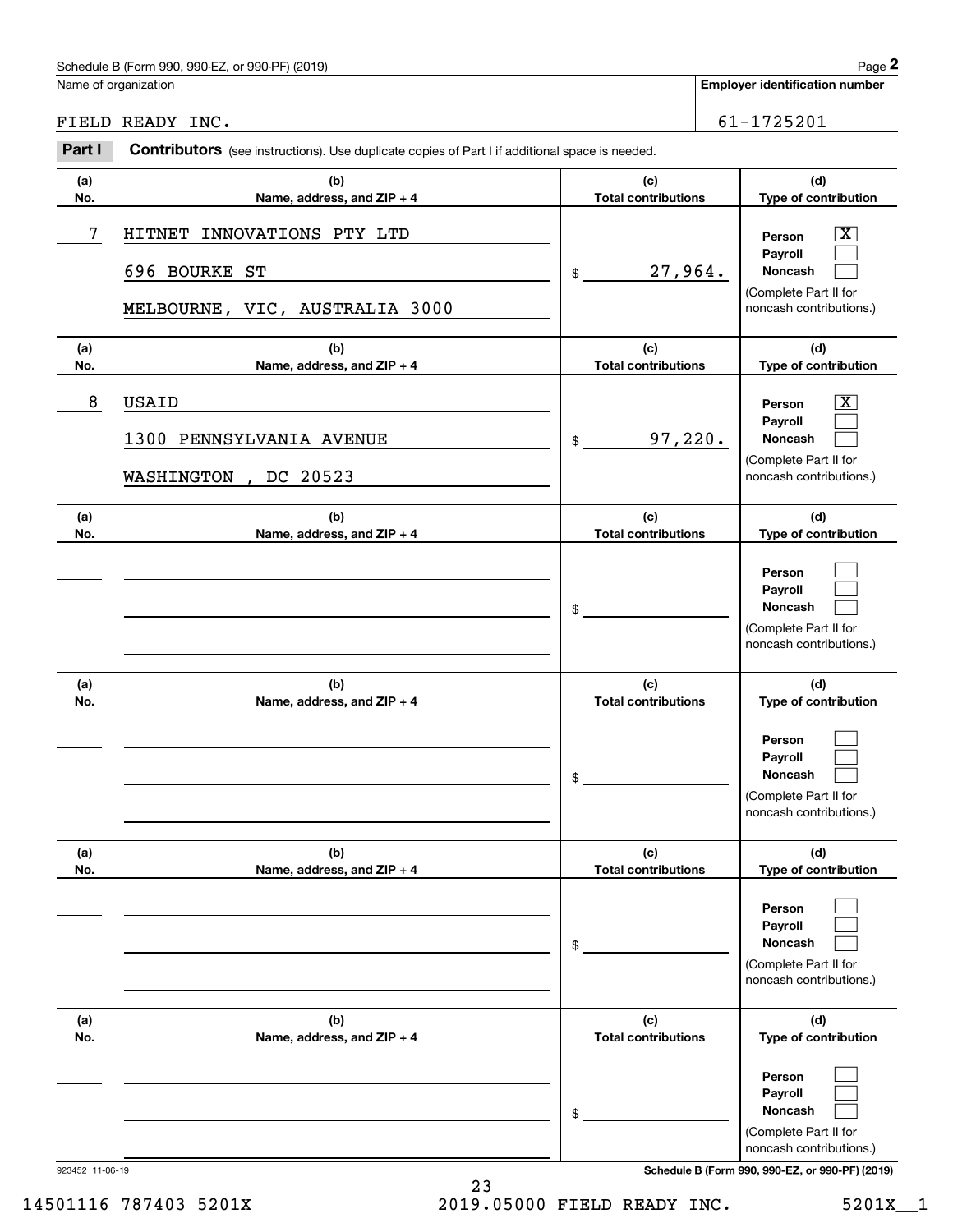Schedule B (Form 990, 990-EZ, or 990-PF) (2019)

Name of organization: FIELD READY INC.

Employer identification number: 61-1725201

## Part I Contributors (see instructions). Use duplicate copies of Part I if additional space is needed.

| (a) No. | (b) Name, address, and ZIP + 4 | (c) Total contributions | (d) Type of contribution |
|---|---|---|---|
| 7 | HITNET INNOVATIONS PTY LTD<br>696 BOURKE ST<br>MELBOURNE, VIC, AUSTRALIA 3000 | $ 27,964. | Person [X]<br>Payroll [ ]<br>Noncash [ ]<br>(Complete Part II for noncash contributions.) |
| 8 | USAID<br>1300 PENNSYLVANIA AVENUE<br>WASHINGTON , DC 20523 | $ 97,220. | Person [X]<br>Payroll [ ]<br>Noncash [ ]<br>(Complete Part II for noncash contributions.) |
| | | $ | Person [ ]<br>Payroll [ ]<br>Noncash [ ]<br>(Complete Part II for noncash contributions.) |
| | | $ | Person [ ]<br>Payroll [ ]<br>Noncash [ ]<br>(Complete Part II for noncash contributions.) |
| | | $ | Person [ ]<br>Payroll [ ]<br>Noncash [ ]<br>(Complete Part II for noncash contributions.) |
| | | $ | Person [ ]<br>Payroll [ ]<br>Noncash [ ]<br>(Complete Part II for noncash contributions.) |

923452 11-06-19

Schedule B (Form 990, 990-EZ, or 990-PF) (2019)

14501116 787403 5201X 2019.05000 FIELD READY INC. 5201X__1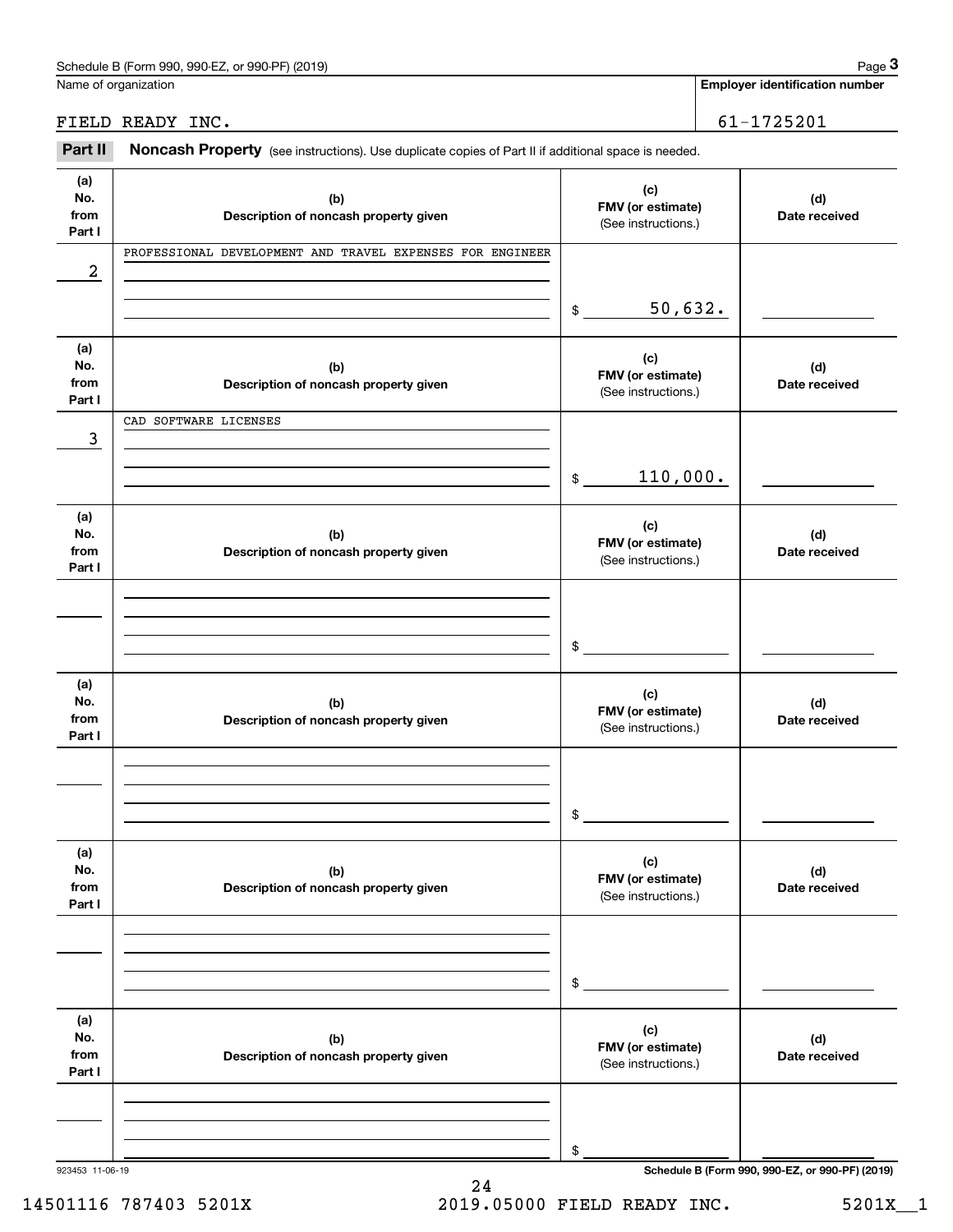Schedule B (Form 990, 990-EZ, or 990-PF) (2019)

Name of organization: FIELD READY INC.

Employer identification number: 61-1725201

**Part II** **Noncash Property** (see instructions). Use duplicate copies of Part II if additional space is needed.

| (a) No. from Part I | (b) Description of noncash property given | (c) FMV (or estimate) (See instructions.) | (d) Date received |
|---|---|---|---|
| 2 | PROFESSIONAL DEVELOPMENT AND TRAVEL EXPENSES FOR ENGINEER | $ 50,632. | |
| 3 | CAD SOFTWARE LICENSES | $ 110,000. | |
| | | $ | |
| | | $ | |
| | | $ | |
| | | $ | |

923453 11-06-19

Schedule B (Form 990, 990-EZ, or 990-PF) (2019)

14501116 787403 5201X 2019.05000 FIELD READY INC. 5201X__1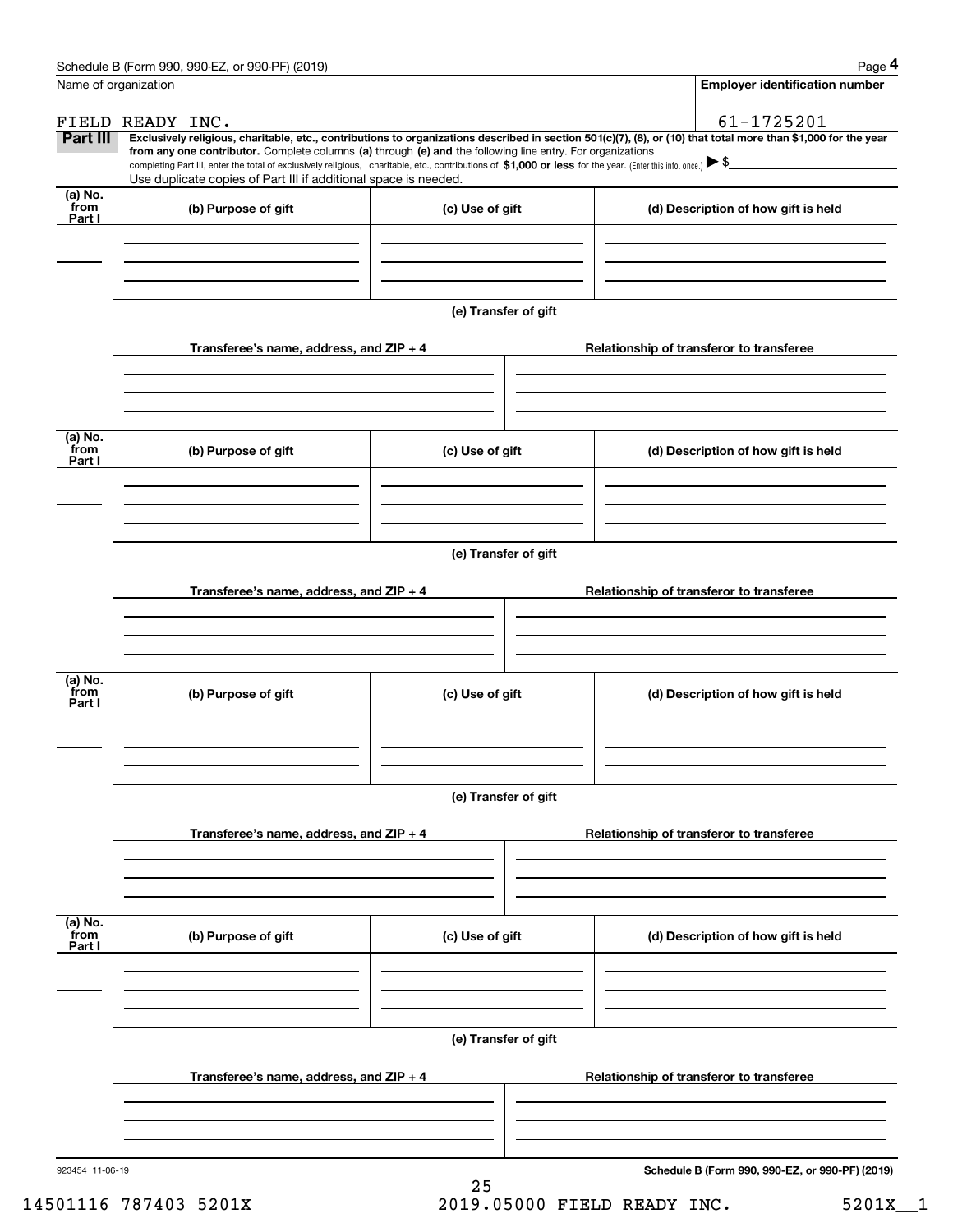Schedule B (Form 990, 990-EZ, or 990-PF) (2019)

Name of organization: FIELD READY INC.

Employer identification number: 61-1725201

**Part III** **Exclusively religious, charitable, etc., contributions to organizations described in section 501(c)(7), (8), or (10) that total more than $1,000 for the year from any one contributor.** Complete columns **(a)** through **(e) and** the following line entry. For organizations completing Part III, enter the total of exclusively religious, charitable, etc., contributions of **$1,000 or less** for the year. (Enter this info. once.) ▶ $

Use duplicate copies of Part III if additional space is needed.

| (a) No. from Part I | (b) Purpose of gift | (c) Use of gift | (d) Description of how gift is held |
|---|---|---|---|
| | | | |

**(e) Transfer of gift**

| Transferee's name, address, and ZIP + 4 | Relationship of transferor to transferee |
|---|---|
| | |

| (a) No. from Part I | (b) Purpose of gift | (c) Use of gift | (d) Description of how gift is held |
|---|---|---|---|
| | | | |

**(e) Transfer of gift**

| Transferee's name, address, and ZIP + 4 | Relationship of transferor to transferee |
|---|---|
| | |

| (a) No. from Part I | (b) Purpose of gift | (c) Use of gift | (d) Description of how gift is held |
|---|---|---|---|
| | | | |

**(e) Transfer of gift**

| Transferee's name, address, and ZIP + 4 | Relationship of transferor to transferee |
|---|---|
| | |

| (a) No. from Part I | (b) Purpose of gift | (c) Use of gift | (d) Description of how gift is held |
|---|---|---|---|
| | | | |

**(e) Transfer of gift**

| Transferee's name, address, and ZIP + 4 | Relationship of transferor to transferee |
|---|---|
| | |

923454 11-06-19

**Schedule B (Form 990, 990-EZ, or 990-PF) (2019)**

14501116 787403 5201X 2019.05000 FIELD READY INC. 5201X__1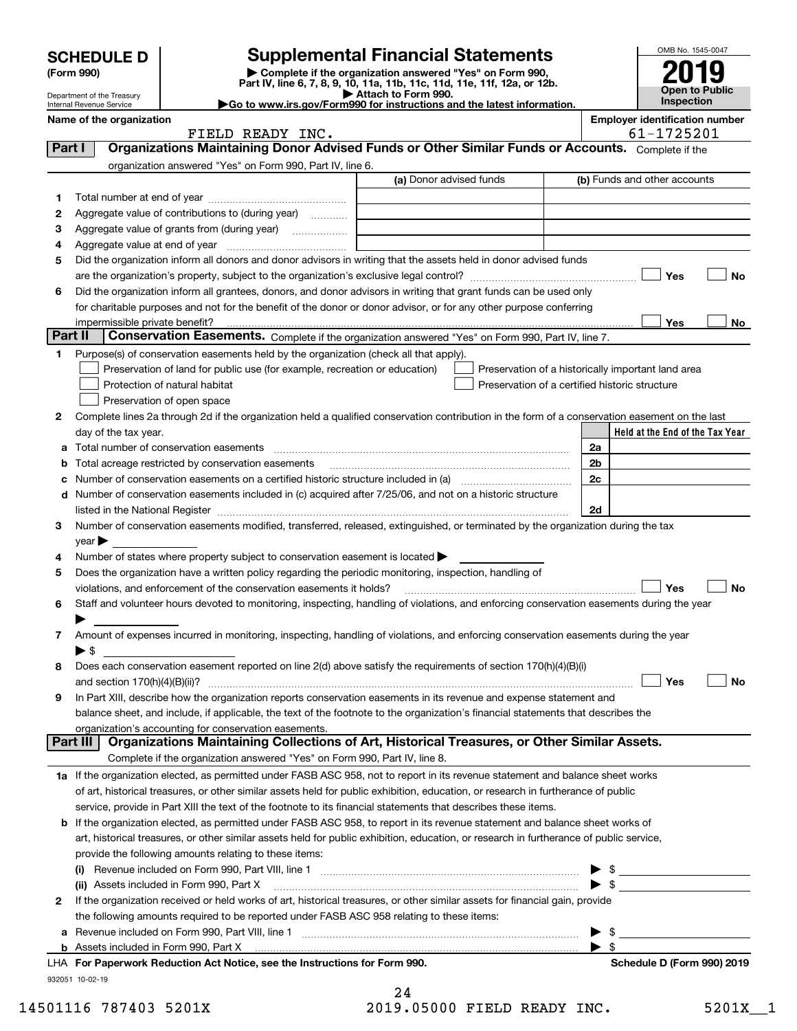# SCHEDULE D (Form 990)

Department of the Treasury
Internal Revenue Service

## Supplemental Financial Statements

▶ Complete if the organization answered "Yes" on Form 990, Part IV, line 6, 7, 8, 9, 10, 11a, 11b, 11c, 11d, 11e, 11f, 12a, or 12b.
▶ Attach to Form 990.
▶Go to www.irs.gov/Form990 for instructions and the latest information.

OMB No. 1545-0047
**2019**
**Open to Public Inspection**

**Name of the organization:** FIELD READY INC.
**Employer identification number:** 61-1725201

## Part I Organizations Maintaining Donor Advised Funds or Other Similar Funds or Accounts.
Complete if the organization answered "Yes" on Form 990, Part IV, line 6.

| | | (a) Donor advised funds | (b) Funds and other accounts |
|---|---|---|---|
| 1 | Total number at end of year | | |
| 2 | Aggregate value of contributions to (during year) | | |
| 3 | Aggregate value of grants from (during year) | | |
| 4 | Aggregate value at end of year | | |

5 Did the organization inform all donors and donor advisors in writing that the assets held in donor advised funds are the organization's property, subject to the organization's exclusive legal control? ☐ Yes ☐ No

6 Did the organization inform all grantees, donors, and donor advisors in writing that grant funds can be used only for charitable purposes and not for the benefit of the donor or donor advisor, or for any other purpose conferring impermissible private benefit? ☐ Yes ☐ No

## Part II Conservation Easements.
Complete if the organization answered "Yes" on Form 990, Part IV, line 7.

1 Purpose(s) of conservation easements held by the organization (check all that apply).
- ☐ Preservation of land for public use (for example, recreation or education)
- ☐ Preservation of a historically important land area
- ☐ Protection of natural habitat
- ☐ Preservation of a certified historic structure
- ☐ Preservation of open space

2 Complete lines 2a through 2d if the organization held a qualified conservation contribution in the form of a conservation easement on the last day of the tax year.

| | | | Held at the End of the Tax Year |
|---|---|---|---|
| a | Total number of conservation easements | 2a | |
| b | Total acreage restricted by conservation easements | 2b | |
| c | Number of conservation easements on a certified historic structure included in (a) | 2c | |
| d | Number of conservation easements included in (c) acquired after 7/25/06, and not on a historic structure listed in the National Register | 2d | |

3 Number of conservation easements modified, transferred, released, extinguished, or terminated by the organization during the tax year ▶

4 Number of states where property subject to conservation easement is located ▶

5 Does the organization have a written policy regarding the periodic monitoring, inspection, handling of violations, and enforcement of the conservation easements it holds? ☐ Yes ☐ No

6 Staff and volunteer hours devoted to monitoring, inspecting, handling of violations, and enforcing conservation easements during the year ▶

7 Amount of expenses incurred in monitoring, inspecting, handling of violations, and enforcing conservation easements during the year ▶ $

8 Does each conservation easement reported on line 2(d) above satisfy the requirements of section 170(h)(4)(B)(i) and section 170(h)(4)(B)(ii)? ☐ Yes ☐ No

9 In Part XIII, describe how the organization reports conservation easements in its revenue and expense statement and balance sheet, and include, if applicable, the text of the footnote to the organization's financial statements that describes the organization's accounting for conservation easements.

## Part III Organizations Maintaining Collections of Art, Historical Treasures, or Other Similar Assets.
Complete if the organization answered "Yes" on Form 990, Part IV, line 8.

1a If the organization elected, as permitted under FASB ASC 958, not to report in its revenue statement and balance sheet works of art, historical treasures, or other similar assets held for public exhibition, education, or research in furtherance of public service, provide in Part XIII the text of the footnote to its financial statements that describes these items.

b If the organization elected, as permitted under FASB ASC 958, to report in its revenue statement and balance sheet works of art, historical treasures, or other similar assets held for public exhibition, education, or research in furtherance of public service, provide the following amounts relating to these items:

(i) Revenue included on Form 990, Part VIII, line 1 ▶ $

(ii) Assets included in Form 990, Part X ▶ $

2 If the organization received or held works of art, historical treasures, or other similar assets for financial gain, provide the following amounts required to be reported under FASB ASC 958 relating to these items:

a Revenue included on Form 990, Part VIII, line 1 ▶ $

b Assets included in Form 990, Part X ▶ $

LHA For Paperwork Reduction Act Notice, see the Instructions for Form 990. Schedule D (Form 990) 2019

932051 10-02-19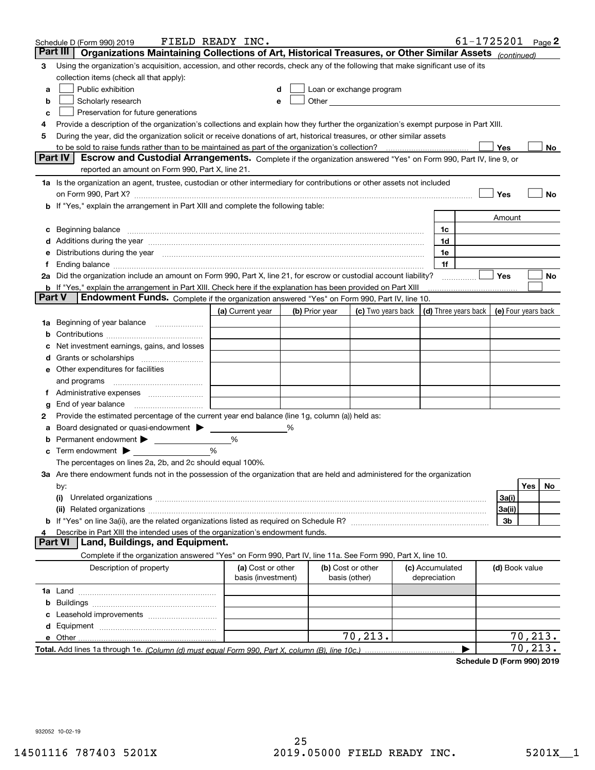Schedule D (Form 990) 2019 FIELD READY INC. 61-1725201 Page 2

## Part III Organizations Maintaining Collections of Art, Historical Treasures, or Other Similar Assets *(continued)*

**3** Using the organization's acquisition, accession, and other records, check any of the following that make significant use of its collection items (check all that apply):

- **a** ☐ Public exhibition
- **b** ☐ Scholarly research
- **c** ☐ Preservation for future generations
- **d** ☐ Loan or exchange program
- **e** ☐ Other

**4** Provide a description of the organization's collections and explain how they further the organization's exempt purpose in Part XIII.

**5** During the year, did the organization solicit or receive donations of art, historical treasures, or other similar assets to be sold to raise funds rather than to be maintained as part of the organization's collection? ☐ Yes ☐ No

## Part IV Escrow and Custodial Arrangements.

Complete if the organization answered "Yes" on Form 990, Part IV, line 9, or reported an amount on Form 990, Part X, line 21.

**1a** Is the organization an agent, trustee, custodian or other intermediary for contributions or other assets not included on Form 990, Part X? ☐ Yes ☐ No

**b** If "Yes," explain the arrangement in Part XIII and complete the following table:

| | | Amount |
|---|---|---|
| **c** Beginning balance | 1c | |
| **d** Additions during the year | 1d | |
| **e** Distributions during the year | 1e | |
| **f** Ending balance | 1f | |

**2a** Did the organization include an amount on Form 990, Part X, line 21, for escrow or custodial account liability? ☐ Yes ☐ No

**b** If "Yes," explain the arrangement in Part XIII. Check here if the explanation has been provided on Part XIII ☐

## Part V Endowment Funds.

Complete if the organization answered "Yes" on Form 990, Part IV, line 10.

| | (a) Current year | (b) Prior year | (c) Two years back | (d) Three years back | (e) Four years back |
|---|---|---|---|---|---|
| **1a** Beginning of year balance | | | | | |
| **b** Contributions | | | | | |
| **c** Net investment earnings, gains, and losses | | | | | |
| **d** Grants or scholarships | | | | | |
| **e** Other expenditures for facilities and programs | | | | | |
| **f** Administrative expenses | | | | | |
| **g** End of year balance | | | | | |

**2** Provide the estimated percentage of the current year end balance (line 1g, column (a)) held as:

- **a** Board designated or quasi-endowment ▶ ______ %
- **b** Permanent endowment ▶ ______ %
- **c** Term endowment ▶ ______ %

The percentages on lines 2a, 2b, and 2c should equal 100%.

**3a** Are there endowment funds not in the possession of the organization that are held and administered for the organization by:

| | | Yes | No |
|---|---|---|---|
| **(i)** Unrelated organizations | 3a(i) | | |
| **(ii)** Related organizations | 3a(ii) | | |
| **b** If "Yes" on line 3a(ii), are the related organizations listed as required on Schedule R? | 3b | | |

**4** Describe in Part XIII the intended uses of the organization's endowment funds.

## Part VI Land, Buildings, and Equipment.

Complete if the organization answered "Yes" on Form 990, Part IV, line 11a. See Form 990, Part X, line 10.

| Description of property | (a) Cost or other basis (investment) | (b) Cost or other basis (other) | (c) Accumulated depreciation | (d) Book value |
|---|---|---|---|---|
| **1a** Land | | | | |
| **b** Buildings | | | | |
| **c** Leasehold improvements | | | | |
| **d** Equipment | | | | |
| **e** Other | | 70,213. | | 70,213. |
| **Total.** Add lines 1a through 1e. *(Column (d) must equal Form 990, Part X, column (B), line 10c.)* ▶ | | | | 70,213. |

Schedule D (Form 990) 2019

932052 10-02-19

14501116 787403 5201X 2019.05000 FIELD READY INC. 5201X__1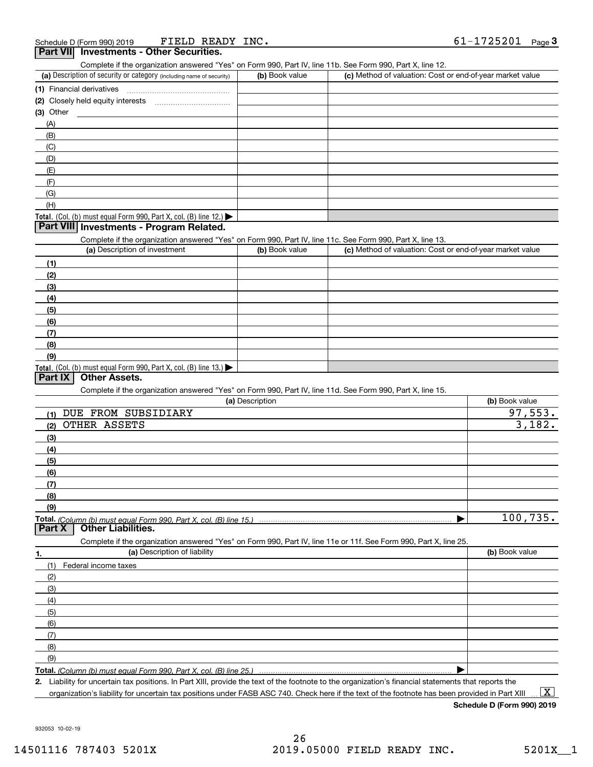Schedule D (Form 990) 2019 FIELD READY INC. 61-1725201 Page 3

## Part VII Investments - Other Securities.

Complete if the organization answered "Yes" on Form 990, Part IV, line 11b. See Form 990, Part X, line 12.

| (a) Description of security or category (including name of security) | (b) Book value | (c) Method of valuation: Cost or end-of-year market value |
|---|---|---|
| (1) Financial derivatives | | |
| (2) Closely held equity interests | | |
| (3) Other | | |
| (A) | | |
| (B) | | |
| (C) | | |
| (D) | | |
| (E) | | |
| (F) | | |
| (G) | | |
| (H) | | |
| **Total.** (Col. (b) must equal Form 990, Part X, col. (B) line 12.) ▶ | | |

## Part VIII Investments - Program Related.

Complete if the organization answered "Yes" on Form 990, Part IV, line 11c. See Form 990, Part X, line 13.

| (a) Description of investment | (b) Book value | (c) Method of valuation: Cost or end-of-year market value |
|---|---|---|
| (1) | | |
| (2) | | |
| (3) | | |
| (4) | | |
| (5) | | |
| (6) | | |
| (7) | | |
| (8) | | |
| (9) | | |
| **Total.** (Col. (b) must equal Form 990, Part X, col. (B) line 13.) ▶ | | |

## Part IX Other Assets.

Complete if the organization answered "Yes" on Form 990, Part IV, line 11d. See Form 990, Part X, line 15.

| (a) Description | (b) Book value |
|---|---|
| (1) DUE FROM SUBSIDIARY | 97,553. |
| (2) OTHER ASSETS | 3,182. |
| (3) | |
| (4) | |
| (5) | |
| (6) | |
| (7) | |
| (8) | |
| (9) | |
| **Total.** *(Column (b) must equal Form 990, Part X, col. (B) line 15.)* ▶ | 100,735. |

## Part X Other Liabilities.

Complete if the organization answered "Yes" on Form 990, Part IV, line 11e or 11f. See Form 990, Part X, line 25.

| 1. (a) Description of liability | (b) Book value |
|---|---|
| (1) Federal income taxes | |
| (2) | |
| (3) | |
| (4) | |
| (5) | |
| (6) | |
| (7) | |
| (8) | |
| (9) | |
| **Total.** *(Column (b) must equal Form 990, Part X, col. (B) line 25.)* ▶ | |

**2.** Liability for uncertain tax positions. In Part XIII, provide the text of the footnote to the organization's financial statements that reports the organization's liability for uncertain tax positions under FASB ASC 740. Check here if the text of the footnote has been provided in Part XIII ... [X]

**Schedule D (Form 990) 2019**

932053 10-02-19

14501116 787403 5201X 2019.05000 FIELD READY INC. 5201X__1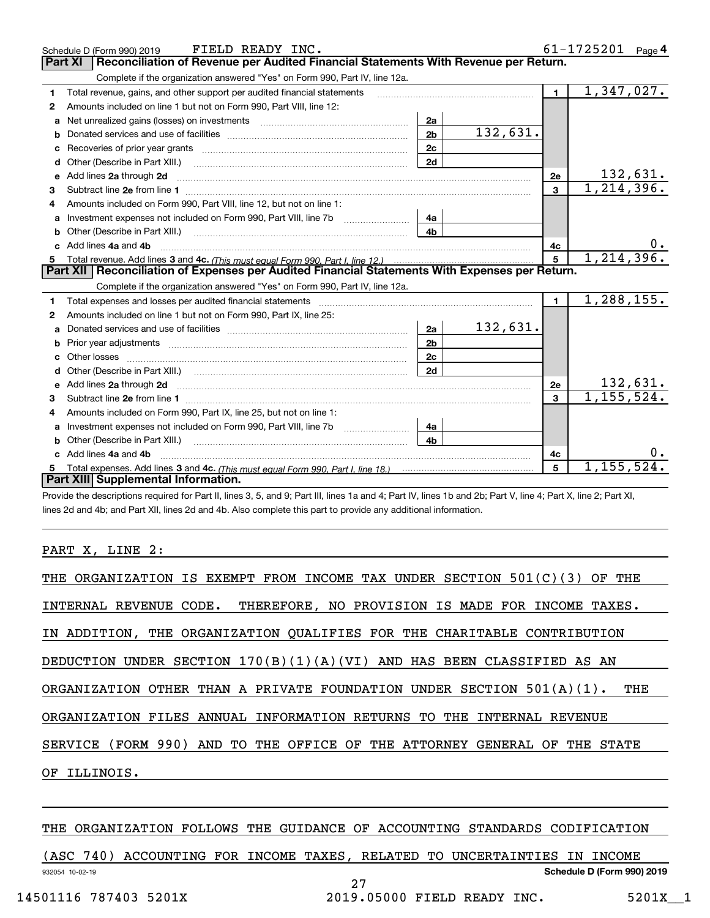Schedule D (Form 990) 2019 FIELD READY INC. 61-1725201 Page 4

## Part XI Reconciliation of Revenue per Audited Financial Statements With Revenue per Return.

Complete if the organization answered "Yes" on Form 990, Part IV, line 12a.

| | | | | | |
|---|---|---|---|---|---|
| 1 | Total revenue, gains, and other support per audited financial statements | | | 1 | 1,347,027. |
| 2 | Amounts included on line 1 but not on Form 990, Part VIII, line 12: | | | | |
| a | Net unrealized gains (losses) on investments | 2a | | | |
| b | Donated services and use of facilities | 2b | 132,631. | | |
| c | Recoveries of prior year grants | 2c | | | |
| d | Other (Describe in Part XIII.) | 2d | | | |
| e | Add lines 2a through 2d | | | 2e | 132,631. |
| 3 | Subtract line 2e from line 1 | | | 3 | 1,214,396. |
| 4 | Amounts included on Form 990, Part VIII, line 12, but not on line 1: | | | | |
| a | Investment expenses not included on Form 990, Part VIII, line 7b | 4a | | | |
| b | Other (Describe in Part XIII.) | 4b | | | |
| c | Add lines 4a and 4b | | | 4c | 0. |
| 5 | Total revenue. Add lines 3 and 4c. *(This must equal Form 990, Part I, line 12.)* | | | 5 | 1,214,396. |

## Part XII Reconciliation of Expenses per Audited Financial Statements With Expenses per Return.

Complete if the organization answered "Yes" on Form 990, Part IV, line 12a.

| | | | | | |
|---|---|---|---|---|---|
| 1 | Total expenses and losses per audited financial statements | | | 1 | 1,288,155. |
| 2 | Amounts included on line 1 but not on Form 990, Part IX, line 25: | | | | |
| a | Donated services and use of facilities | 2a | 132,631. | | |
| b | Prior year adjustments | 2b | | | |
| c | Other losses | 2c | | | |
| d | Other (Describe in Part XIII.) | 2d | | | |
| e | Add lines 2a through 2d | | | 2e | 132,631. |
| 3 | Subtract line 2e from line 1 | | | 3 | 1,155,524. |
| 4 | Amounts included on Form 990, Part IX, line 25, but not on line 1: | | | | |
| a | Investment expenses not included on Form 990, Part VIII, line 7b | 4a | | | |
| b | Other (Describe in Part XIII.) | 4b | | | |
| c | Add lines 4a and 4b | | | 4c | 0. |
| 5 | Total expenses. Add lines 3 and 4c. *(This must equal Form 990, Part I, line 18.)* | | | 5 | 1,155,524. |

## Part XIII Supplemental Information.

Provide the descriptions required for Part II, lines 3, 5, and 9; Part III, lines 1a and 4; Part IV, lines 1b and 2b; Part V, line 4; Part X, line 2; Part XI, lines 2d and 4b; and Part XII, lines 2d and 4b. Also complete this part to provide any additional information.

PART X, LINE 2:

THE ORGANIZATION IS EXEMPT FROM INCOME TAX UNDER SECTION 501(C)(3) OF THE INTERNAL REVENUE CODE. THEREFORE, NO PROVISION IS MADE FOR INCOME TAXES. IN ADDITION, THE ORGANIZATION QUALIFIES FOR THE CHARITABLE CONTRIBUTION DEDUCTION UNDER SECTION 170(B)(1)(A)(VI) AND HAS BEEN CLASSIFIED AS AN ORGANIZATION OTHER THAN A PRIVATE FOUNDATION UNDER SECTION 501(A)(1). THE ORGANIZATION FILES ANNUAL INFORMATION RETURNS TO THE INTERNAL REVENUE SERVICE (FORM 990) AND TO THE OFFICE OF THE ATTORNEY GENERAL OF THE STATE OF ILLINOIS.

THE ORGANIZATION FOLLOWS THE GUIDANCE OF ACCOUNTING STANDARDS CODIFICATION (ASC 740) ACCOUNTING FOR INCOME TAXES, RELATED TO UNCERTAINTIES IN INCOME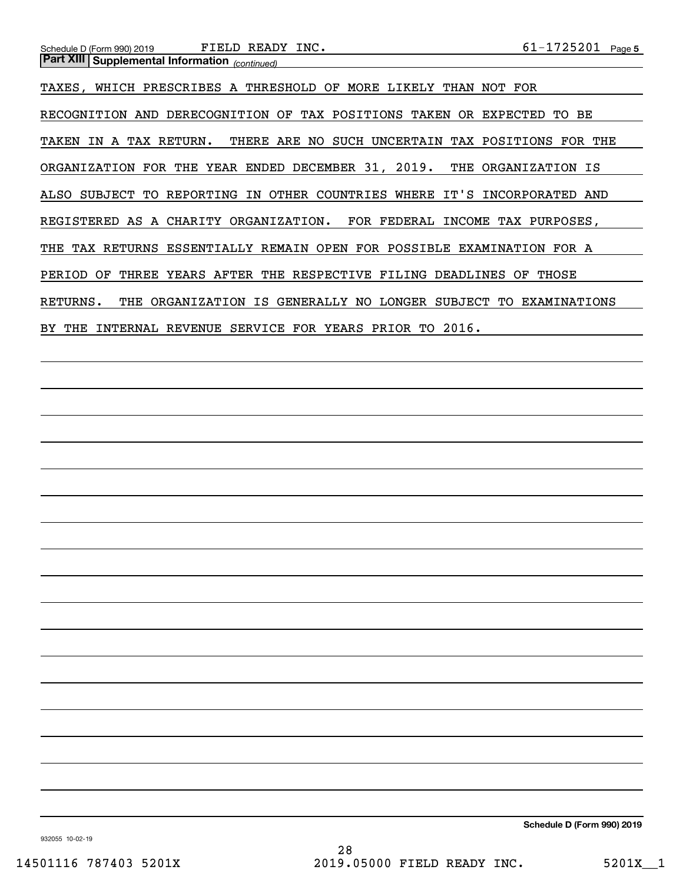**Part XIII Supplemental Information** *(continued)*

TAXES, WHICH PRESCRIBES A THRESHOLD OF MORE LIKELY THAN NOT FOR RECOGNITION AND DERECOGNITION OF TAX POSITIONS TAKEN OR EXPECTED TO BE TAKEN IN A TAX RETURN. THERE ARE NO SUCH UNCERTAIN TAX POSITIONS FOR THE ORGANIZATION FOR THE YEAR ENDED DECEMBER 31, 2019. THE ORGANIZATION IS ALSO SUBJECT TO REPORTING IN OTHER COUNTRIES WHERE IT'S INCORPORATED AND REGISTERED AS A CHARITY ORGANIZATION. FOR FEDERAL INCOME TAX PURPOSES, THE TAX RETURNS ESSENTIALLY REMAIN OPEN FOR POSSIBLE EXAMINATION FOR A PERIOD OF THREE YEARS AFTER THE RESPECTIVE FILING DEADLINES OF THOSE RETURNS. THE ORGANIZATION IS GENERALLY NO LONGER SUBJECT TO EXAMINATIONS BY THE INTERNAL REVENUE SERVICE FOR YEARS PRIOR TO 2016.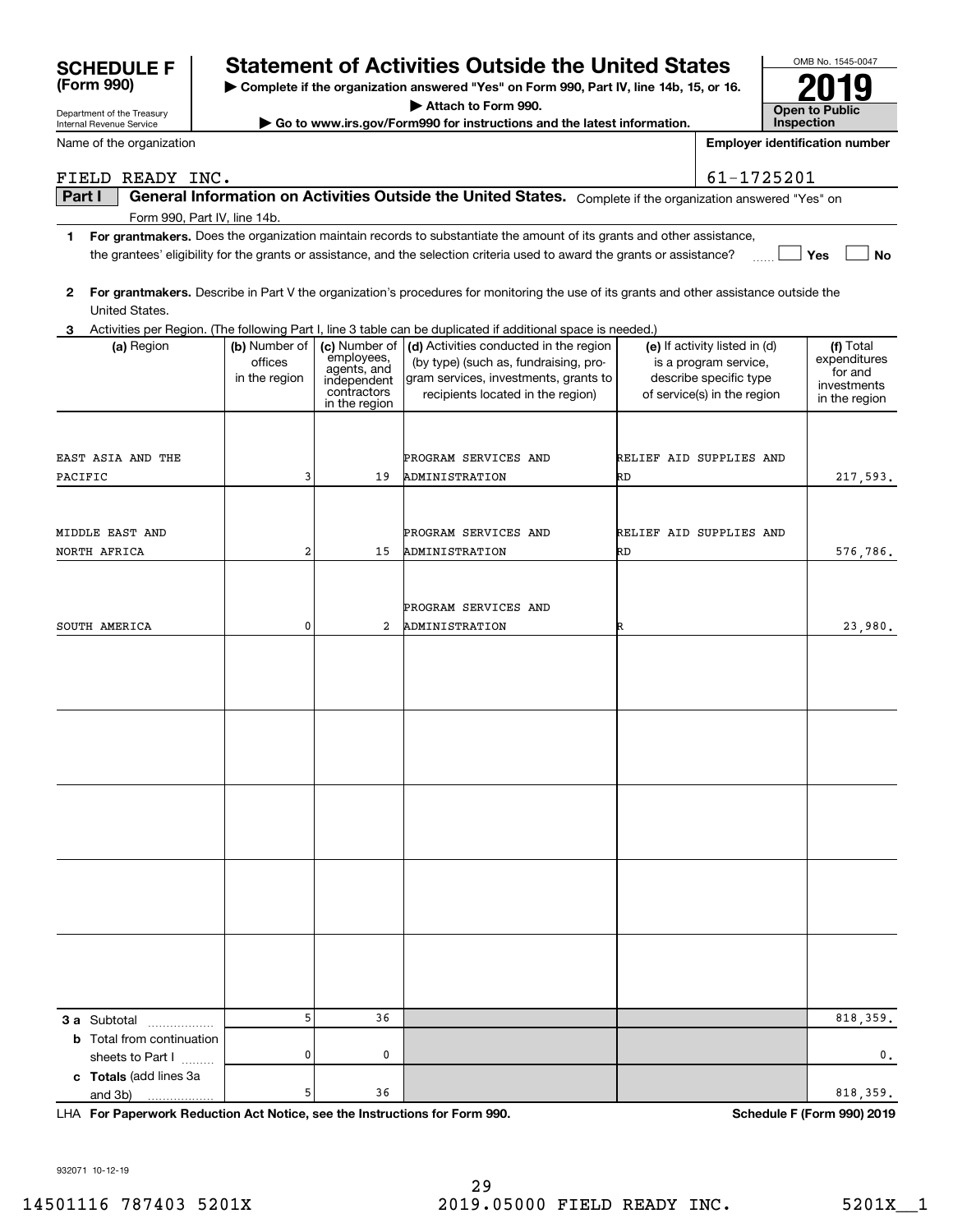# SCHEDULE F (Form 990)

Department of the Treasury
Internal Revenue Service

## Statement of Activities Outside the United States

▶ Complete if the organization answered "Yes" on Form 990, Part IV, line 14b, 15, or 16.
▶ Attach to Form 990.
▶ Go to www.irs.gov/Form990 for instructions and the latest information.

OMB No. 1545-0047
**2019**
**Open to Public Inspection**

Name of the organization: FIELD READY INC.
Employer identification number: 61-1725201

### Part I General Information on Activities Outside the United States. Complete if the organization answered "Yes" on Form 990, Part IV, line 14b.

**1** **For grantmakers.** Does the organization maintain records to substantiate the amount of its grants and other assistance, the grantees' eligibility for the grants or assistance, and the selection criteria used to award the grants or assistance? ☐ Yes ☐ No

**2** **For grantmakers.** Describe in Part V the organization's procedures for monitoring the use of its grants and other assistance outside the United States.

**3** Activities per Region. (The following Part I, line 3 table can be duplicated if additional space is needed.)

| (a) Region | (b) Number of offices in the region | (c) Number of employees, agents, and independent contractors in the region | (d) Activities conducted in the region (by type) (such as, fundraising, program services, investments, grants to recipients located in the region) | (e) If activity listed in (d) is a program service, describe specific type of service(s) in the region | (f) Total expenditures for and investments in the region |
|---|---|---|---|---|---|
| EAST ASIA AND THE PACIFIC | 3 | 19 | PROGRAM SERVICES AND ADMINISTRATION | RELIEF AID SUPPLIES AND RD | 217,593. |
| MIDDLE EAST AND NORTH AFRICA | 2 | 15 | PROGRAM SERVICES AND ADMINISTRATION | RELIEF AID SUPPLIES AND RD | 576,786. |
| SOUTH AMERICA | 0 | 2 | PROGRAM SERVICES AND ADMINISTRATION | R | 23,980. |
| | | | | | |
| | | | | | |
| | | | | | |
| | | | | | |
| | | | | | |
| **3 a** Subtotal | 5 | 36 | | | 818,359. |
| **b** Total from continuation sheets to Part I | 0 | 0 | | | 0. |
| **c Totals** (add lines 3a and 3b) | 5 | 36 | | | 818,359. |

LHA **For Paperwork Reduction Act Notice, see the Instructions for Form 990.** **Schedule F (Form 990) 2019**

932071 10-12-19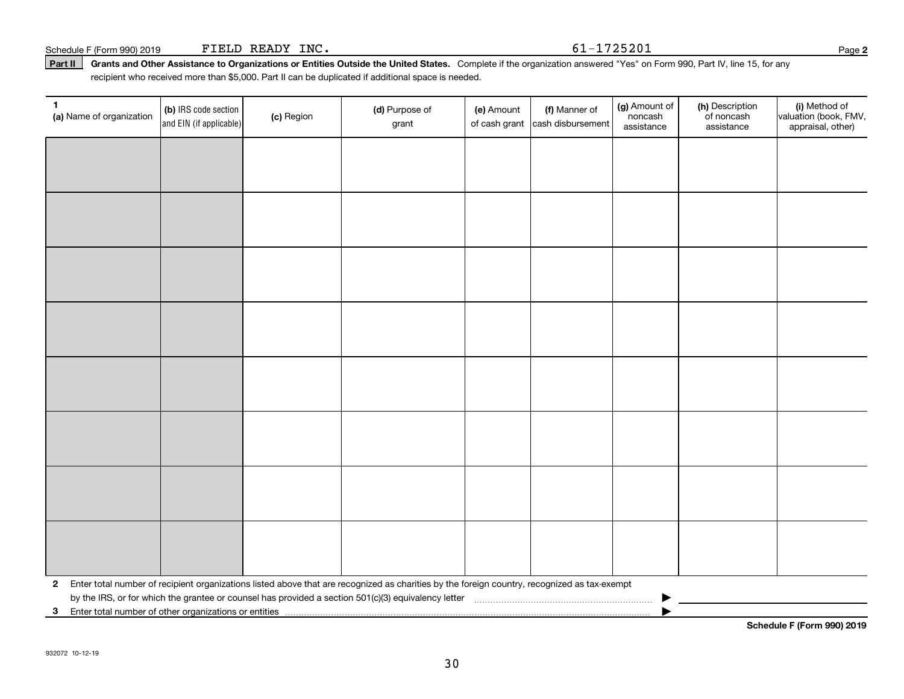Schedule F (Form 990) 2019 FIELD READY INC. 61-1725201

**Part II** **Grants and Other Assistance to Organizations or Entities Outside the United States.** Complete if the organization answered "Yes" on Form 990, Part IV, line 15, for any recipient who received more than $5,000. Part II can be duplicated if additional space is needed.

| 1 (a) Name of organization | (b) IRS code section and EIN (if applicable) | (c) Region | (d) Purpose of grant | (e) Amount of cash grant | (f) Manner of cash disbursement | (g) Amount of noncash assistance | (h) Description of noncash assistance | (i) Method of valuation (book, FMV, appraisal, other) |
|---|---|---|---|---|---|---|---|---|
| | | | | | | | | |
| | | | | | | | | |
| | | | | | | | | |
| | | | | | | | | |
| | | | | | | | | |
| | | | | | | | | |
| | | | | | | | | |
| | | | | | | | | |

**2** Enter total number of recipient organizations listed above that are recognized as charities by the foreign country, recognized as tax-exempt by the IRS, or for which the grantee or counsel has provided a section 501(c)(3) equivalency letter ▶

**3** Enter total number of other organizations or entities ▶

**Schedule F (Form 990) 2019**

932072 10-12-19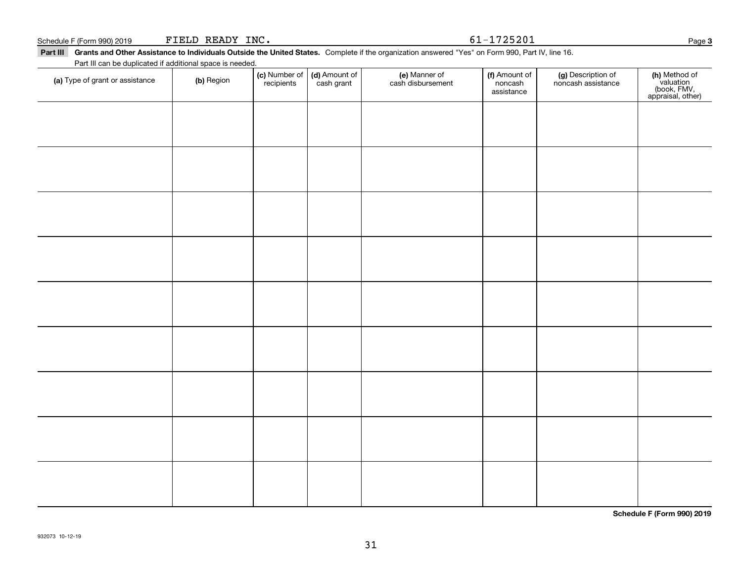Schedule F (Form 990) 2019 FIELD READY INC. 61-1725201

**Part III** **Grants and Other Assistance to Individuals Outside the United States.** Complete if the organization answered "Yes" on Form 990, Part IV, line 16. Part III can be duplicated if additional space is needed.

| (a) Type of grant or assistance | (b) Region | (c) Number of recipients | (d) Amount of cash grant | (e) Manner of cash disbursement | (f) Amount of noncash assistance | (g) Description of noncash assistance | (h) Method of valuation (book, FMV, appraisal, other) |
|---|---|---|---|---|---|---|---|
| | | | | | | | |
| | | | | | | | |
| | | | | | | | |
| | | | | | | | |
| | | | | | | | |
| | | | | | | | |
| | | | | | | | |
| | | | | | | | |
| | | | | | | | |

**Schedule F (Form 990) 2019**

932073 10-12-19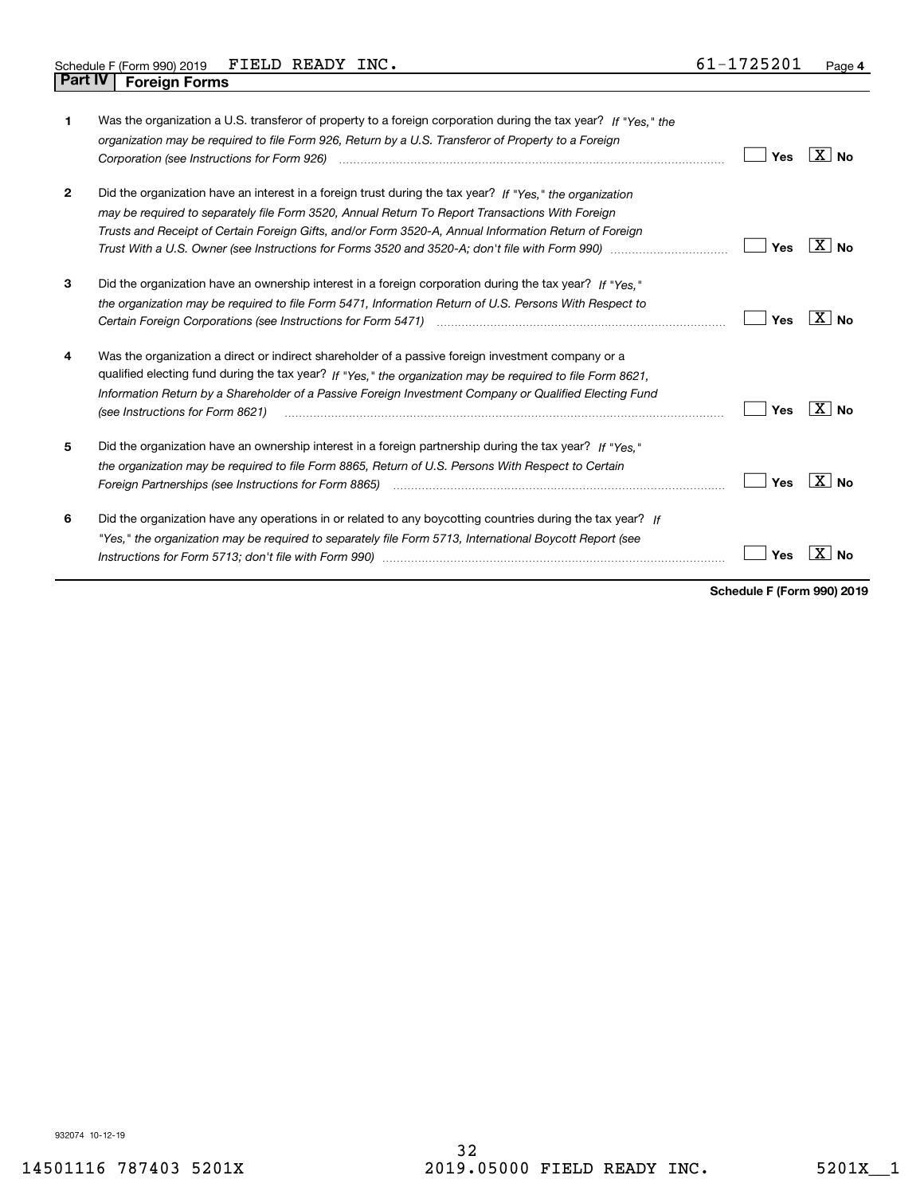Schedule F (Form 990) 2019 FIELD READY INC. 61-1725201

## Part IV Foreign Forms

| | | Yes | No |
|---|---|---|---|
| **1** | Was the organization a U.S. transferor of property to a foreign corporation during the tax year? *If "Yes," the organization may be required to file Form 926, Return by a U.S. Transferor of Property to a Foreign Corporation (see Instructions for Form 926)* | | X |
| **2** | Did the organization have an interest in a foreign trust during the tax year? *If "Yes," the organization may be required to separately file Form 3520, Annual Return To Report Transactions With Foreign Trusts and Receipt of Certain Foreign Gifts, and/or Form 3520-A, Annual Information Return of Foreign Trust With a U.S. Owner (see Instructions for Forms 3520 and 3520-A; don't file with Form 990)* | | X |
| **3** | Did the organization have an ownership interest in a foreign corporation during the tax year? *If "Yes," the organization may be required to file Form 5471, Information Return of U.S. Persons With Respect to Certain Foreign Corporations (see Instructions for Form 5471)* | | X |
| **4** | Was the organization a direct or indirect shareholder of a passive foreign investment company or a qualified electing fund during the tax year? *If "Yes," the organization may be required to file Form 8621, Information Return by a Shareholder of a Passive Foreign Investment Company or Qualified Electing Fund (see Instructions for Form 8621)* | | X |
| **5** | Did the organization have an ownership interest in a foreign partnership during the tax year? *If "Yes," the organization may be required to file Form 8865, Return of U.S. Persons With Respect to Certain Foreign Partnerships (see Instructions for Form 8865)* | | X |
| **6** | Did the organization have any operations in or related to any boycotting countries during the tax year? *If "Yes," the organization may be required to separately file Form 5713, International Boycott Report (see Instructions for Form 5713; don't file with Form 990)* | | X |

**Schedule F (Form 990) 2019**

932074 10-12-19

14501116 787403 5201X 2019.05000 FIELD READY INC. 5201X__1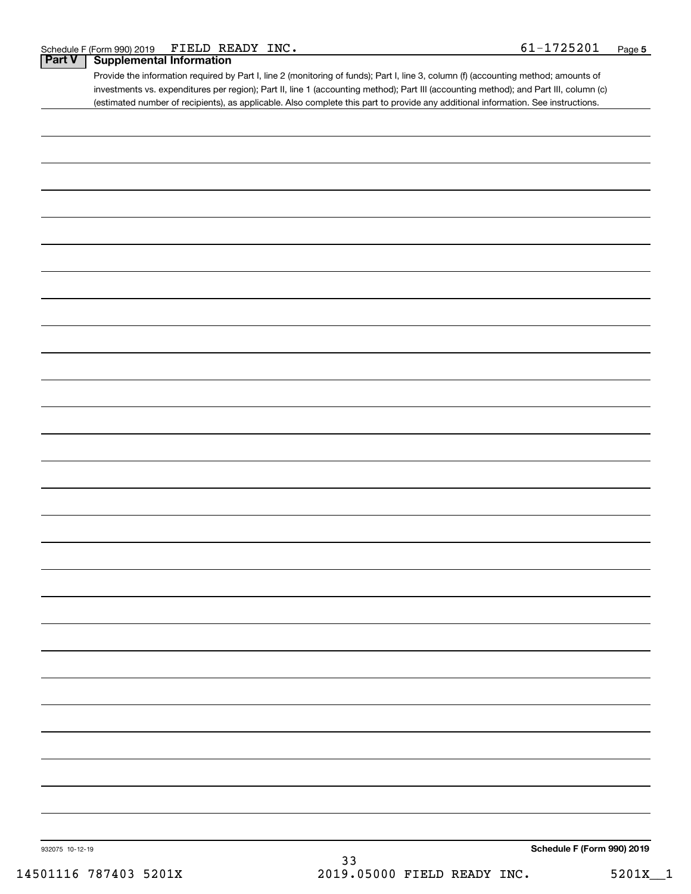Schedule F (Form 990) 2019 FIELD READY INC. 61-1725201 Page 5

## Part V Supplemental Information

Provide the information required by Part I, line 2 (monitoring of funds); Part I, line 3, column (f) (accounting method; amounts of investments vs. expenditures per region); Part II, line 1 (accounting method); Part III (accounting method); and Part III, column (c) (estimated number of recipients), as applicable. Also complete this part to provide any additional information. See instructions.

932075 10-12-19

Schedule F (Form 990) 2019

14501116 787403 5201X 2019.05000 FIELD READY INC. 5201X__1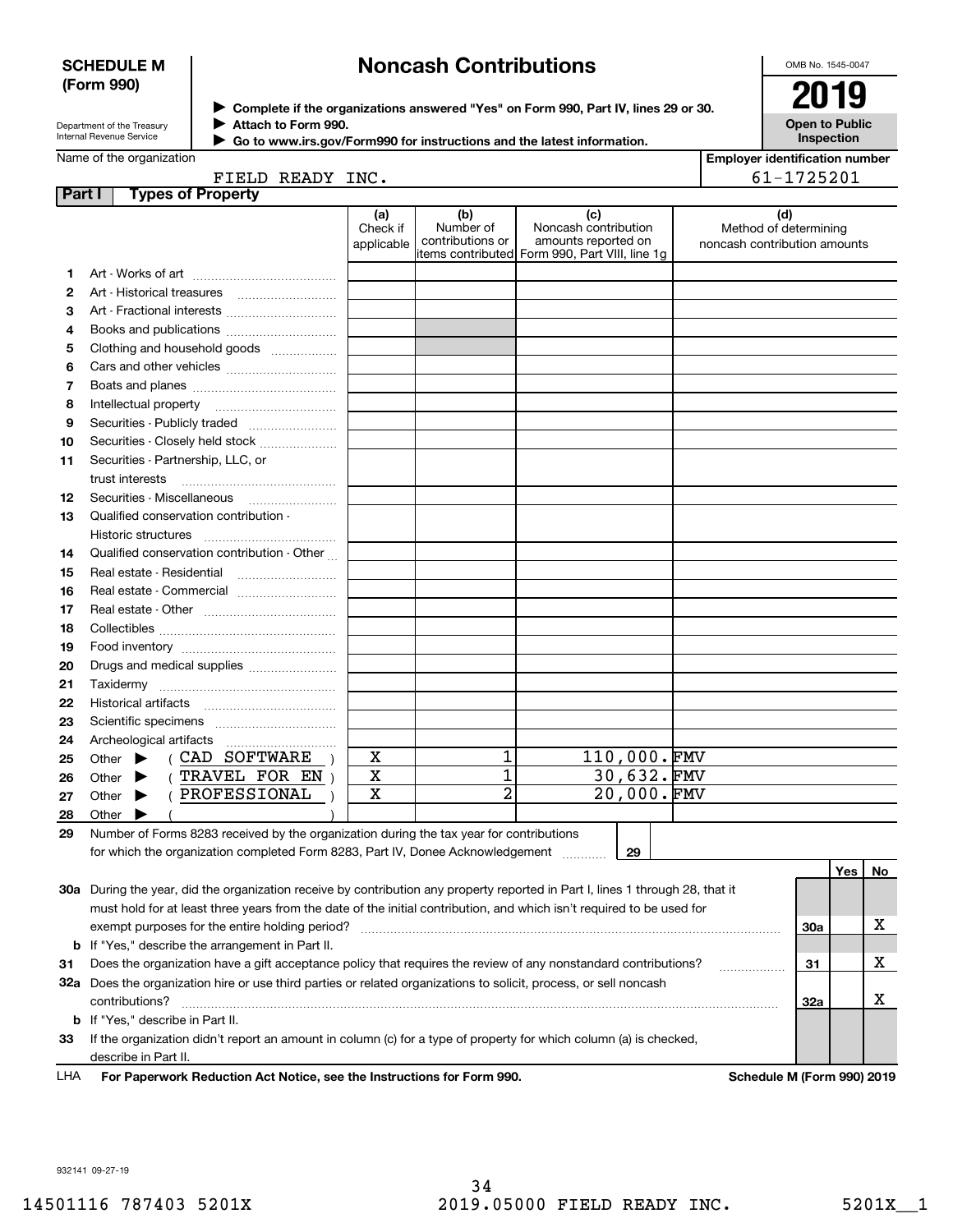**SCHEDULE M (Form 990)**

Department of the Treasury
Internal Revenue Service

# Noncash Contributions

▶ Complete if the organizations answered "Yes" on Form 990, Part IV, lines 29 or 30.
▶ Attach to Form 990.
▶ Go to www.irs.gov/Form990 for instructions and the latest information.

OMB No. 1545-0047

**2019**

**Open to Public Inspection**

Name of the organization: FIELD READY INC.

Employer identification number: 61-1725201

## Part I Types of Property

| | | (a) Check if applicable | (b) Number of contributions or items contributed | (c) Noncash contribution amounts reported on Form 990, Part VIII, line 1g | (d) Method of determining noncash contribution amounts |
|---|---|---|---|---|---|
| 1 | Art - Works of art | | | | |
| 2 | Art - Historical treasures | | | | |
| 3 | Art - Fractional interests | | | | |
| 4 | Books and publications | | | | |
| 5 | Clothing and household goods | | | | |
| 6 | Cars and other vehicles | | | | |
| 7 | Boats and planes | | | | |
| 8 | Intellectual property | | | | |
| 9 | Securities - Publicly traded | | | | |
| 10 | Securities - Closely held stock | | | | |
| 11 | Securities - Partnership, LLC, or trust interests | | | | |
| 12 | Securities - Miscellaneous | | | | |
| 13 | Qualified conservation contribution - Historic structures | | | | |
| 14 | Qualified conservation contribution - Other | | | | |
| 15 | Real estate - Residential | | | | |
| 16 | Real estate - Commercial | | | | |
| 17 | Real estate - Other | | | | |
| 18 | Collectibles | | | | |
| 19 | Food inventory | | | | |
| 20 | Drugs and medical supplies | | | | |
| 21 | Taxidermy | | | | |
| 22 | Historical artifacts | | | | |
| 23 | Scientific specimens | | | | |
| 24 | Archeological artifacts | | | | |
| 25 | Other ▶ ( CAD SOFTWARE ) | X | 1 | 110,000. | FMV |
| 26 | Other ▶ ( TRAVEL FOR EN ) | X | 1 | 30,632. | FMV |
| 27 | Other ▶ ( PROFESSIONAL ) | X | 2 | 20,000. | FMV |
| 28 | Other ▶ ( ) | | | | |

29 Number of Forms 8283 received by the organization during the tax year for contributions for which the organization completed Form 8283, Part IV, Donee Acknowledgement ..... 29

| | | | Yes | No |
|---|---|---|---|---|
| 30a | During the year, did the organization receive by contribution any property reported in Part I, lines 1 through 28, that it must hold for at least three years from the date of the initial contribution, and which isn't required to be used for exempt purposes for the entire holding period? | 30a | | X |
| b | If "Yes," describe the arrangement in Part II. | | | |
| 31 | Does the organization have a gift acceptance policy that requires the review of any nonstandard contributions? | 31 | | X |
| 32a | Does the organization hire or use third parties or related organizations to solicit, process, or sell noncash contributions? | 32a | | X |
| b | If "Yes," describe in Part II. | | | |
| 33 | If the organization didn't report an amount in column (c) for a type of property for which column (a) is checked, describe in Part II. | | | |

LHA **For Paperwork Reduction Act Notice, see the Instructions for Form 990.** **Schedule M (Form 990) 2019**

932141 09-27-19

14501116 787403 5201X 2019.05000 FIELD READY INC. 5201X__1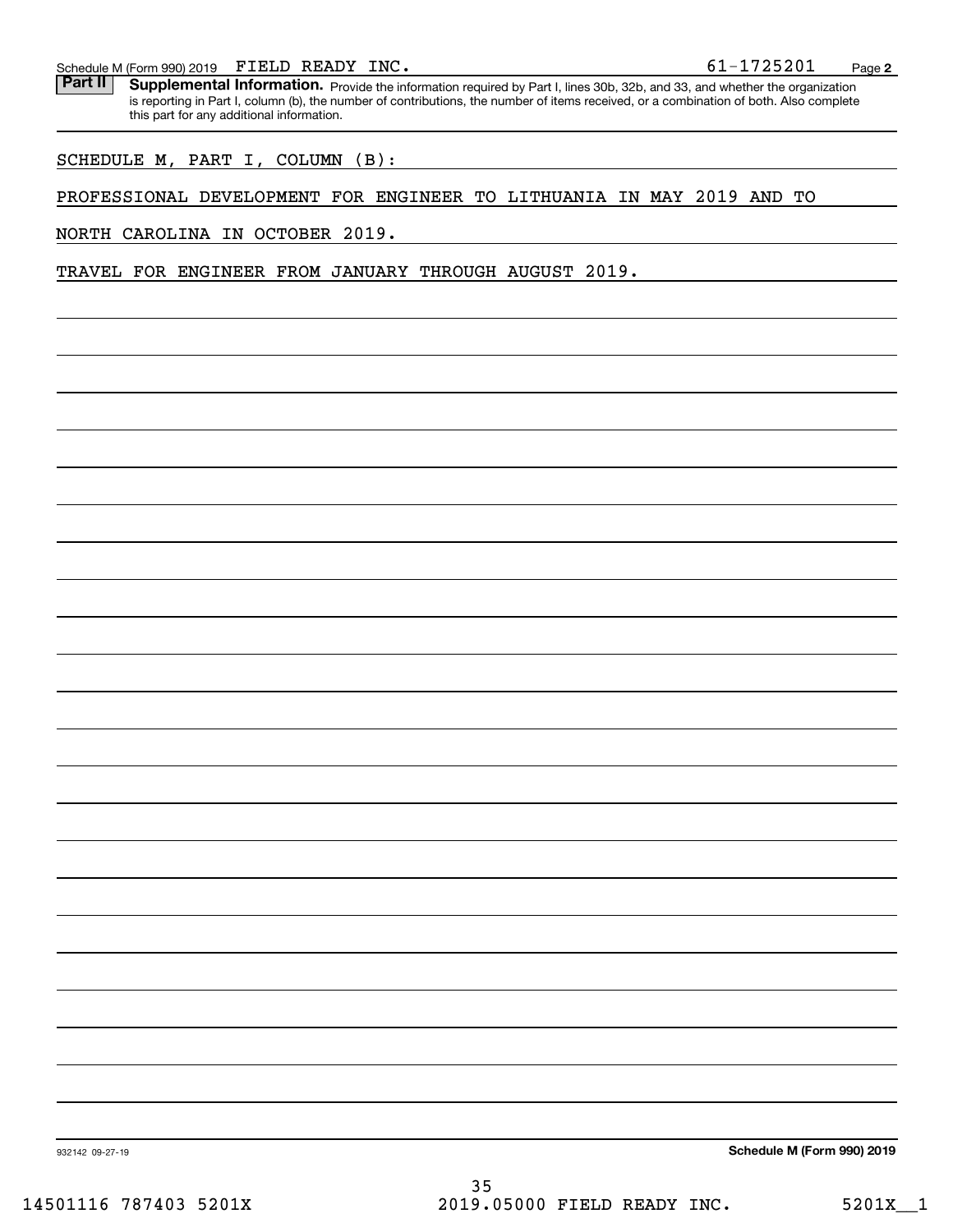Schedule M (Form 990) 2019 FIELD READY INC. 61-1725201 Page **2**

**Part II** **Supplemental Information.** Provide the information required by Part I, lines 30b, 32b, and 33, and whether the organization is reporting in Part I, column (b), the number of contributions, the number of items received, or a combination of both. Also complete this part for any additional information.

SCHEDULE M, PART I, COLUMN (B):

PROFESSIONAL DEVELOPMENT FOR ENGINEER TO LITHUANIA IN MAY 2019 AND TO NORTH CAROLINA IN OCTOBER 2019.

TRAVEL FOR ENGINEER FROM JANUARY THROUGH AUGUST 2019.

932142 09-27-19 **Schedule M (Form 990) 2019**

14501116 787403 5201X 2019.05000 FIELD READY INC. 5201X__1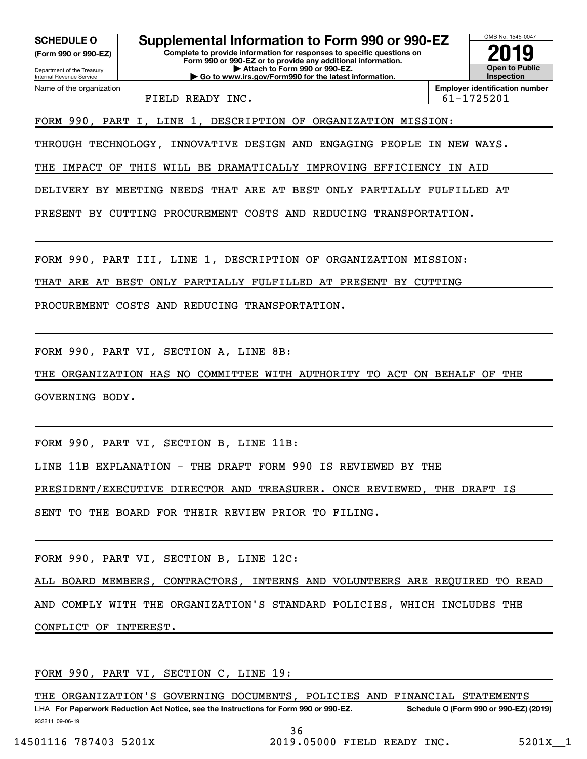**SCHEDULE O**
**(Form 990 or 990-EZ)**

Department of the Treasury
Internal Revenue Service

# Supplemental Information to Form 990 or 990-EZ

**Complete to provide information for responses to specific questions on Form 990 or 990-EZ or to provide any additional information.**
**▶ Attach to Form 990 or 990-EZ.**
**▶ Go to www.irs.gov/Form990 for the latest information.**

OMB No. 1545-0047
**2019**
**Open to Public Inspection**

| Name of the organization | Employer identification number |
|---|---|
| FIELD READY INC. | 61-1725201 |

FORM 990, PART I, LINE 1, DESCRIPTION OF ORGANIZATION MISSION:

THROUGH TECHNOLOGY, INNOVATIVE DESIGN AND ENGAGING PEOPLE IN NEW WAYS. THE IMPACT OF THIS WILL BE DRAMATICALLY IMPROVING EFFICIENCY IN AID DELIVERY BY MEETING NEEDS THAT ARE AT BEST ONLY PARTIALLY FULFILLED AT PRESENT BY CUTTING PROCUREMENT COSTS AND REDUCING TRANSPORTATION.

FORM 990, PART III, LINE 1, DESCRIPTION OF ORGANIZATION MISSION:

THAT ARE AT BEST ONLY PARTIALLY FULFILLED AT PRESENT BY CUTTING PROCUREMENT COSTS AND REDUCING TRANSPORTATION.

FORM 990, PART VI, SECTION A, LINE 8B:

THE ORGANIZATION HAS NO COMMITTEE WITH AUTHORITY TO ACT ON BEHALF OF THE GOVERNING BODY.

FORM 990, PART VI, SECTION B, LINE 11B:

LINE 11B EXPLANATION - THE DRAFT FORM 990 IS REVIEWED BY THE PRESIDENT/EXECUTIVE DIRECTOR AND TREASURER. ONCE REVIEWED, THE DRAFT IS SENT TO THE BOARD FOR THEIR REVIEW PRIOR TO FILING.

FORM 990, PART VI, SECTION B, LINE 12C:

ALL BOARD MEMBERS, CONTRACTORS, INTERNS AND VOLUNTEERS ARE REQUIRED TO READ AND COMPLY WITH THE ORGANIZATION'S STANDARD POLICIES, WHICH INCLUDES THE CONFLICT OF INTEREST.

FORM 990, PART VI, SECTION C, LINE 19:

THE ORGANIZATION'S GOVERNING DOCUMENTS, POLICIES AND FINANCIAL STATEMENTS

LHA **For Paperwork Reduction Act Notice, see the Instructions for Form 990 or 990-EZ.** **Schedule O (Form 990 or 990-EZ) (2019)**
932211 09-06-19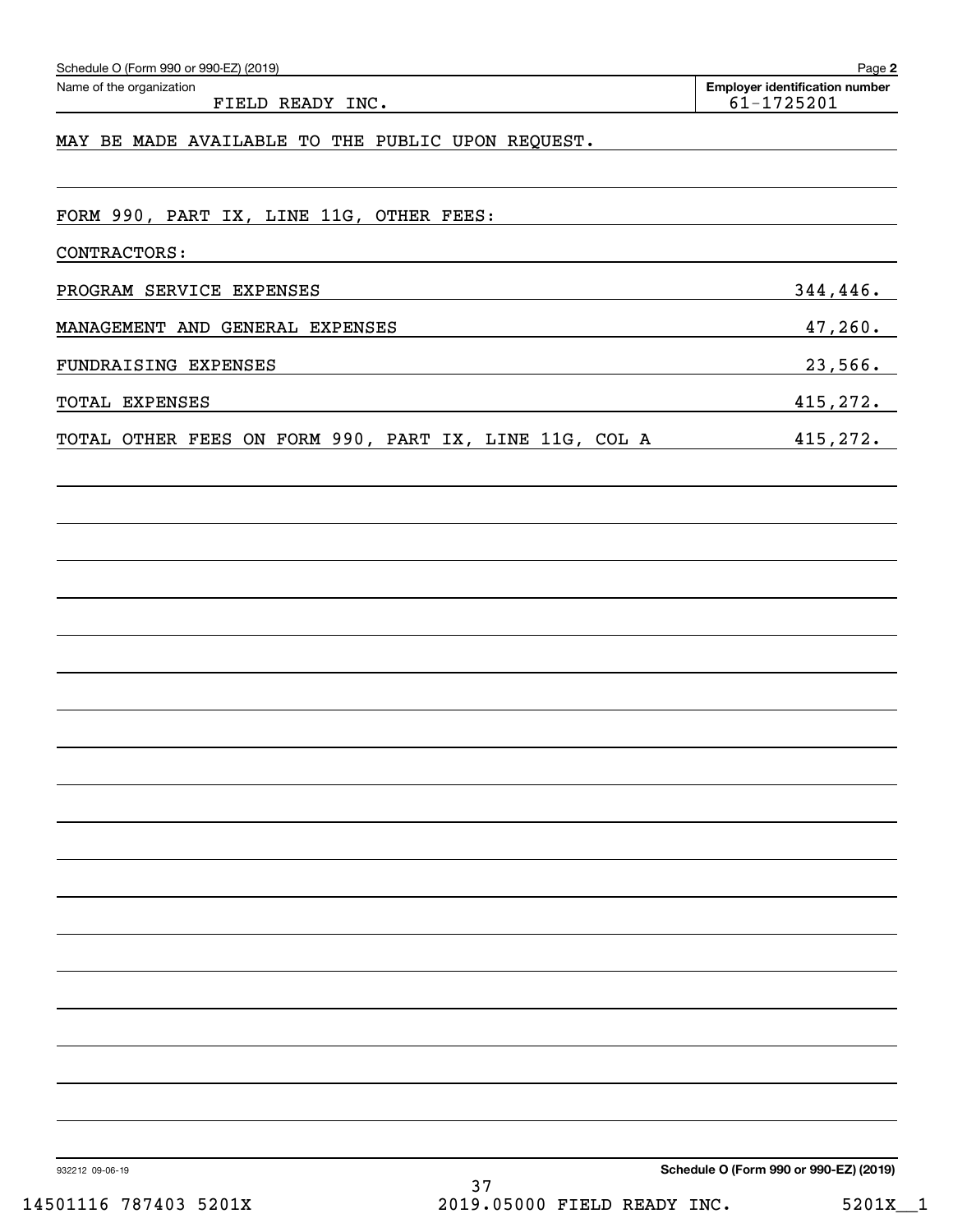Schedule O (Form 990 or 990-EZ) (2019)

Name of the organization: FIELD READY INC.

Employer identification number: 61-1725201

MAY BE MADE AVAILABLE TO THE PUBLIC UPON REQUEST.

FORM 990, PART IX, LINE 11G, OTHER FEES:

CONTRACTORS:

| | |
|---|---|
| PROGRAM SERVICE EXPENSES | 344,446. |
| MANAGEMENT AND GENERAL EXPENSES | 47,260. |
| FUNDRAISING EXPENSES | 23,566. |
| TOTAL EXPENSES | 415,272. |
| TOTAL OTHER FEES ON FORM 990, PART IX, LINE 11G, COL A | 415,272. |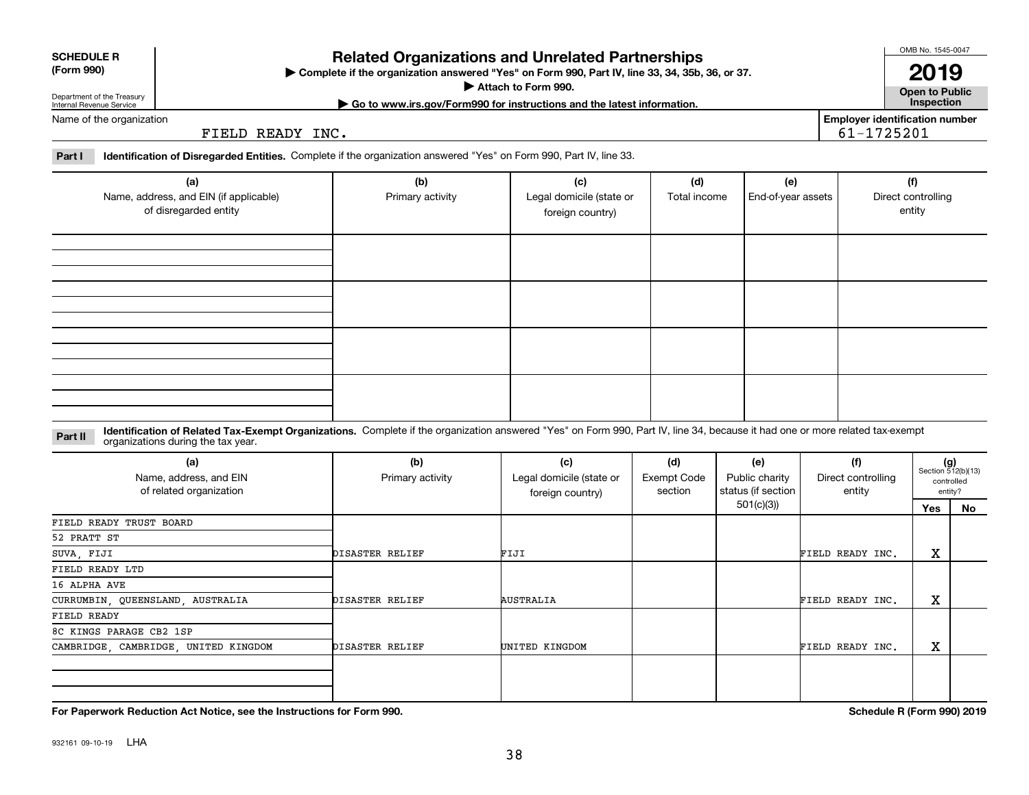**SCHEDULE R**
**(Form 990)**

Department of the Treasury
Internal Revenue Service

# Related Organizations and Unrelated Partnerships

▶ **Complete if the organization answered "Yes" on Form 990, Part IV, line 33, 34, 35b, 36, or 37.**
▶ **Attach to Form 990.**
▶ **Go to www.irs.gov/Form990 for instructions and the latest information.**

OMB No. 1545-0047

**2019**

**Open to Public Inspection**

Name of the organization: FIELD READY INC.

**Employer identification number** 61-1725201

**Part I** **Identification of Disregarded Entities.** Complete if the organization answered "Yes" on Form 990, Part IV, line 33.

| (a) Name, address, and EIN (if applicable) of disregarded entity | (b) Primary activity | (c) Legal domicile (state or foreign country) | (d) Total income | (e) End-of-year assets | (f) Direct controlling entity |
|---|---|---|---|---|---|
| | | | | | |
| | | | | | |
| | | | | | |
| | | | | | |

**Part II** **Identification of Related Tax-Exempt Organizations.** Complete if the organization answered "Yes" on Form 990, Part IV, line 34, because it had one or more related tax-exempt organizations during the tax year.

| (a) Name, address, and EIN of related organization | (b) Primary activity | (c) Legal domicile (state or foreign country) | (d) Exempt Code section | (e) Public charity status (if section 501(c)(3)) | (f) Direct controlling entity | (g) Section 512(b)(13) controlled entity? Yes | No |
|---|---|---|---|---|---|---|---|
| FIELD READY TRUST BOARD<br>52 PRATT ST<br>SUVA, FIJI | DISASTER RELIEF | FIJI | | | FIELD READY INC. | X | |
| FIELD READY LTD<br>16 ALPHA AVE<br>CURRUMBIN, QUEENSLAND, AUSTRALIA | DISASTER RELIEF | AUSTRALIA | | | FIELD READY INC. | X | |
| FIELD READY<br>8C KINGS PARAGE CB2 1SP<br>CAMBRIDGE, CAMBRIDGE, UNITED KINGDOM | DISASTER RELIEF | UNITED KINGDOM | | | FIELD READY INC. | X | |
| | | | | | | | |

**For Paperwork Reduction Act Notice, see the Instructions for Form 990.**

**Schedule R (Form 990) 2019**

932161 09-10-19 LHA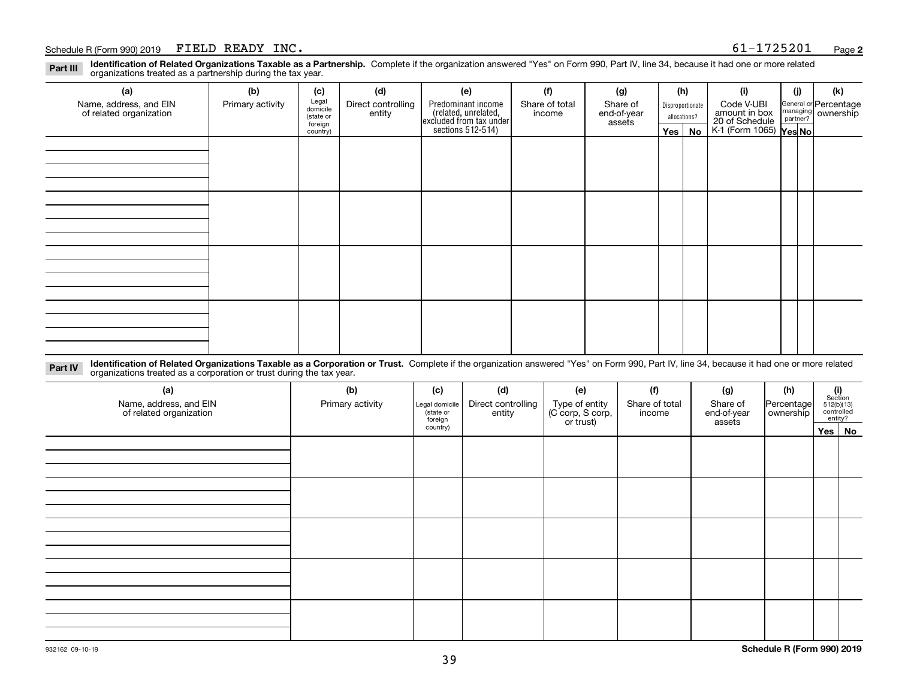Schedule R (Form 990) 2019 FIELD READY INC. 61-1725201 Page **2**

**Part III** **Identification of Related Organizations Taxable as a Partnership.** Complete if the organization answered "Yes" on Form 990, Part IV, line 34, because it had one or more related organizations treated as a partnership during the tax year.

| (a) Name, address, and EIN of related organization | (b) Primary activity | (c) Legal domicile (state or foreign country) | (d) Direct controlling entity | (e) Predominant income (related, unrelated, excluded from tax under sections 512-514) | (f) Share of total income | (g) Share of end-of-year assets | (h) Disproportionate allocations? Yes | (h) No | (i) Code V-UBI amount in box 20 of Schedule K-1 (Form 1065) | (j) General or managing partner? Yes | (j) No | (k) Percentage ownership |
|---|---|---|---|---|---|---|---|---|---|---|---|---|
| | | | | | | | | | | | | |
| | | | | | | | | | | | | |
| | | | | | | | | | | | | |
| | | | | | | | | | | | | |

**Part IV** **Identification of Related Organizations Taxable as a Corporation or Trust.** Complete if the organization answered "Yes" on Form 990, Part IV, line 34, because it had one or more related organizations treated as a corporation or trust during the tax year.

| (a) Name, address, and EIN of related organization | (b) Primary activity | (c) Legal domicile (state or foreign country) | (d) Direct controlling entity | (e) Type of entity (C corp, S corp, or trust) | (f) Share of total income | (g) Share of end-of-year assets | (h) Percentage ownership | (i) Section 512(b)(13) controlled entity? Yes | (i) No |
|---|---|---|---|---|---|---|---|---|---|
| | | | | | | | | | |
| | | | | | | | | | |
| | | | | | | | | | |
| | | | | | | | | | |
| | | | | | | | | | |

932162 09-10-19

**Schedule R (Form 990) 2019**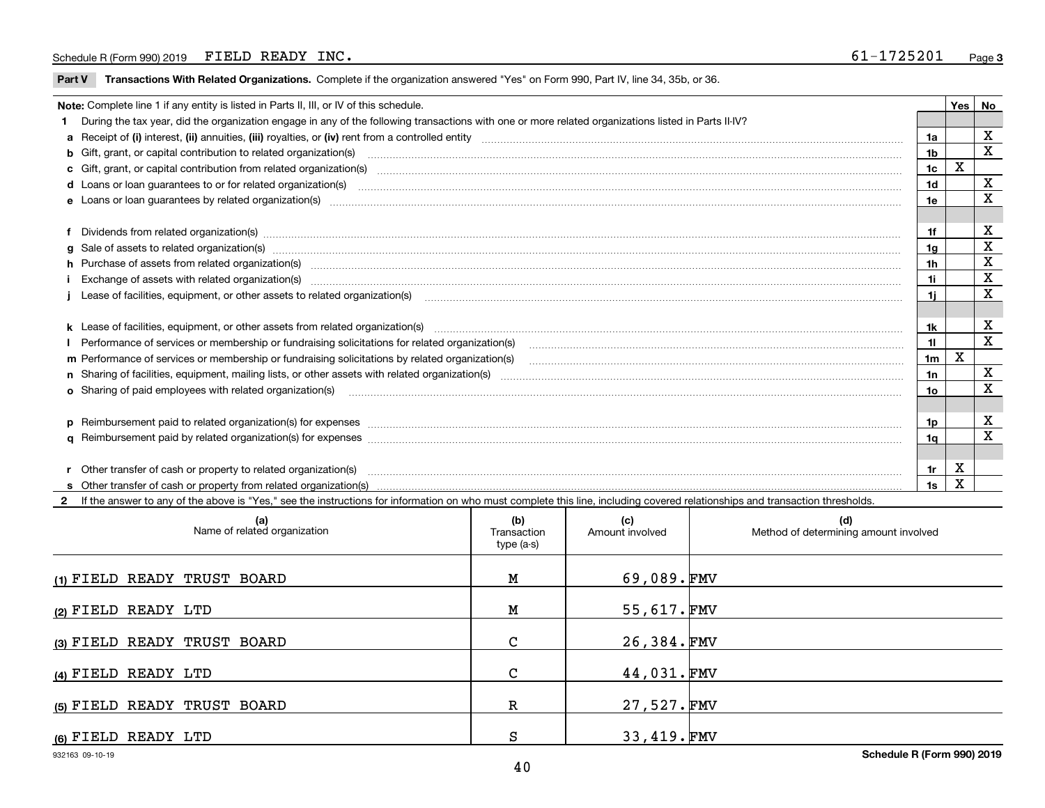Schedule R (Form 990) 2019 FIELD READY INC. 61-1725201

## Part V Transactions With Related Organizations. Complete if the organization answered "Yes" on Form 990, Part IV, line 34, 35b, or 36.

| **Note:** Complete line 1 if any entity is listed in Parts II, III, or IV of this schedule. | | Yes | No |
|---|---|---|---|
| **1** During the tax year, did the organization engage in any of the following transactions with one or more related organizations listed in Parts II-IV? | | | |
| **a** Receipt of **(i)** interest, **(ii)** annuities, **(iii)** royalties, or **(iv)** rent from a controlled entity | 1a | | X |
| **b** Gift, grant, or capital contribution to related organization(s) | 1b | | X |
| **c** Gift, grant, or capital contribution from related organization(s) | 1c | X | |
| **d** Loans or loan guarantees to or for related organization(s) | 1d | | X |
| **e** Loans or loan guarantees by related organization(s) | 1e | | X |
| **f** Dividends from related organization(s) | 1f | | X |
| **g** Sale of assets to related organization(s) | 1g | | X |
| **h** Purchase of assets from related organization(s) | 1h | | X |
| **i** Exchange of assets with related organization(s) | 1i | | X |
| **j** Lease of facilities, equipment, or other assets to related organization(s) | 1j | | X |
| **k** Lease of facilities, equipment, or other assets from related organization(s) | 1k | | X |
| **l** Performance of services or membership or fundraising solicitations for related organization(s) | 1l | | X |
| **m** Performance of services or membership or fundraising solicitations by related organization(s) | 1m | X | |
| **n** Sharing of facilities, equipment, mailing lists, or other assets with related organization(s) | 1n | | X |
| **o** Sharing of paid employees with related organization(s) | 1o | | X |
| **p** Reimbursement paid to related organization(s) for expenses | 1p | | X |
| **q** Reimbursement paid by related organization(s) for expenses | 1q | | X |
| **r** Other transfer of cash or property to related organization(s) | 1r | X | |
| **s** Other transfer of cash or property from related organization(s) | 1s | X | |

**2** If the answer to any of the above is "Yes," see the instructions for information on who must complete this line, including covered relationships and transaction thresholds.

| (a) Name of related organization | (b) Transaction type (a-s) | (c) Amount involved | (d) Method of determining amount involved |
|---|---|---|---|
| (1) FIELD READY TRUST BOARD | M | 69,089. | FMV |
| (2) FIELD READY LTD | M | 55,617. | FMV |
| (3) FIELD READY TRUST BOARD | C | 26,384. | FMV |
| (4) FIELD READY LTD | C | 44,031. | FMV |
| (5) FIELD READY TRUST BOARD | R | 27,527. | FMV |
| (6) FIELD READY LTD | S | 33,419. | FMV |

932163 09-10-19 Schedule R (Form 990) 2019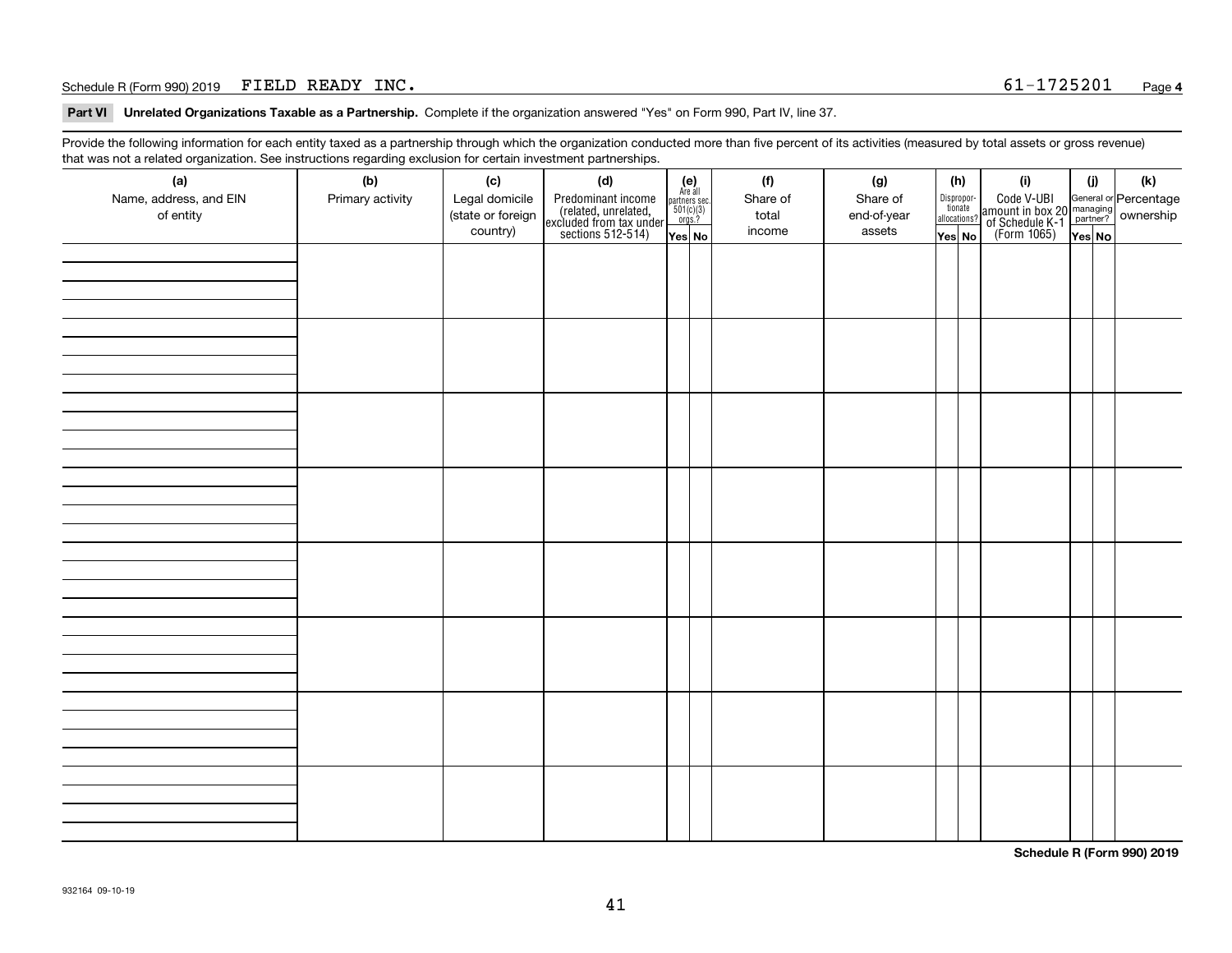Schedule R (Form 990) 2019 FIELD READY INC. 61-1725201 Page 4

**Part VI** **Unrelated Organizations Taxable as a Partnership.** Complete if the organization answered "Yes" on Form 990, Part IV, line 37.

Provide the following information for each entity taxed as a partnership through which the organization conducted more than five percent of its activities (measured by total assets or gross revenue) that was not a related organization. See instructions regarding exclusion for certain investment partnerships.

| (a) Name, address, and EIN of entity | (b) Primary activity | (c) Legal domicile (state or foreign country) | (d) Predominant income (related, unrelated, excluded from tax under sections 512-514) | (e) Are all partners sec. 501(c)(3) orgs.? | | (f) Share of total income | (g) Share of end-of-year assets | (h) Disproportionate allocations? | | (i) Code V-UBI amount in box 20 of Schedule K-1 (Form 1065) | (j) General or managing partner? | | (k) Percentage ownership |
|---|---|---|---|---|---|---|---|---|---|---|---|---|---|
| | | | | Yes | No | | | Yes | No | | Yes | No | |
| | | | | | | | | | | | | | |
| | | | | | | | | | | | | | |
| | | | | | | | | | | | | | |
| | | | | | | | | | | | | | |
| | | | | | | | | | | | | | |
| | | | | | | | | | | | | | |
| | | | | | | | | | | | | | |
| | | | | | | | | | | | | | |

**Schedule R (Form 990) 2019**

932164 09-10-19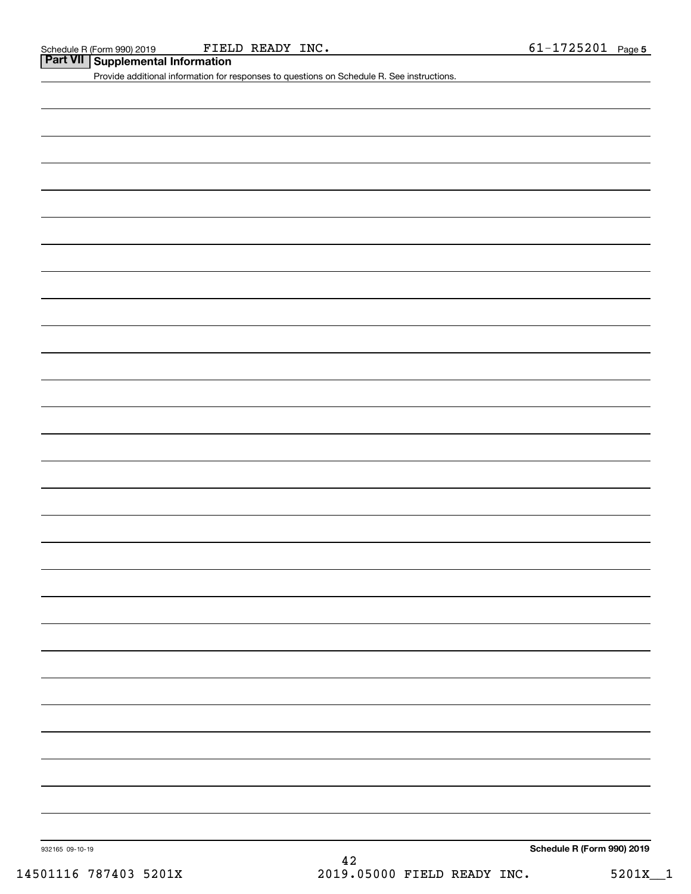Schedule R (Form 990) 2019 FIELD READY INC. 61-1725201 Page 5

## Part VII Supplemental Information

Provide additional information for responses to questions on Schedule R. See instructions.

932165 09-10-19 **Schedule R (Form 990) 2019**

14501116 787403 5201X 2019.05000 FIELD READY INC. 5201X__1